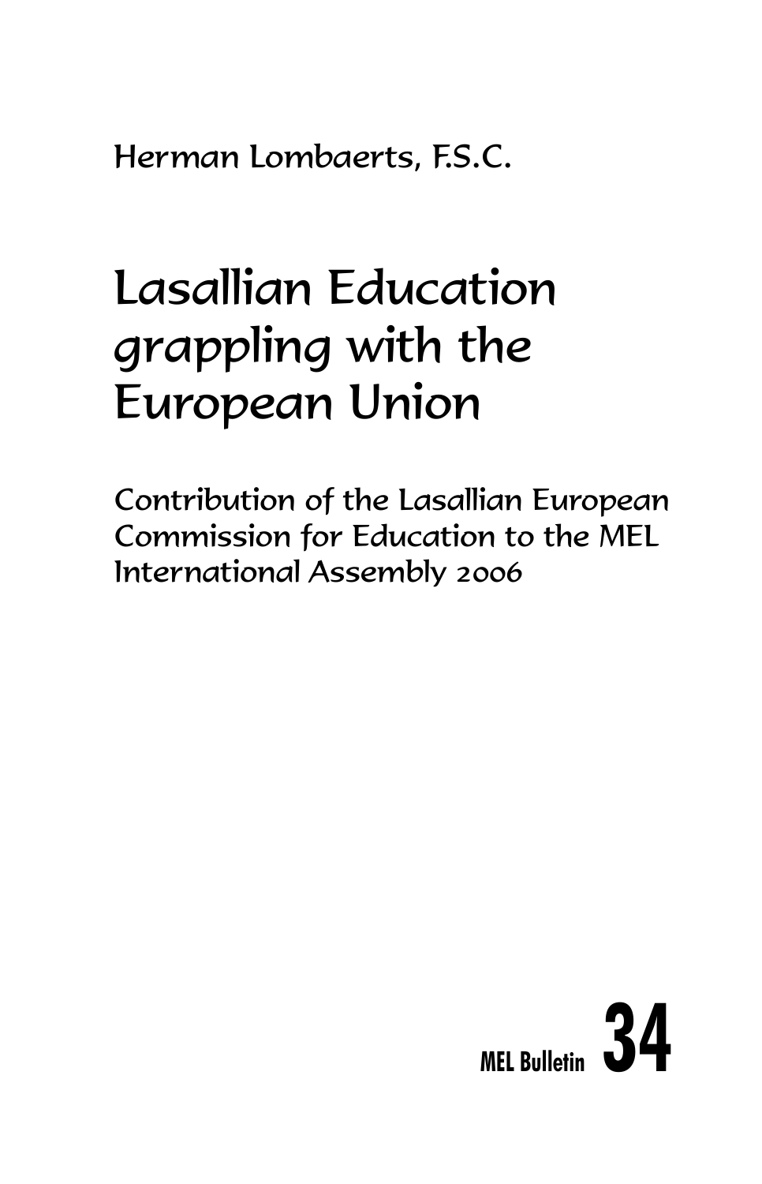Herman Lombaerts, F.S.C.

# Lasallian Education grappling with the European Union

Contribution of the Lasallian European Commission for Education to the MEL International Assembly 2006

MEL Bulletin **34**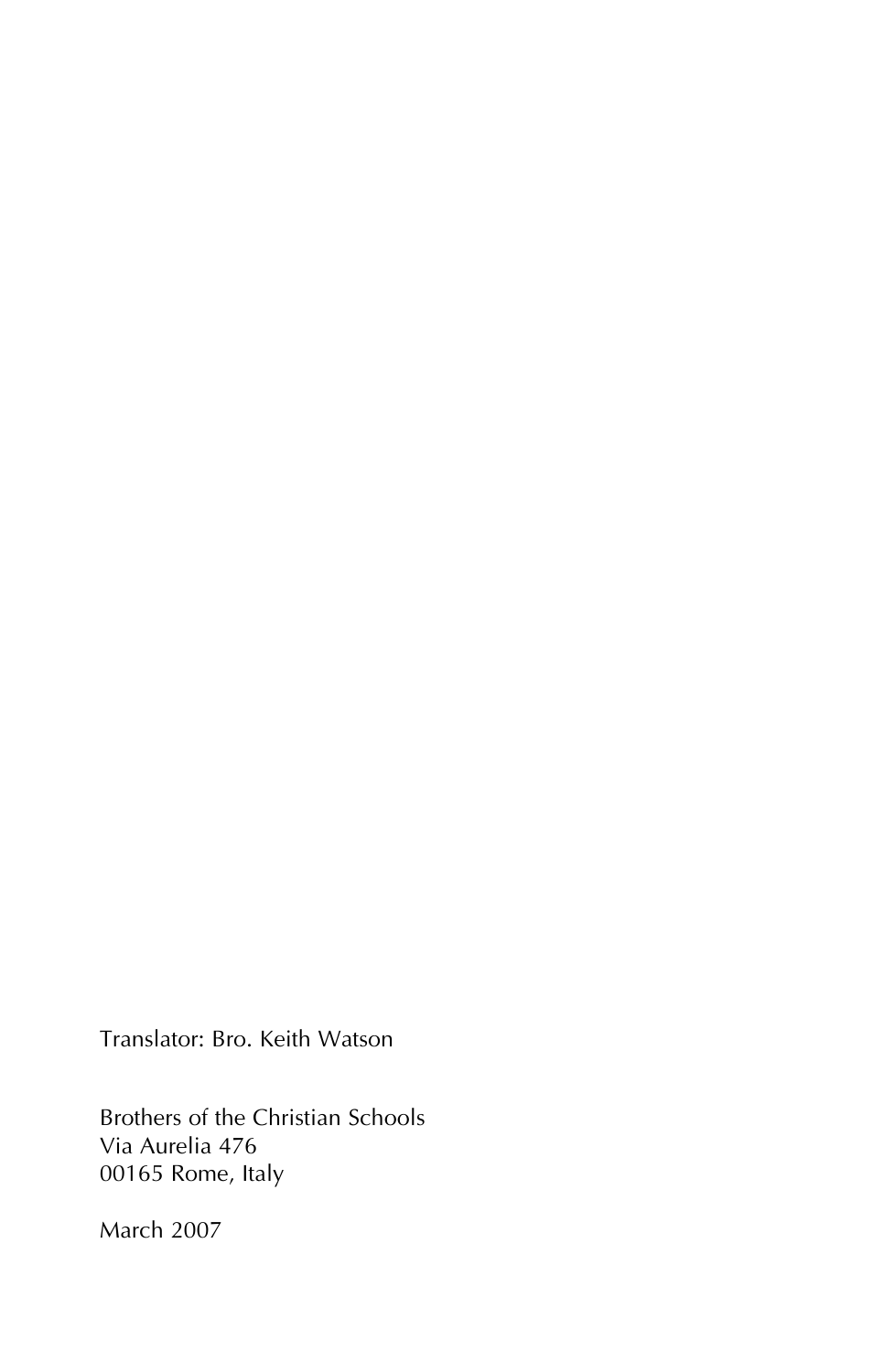Translator: Bro. Keith Watson

Brothers of the Christian Schools
Via Aurelia 476
00165 Rome, Italy

March 2007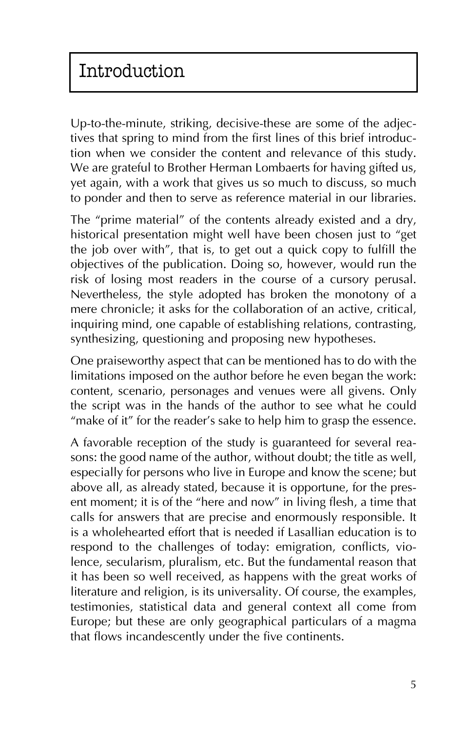# Introduction

Up-to-the-minute, striking, decisive-these are some of the adjectives that spring to mind from the first lines of this brief introduction when we consider the content and relevance of this study. We are grateful to Brother Herman Lombaerts for having gifted us, yet again, with a work that gives us so much to discuss, so much to ponder and then to serve as reference material in our libraries.

The "prime material" of the contents already existed and a dry, historical presentation might well have been chosen just to "get the job over with", that is, to get out a quick copy to fulfill the objectives of the publication. Doing so, however, would run the risk of losing most readers in the course of a cursory perusal. Nevertheless, the style adopted has broken the monotony of a mere chronicle; it asks for the collaboration of an active, critical, inquiring mind, one capable of establishing relations, contrasting, synthesizing, questioning and proposing new hypotheses.

One praiseworthy aspect that can be mentioned has to do with the limitations imposed on the author before he even began the work: content, scenario, personages and venues were all givens. Only the script was in the hands of the author to see what he could "make of it" for the reader's sake to help him to grasp the essence.

A favorable reception of the study is guaranteed for several reasons: the good name of the author, without doubt; the title as well, especially for persons who live in Europe and know the scene; but above all, as already stated, because it is opportune, for the present moment; it is of the "here and now" in living flesh, a time that calls for answers that are precise and enormously responsible. It is a wholehearted effort that is needed if Lasallian education is to respond to the challenges of today: emigration, conflicts, violence, secularism, pluralism, etc. But the fundamental reason that it has been so well received, as happens with the great works of literature and religion, is its universality. Of course, the examples, testimonies, statistical data and general context all come from Europe; but these are only geographical particulars of a magma that flows incandescently under the five continents.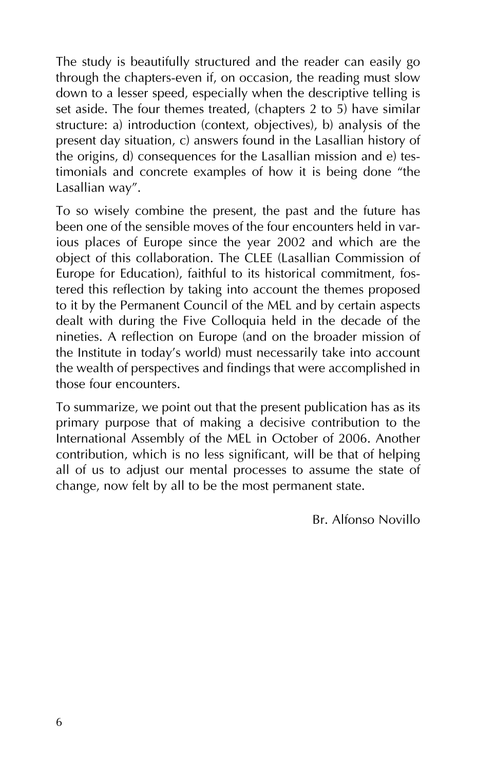The study is beautifully structured and the reader can easily go through the chapters-even if, on occasion, the reading must slow down to a lesser speed, especially when the descriptive telling is set aside. The four themes treated, (chapters 2 to 5) have similar structure: a) introduction (context, objectives), b) analysis of the present day situation, c) answers found in the Lasallian history of the origins, d) consequences for the Lasallian mission and e) testimonials and concrete examples of how it is being done "the Lasallian way".

To so wisely combine the present, the past and the future has been one of the sensible moves of the four encounters held in various places of Europe since the year 2002 and which are the object of this collaboration. The CLEE (Lasallian Commission of Europe for Education), faithful to its historical commitment, fostered this reflection by taking into account the themes proposed to it by the Permanent Council of the MEL and by certain aspects dealt with during the Five Colloquia held in the decade of the nineties. A reflection on Europe (and on the broader mission of the Institute in today's world) must necessarily take into account the wealth of perspectives and findings that were accomplished in those four encounters.

To summarize, we point out that the present publication has as its primary purpose that of making a decisive contribution to the International Assembly of the MEL in October of 2006. Another contribution, which is no less significant, will be that of helping all of us to adjust our mental processes to assume the state of change, now felt by all to be the most permanent state.

Br. Alfonso Novillo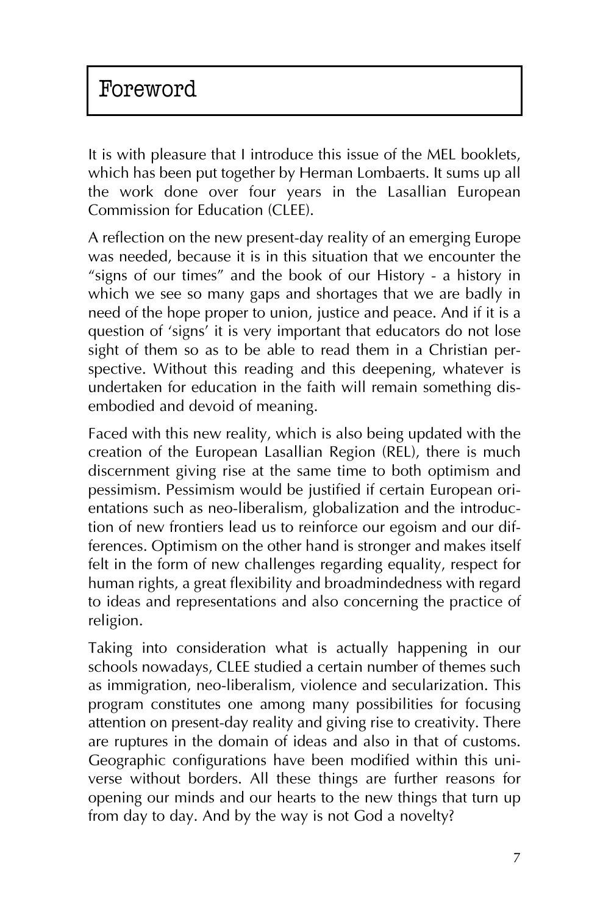# Foreword

It is with pleasure that I introduce this issue of the MEL booklets, which has been put together by Herman Lombaerts. It sums up all the work done over four years in the Lasallian European Commission for Education (CLEE).

A reflection on the new present-day reality of an emerging Europe was needed, because it is in this situation that we encounter the "signs of our times" and the book of our History - a history in which we see so many gaps and shortages that we are badly in need of the hope proper to union, justice and peace. And if it is a question of 'signs' it is very important that educators do not lose sight of them so as to be able to read them in a Christian perspective. Without this reading and this deepening, whatever is undertaken for education in the faith will remain something disembodied and devoid of meaning.

Faced with this new reality, which is also being updated with the creation of the European Lasallian Region (REL), there is much discernment giving rise at the same time to both optimism and pessimism. Pessimism would be justified if certain European orientations such as neo-liberalism, globalization and the introduction of new frontiers lead us to reinforce our egoism and our differences. Optimism on the other hand is stronger and makes itself felt in the form of new challenges regarding equality, respect for human rights, a great flexibility and broadmindedness with regard to ideas and representations and also concerning the practice of religion.

Taking into consideration what is actually happening in our schools nowadays, CLEE studied a certain number of themes such as immigration, neo-liberalism, violence and secularization. This program constitutes one among many possibilities for focusing attention on present-day reality and giving rise to creativity. There are ruptures in the domain of ideas and also in that of customs. Geographic configurations have been modified within this universe without borders. All these things are further reasons for opening our minds and our hearts to the new things that turn up from day to day. And by the way is not God a novelty?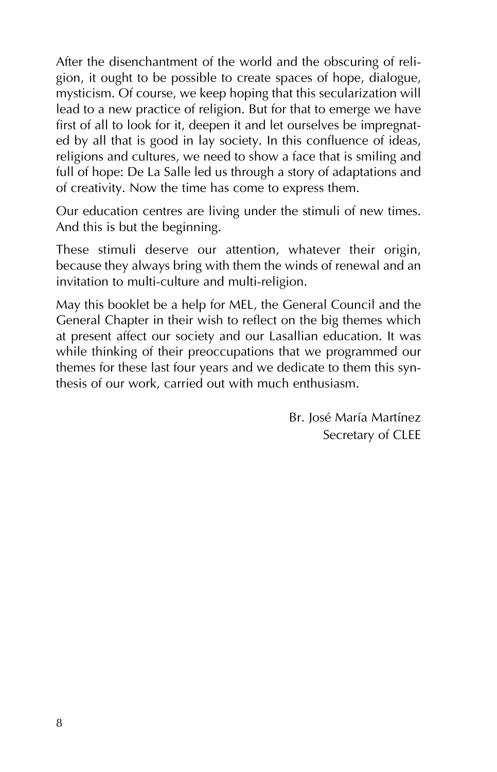After the disenchantment of the world and the obscuring of religion, it ought to be possible to create spaces of hope, dialogue, mysticism. Of course, we keep hoping that this secularization will lead to a new practice of religion. But for that to emerge we have first of all to look for it, deepen it and let ourselves be impregnated by all that is good in lay society. In this confluence of ideas, religions and cultures, we need to show a face that is smiling and full of hope: De La Salle led us through a story of adaptations and of creativity. Now the time has come to express them.

Our education centres are living under the stimuli of new times. And this is but the beginning.

These stimuli deserve our attention, whatever their origin, because they always bring with them the winds of renewal and an invitation to multi-culture and multi-religion.

May this booklet be a help for MEL, the General Council and the General Chapter in their wish to reflect on the big themes which at present affect our society and our Lasallian education. It was while thinking of their preoccupations that we programmed our themes for these last four years and we dedicate to them this synthesis of our work, carried out with much enthusiasm.

Br. José María Martínez
Secretary of CLEE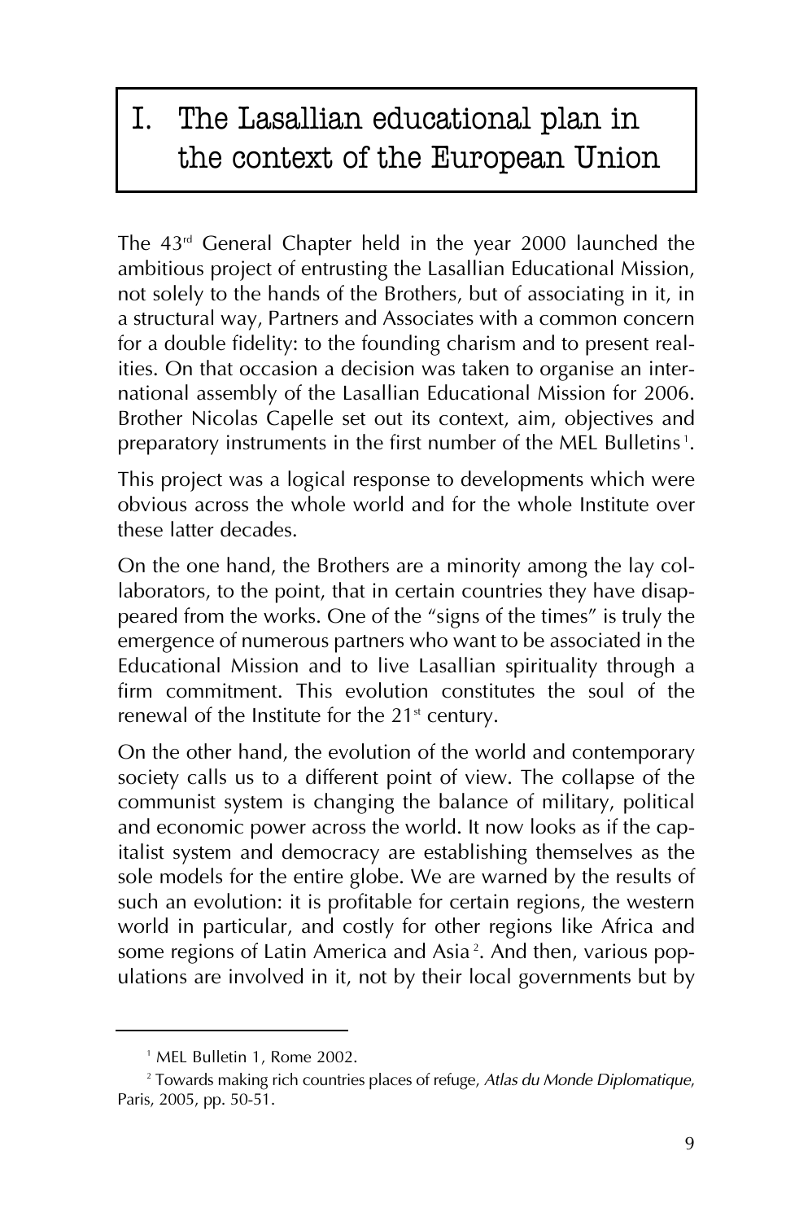# I. The Lasallian educational plan in the context of the European Union

The 43rd General Chapter held in the year 2000 launched the ambitious project of entrusting the Lasallian Educational Mission, not solely to the hands of the Brothers, but of associating in it, in a structural way, Partners and Associates with a common concern for a double fidelity: to the founding charism and to present realities. On that occasion a decision was taken to organise an international assembly of the Lasallian Educational Mission for 2006. Brother Nicolas Capelle set out its context, aim, objectives and preparatory instruments in the first number of the MEL Bulletins [1].

This project was a logical response to developments which were obvious across the whole world and for the whole Institute over these latter decades.

On the one hand, the Brothers are a minority among the lay collaborators, to the point, that in certain countries they have disappeared from the works. One of the "signs of the times" is truly the emergence of numerous partners who want to be associated in the Educational Mission and to live Lasallian spirituality through a firm commitment. This evolution constitutes the soul of the renewal of the Institute for the 21st century.

On the other hand, the evolution of the world and contemporary society calls us to a different point of view. The collapse of the communist system is changing the balance of military, political and economic power across the world. It now looks as if the capitalist system and democracy are establishing themselves as the sole models for the entire globe. We are warned by the results of such an evolution: it is profitable for certain regions, the western world in particular, and costly for other regions like Africa and some regions of Latin America and Asia [2]. And then, various populations are involved in it, not by their local governments but by

---

[1] MEL Bulletin 1, Rome 2002.

[2] Towards making rich countries places of refuge, *Atlas du Monde Diplomatique*, Paris, 2005, pp. 50-51.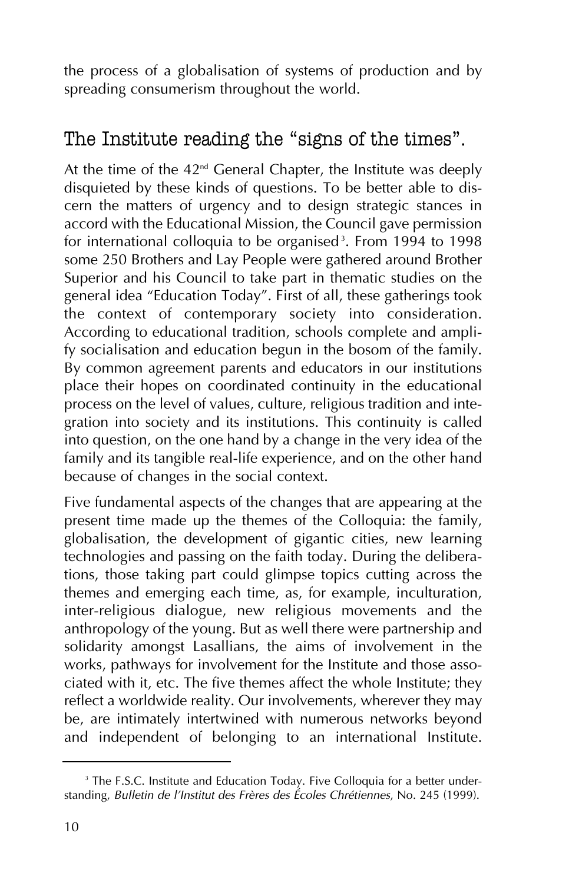the process of a globalisation of systems of production and by spreading consumerism throughout the world.

## The Institute reading the "signs of the times".

At the time of the 42nd General Chapter, the Institute was deeply disquieted by these kinds of questions. To be better able to discern the matters of urgency and to design strategic stances in accord with the Educational Mission, the Council gave permission for international colloquia to be organised[3]. From 1994 to 1998 some 250 Brothers and Lay People were gathered around Brother Superior and his Council to take part in thematic studies on the general idea "Education Today". First of all, these gatherings took the context of contemporary society into consideration. According to educational tradition, schools complete and amplify socialisation and education begun in the bosom of the family. By common agreement parents and educators in our institutions place their hopes on coordinated continuity in the educational process on the level of values, culture, religious tradition and integration into society and its institutions. This continuity is called into question, on the one hand by a change in the very idea of the family and its tangible real-life experience, and on the other hand because of changes in the social context.

Five fundamental aspects of the changes that are appearing at the present time made up the themes of the Colloquia: the family, globalisation, the development of gigantic cities, new learning technologies and passing on the faith today. During the deliberations, those taking part could glimpse topics cutting across the themes and emerging each time, as, for example, inculturation, inter-religious dialogue, new religious movements and the anthropology of the young. But as well there were partnership and solidarity amongst Lasallians, the aims of involvement in the works, pathways for involvement for the Institute and those associated with it, etc. The five themes affect the whole Institute; they reflect a worldwide reality. Our involvements, wherever they may be, are intimately intertwined with numerous networks beyond and independent of belonging to an international Institute.

---

[3] The F.S.C. Institute and Education Today. Five Colloquia for a better understanding, *Bulletin de l'Institut des Frères des Écoles Chrétiennes*, No. 245 (1999).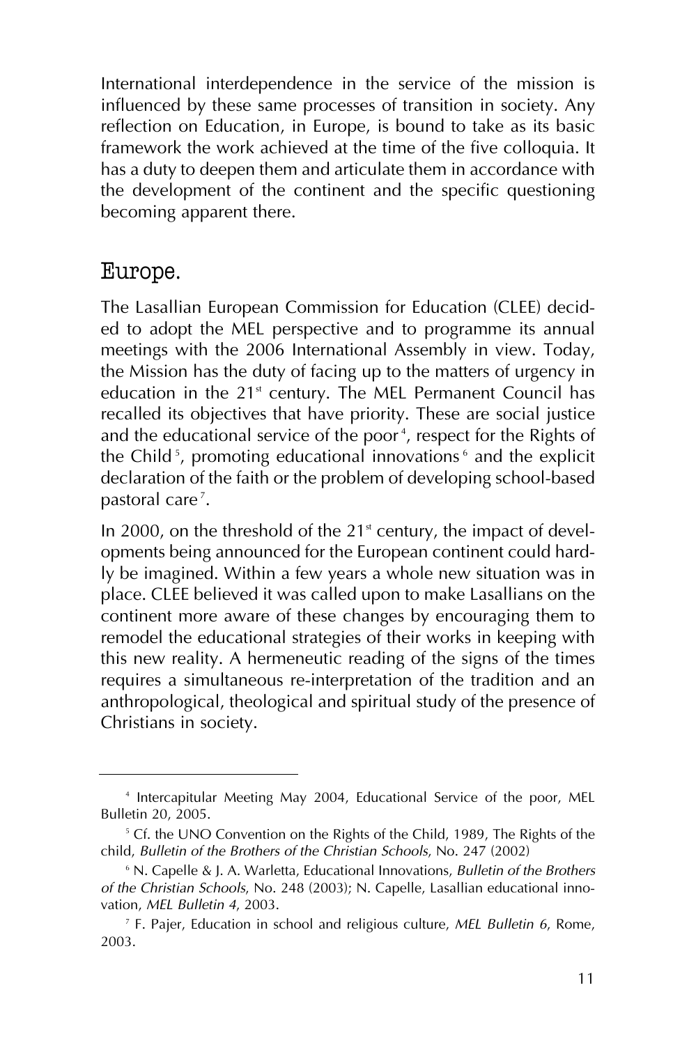International interdependence in the service of the mission is influenced by these same processes of transition in society. Any reflection on Education, in Europe, is bound to take as its basic framework the work achieved at the time of the five colloquia. It has a duty to deepen them and articulate them in accordance with the development of the continent and the specific questioning becoming apparent there.

## Europe.

The Lasallian European Commission for Education (CLEE) decided to adopt the MEL perspective and to programme its annual meetings with the 2006 International Assembly in view. Today, the Mission has the duty of facing up to the matters of urgency in education in the 21st century. The MEL Permanent Council has recalled its objectives that have priority. These are social justice and the educational service of the poor[4], respect for the Rights of the Child[5], promoting educational innovations[6] and the explicit declaration of the faith or the problem of developing school-based pastoral care[7].

In 2000, on the threshold of the 21st century, the impact of developments being announced for the European continent could hardly be imagined. Within a few years a whole new situation was in place. CLEE believed it was called upon to make Lasallians on the continent more aware of these changes by encouraging them to remodel the educational strategies of their works in keeping with this new reality. A hermeneutic reading of the signs of the times requires a simultaneous re-interpretation of the tradition and an anthropological, theological and spiritual study of the presence of Christians in society.

---

[4] Intercapitular Meeting May 2004, Educational Service of the poor, MEL Bulletin 20, 2005.

[5] Cf. the UNO Convention on the Rights of the Child, 1989, The Rights of the child, *Bulletin of the Brothers of the Christian Schools*, No. 247 (2002)

[6] N. Capelle & J. A. Warletta, Educational Innovations, *Bulletin of the Brothers of the Christian Schools*, No. 248 (2003); N. Capelle, Lasallian educational innovation, *MEL Bulletin 4*, 2003.

[7] F. Pajer, Education in school and religious culture, *MEL Bulletin 6*, Rome, 2003.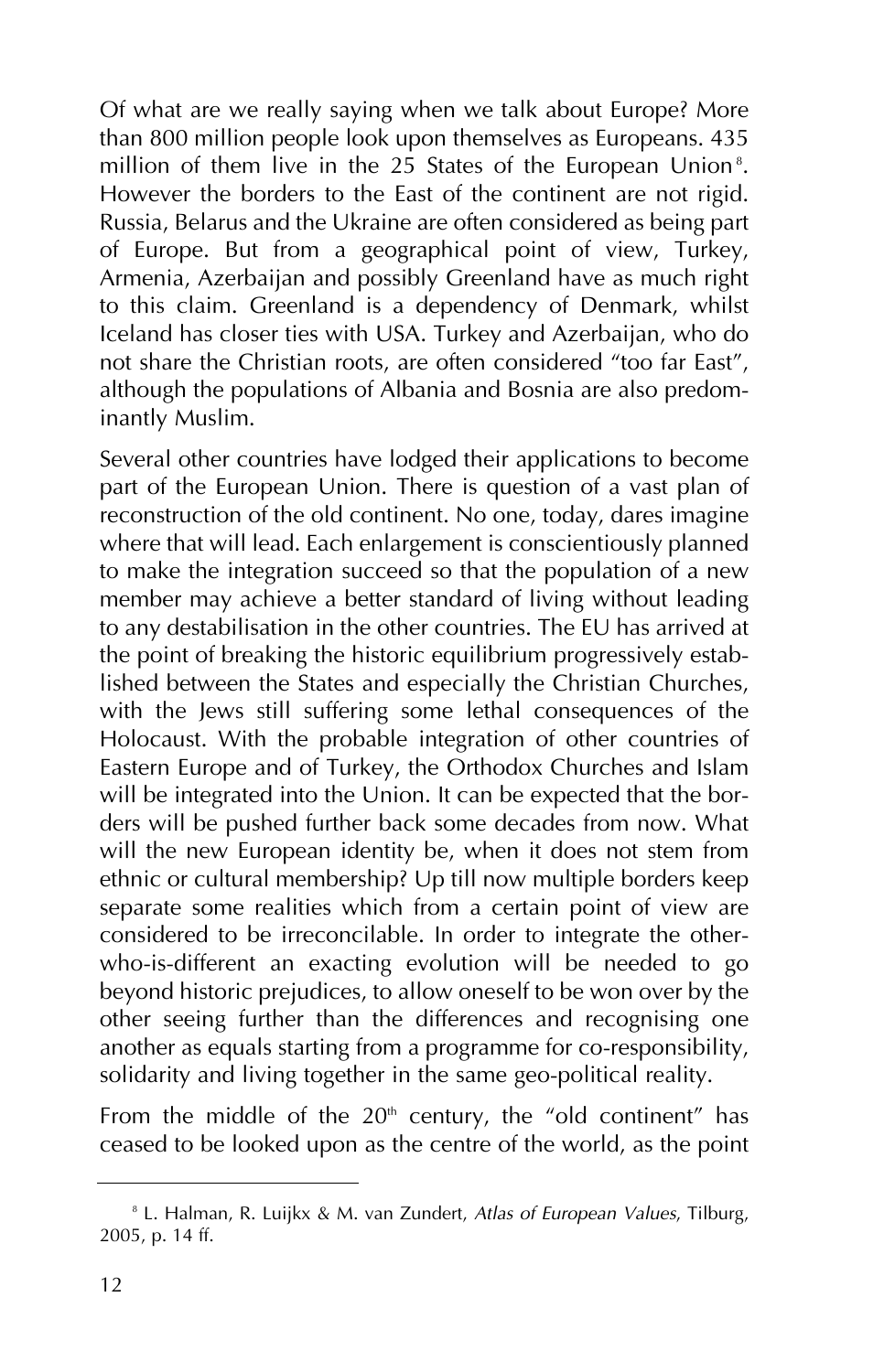Of what are we really saying when we talk about Europe? More than 800 million people look upon themselves as Europeans. 435 million of them live in the 25 States of the European Union[8]. However the borders to the East of the continent are not rigid. Russia, Belarus and the Ukraine are often considered as being part of Europe. But from a geographical point of view, Turkey, Armenia, Azerbaijan and possibly Greenland have as much right to this claim. Greenland is a dependency of Denmark, whilst Iceland has closer ties with USA. Turkey and Azerbaijan, who do not share the Christian roots, are often considered "too far East", although the populations of Albania and Bosnia are also predominantly Muslim.

Several other countries have lodged their applications to become part of the European Union. There is question of a vast plan of reconstruction of the old continent. No one, today, dares imagine where that will lead. Each enlargement is conscientiously planned to make the integration succeed so that the population of a new member may achieve a better standard of living without leading to any destabilisation in the other countries. The EU has arrived at the point of breaking the historic equilibrium progressively established between the States and especially the Christian Churches, with the Jews still suffering some lethal consequences of the Holocaust. With the probable integration of other countries of Eastern Europe and of Turkey, the Orthodox Churches and Islam will be integrated into the Union. It can be expected that the borders will be pushed further back some decades from now. What will the new European identity be, when it does not stem from ethnic or cultural membership? Up till now multiple borders keep separate some realities which from a certain point of view are considered to be irreconcilable. In order to integrate the other-who-is-different an exacting evolution will be needed to go beyond historic prejudices, to allow oneself to be won over by the other seeing further than the differences and recognising one another as equals starting from a programme for co-responsibility, solidarity and living together in the same geo-political reality.

From the middle of the 20th century, the "old continent" has ceased to be looked upon as the centre of the world, as the point

---

[8] L. Halman, R. Luijkx & M. van Zundert, *Atlas of European Values*, Tilburg, 2005, p. 14 ff.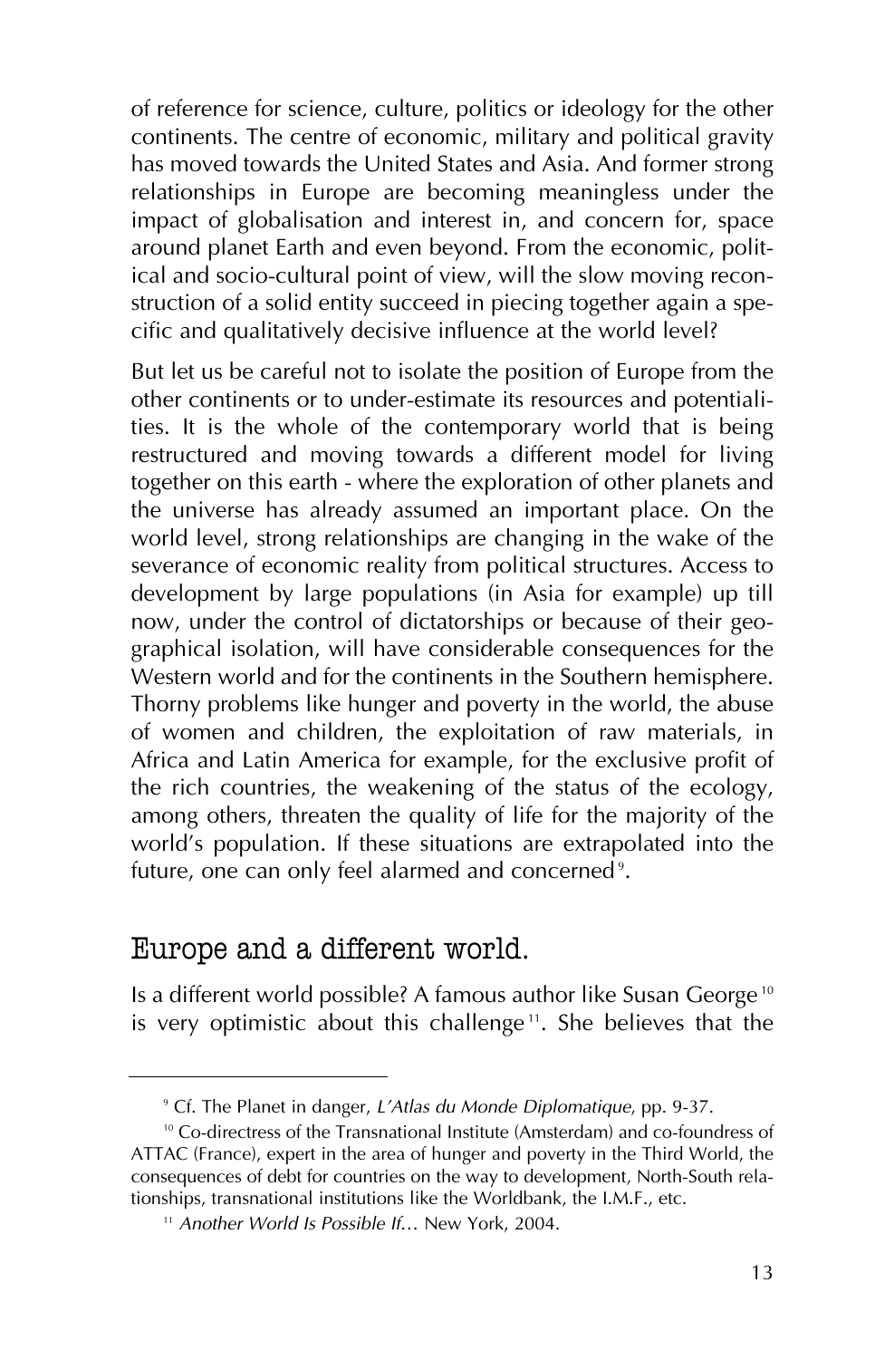of reference for science, culture, politics or ideology for the other continents. The centre of economic, military and political gravity has moved towards the United States and Asia. And former strong relationships in Europe are becoming meaningless under the impact of globalisation and interest in, and concern for, space around planet Earth and even beyond. From the economic, political and socio-cultural point of view, will the slow moving reconstruction of a solid entity succeed in piecing together again a specific and qualitatively decisive influence at the world level?

But let us be careful not to isolate the position of Europe from the other continents or to under-estimate its resources and potentialities. It is the whole of the contemporary world that is being restructured and moving towards a different model for living together on this earth - where the exploration of other planets and the universe has already assumed an important place. On the world level, strong relationships are changing in the wake of the severance of economic reality from political structures. Access to development by large populations (in Asia for example) up till now, under the control of dictatorships or because of their geographical isolation, will have considerable consequences for the Western world and for the continents in the Southern hemisphere. Thorny problems like hunger and poverty in the world, the abuse of women and children, the exploitation of raw materials, in Africa and Latin America for example, for the exclusive profit of the rich countries, the weakening of the status of the ecology, among others, threaten the quality of life for the majority of the world's population. If these situations are extrapolated into the future, one can only feel alarmed and concerned [9].

## Europe and a different world.

Is a different world possible? A famous author like Susan George [10] is very optimistic about this challenge [11]. She believes that the

---

[9] Cf. The Planet in danger, *L'Atlas du Monde Diplomatique*, pp. 9-37.

[10] Co-directress of the Transnational Institute (Amsterdam) and co-foundress of ATTAC (France), expert in the area of hunger and poverty in the Third World, the consequences of debt for countries on the way to development, North-South relationships, transnational institutions like the Worldbank, the I.M.F., etc.

[11] *Another World Is Possible If…* New York, 2004.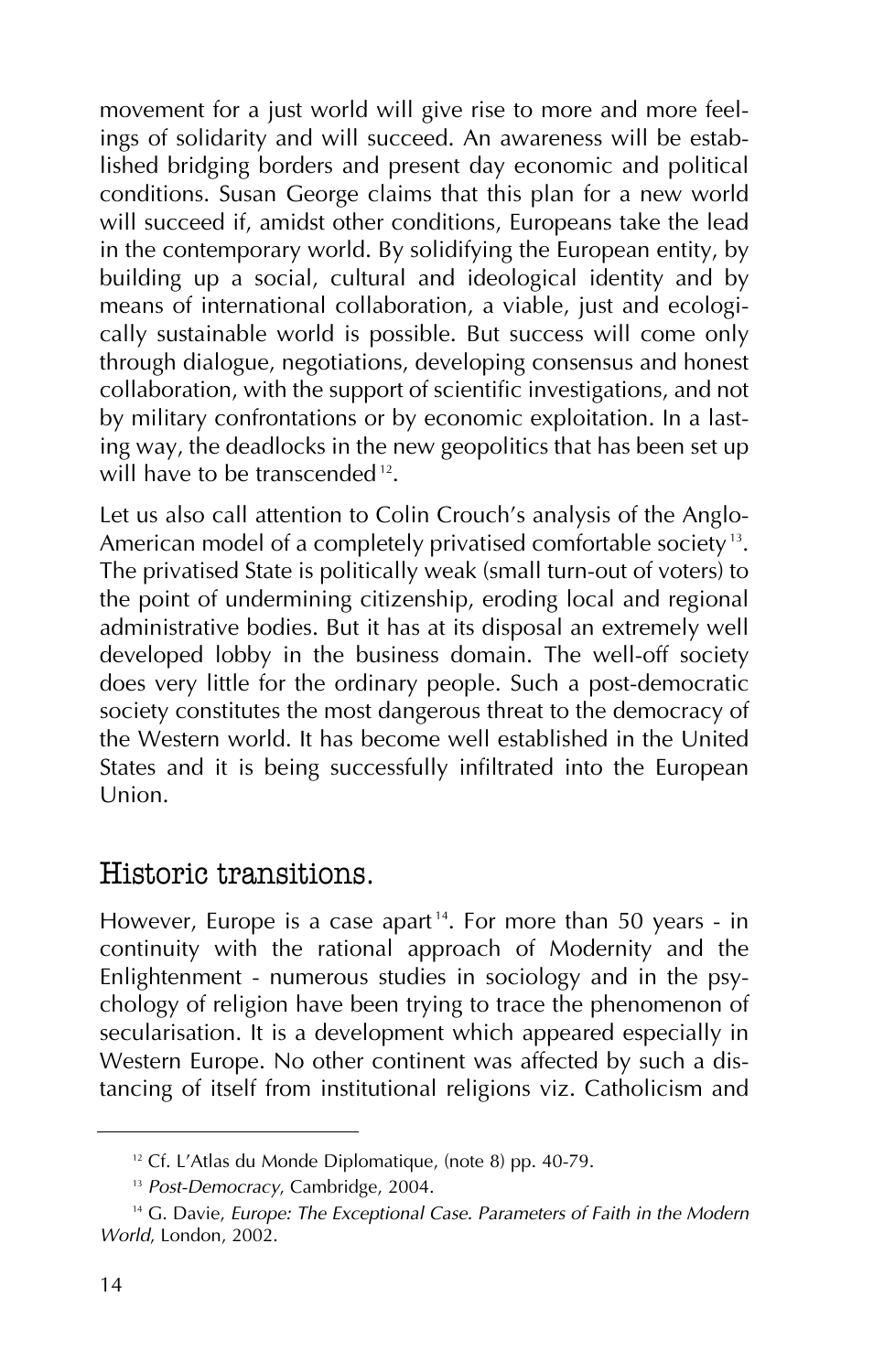movement for a just world will give rise to more and more feelings of solidarity and will succeed. An awareness will be established bridging borders and present day economic and political conditions. Susan George claims that this plan for a new world will succeed if, amidst other conditions, Europeans take the lead in the contemporary world. By solidifying the European entity, by building up a social, cultural and ideological identity and by means of international collaboration, a viable, just and ecologically sustainable world is possible. But success will come only through dialogue, negotiations, developing consensus and honest collaboration, with the support of scientific investigations, and not by military confrontations or by economic exploitation. In a lasting way, the deadlocks in the new geopolitics that has been set up will have to be transcended[12].

Let us also call attention to Colin Crouch's analysis of the Anglo-American model of a completely privatised comfortable society[13]. The privatised State is politically weak (small turn-out of voters) to the point of undermining citizenship, eroding local and regional administrative bodies. But it has at its disposal an extremely well developed lobby in the business domain. The well-off society does very little for the ordinary people. Such a post-democratic society constitutes the most dangerous threat to the democracy of the Western world. It has become well established in the United States and it is being successfully infiltrated into the European Union.

## Historic transitions.

However, Europe is a case apart[14]. For more than 50 years - in continuity with the rational approach of Modernity and the Enlightenment - numerous studies in sociology and in the psychology of religion have been trying to trace the phenomenon of secularisation. It is a development which appeared especially in Western Europe. No other continent was affected by such a distancing of itself from institutional religions viz. Catholicism and

---

[12] Cf. L'Atlas du Monde Diplomatique, (note 8) pp. 40-79.

[13] *Post-Democracy*, Cambridge, 2004.

[14] G. Davie, *Europe: The Exceptional Case. Parameters of Faith in the Modern World*, London, 2002.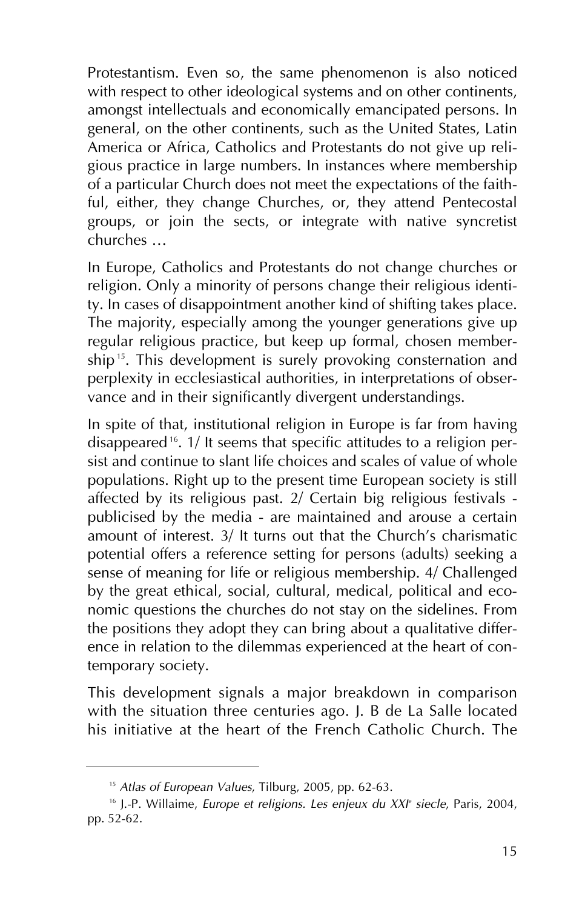Protestantism. Even so, the same phenomenon is also noticed with respect to other ideological systems and on other continents, amongst intellectuals and economically emancipated persons. In general, on the other continents, such as the United States, Latin America or Africa, Catholics and Protestants do not give up religious practice in large numbers. In instances where membership of a particular Church does not meet the expectations of the faithful, either, they change Churches, or, they attend Pentecostal groups, or join the sects, or integrate with native syncretist churches …

In Europe, Catholics and Protestants do not change churches or religion. Only a minority of persons change their religious identity. In cases of disappointment another kind of shifting takes place. The majority, especially among the younger generations give up regular religious practice, but keep up formal, chosen membership[15]. This development is surely provoking consternation and perplexity in ecclesiastical authorities, in interpretations of observance and in their significantly divergent understandings.

In spite of that, institutional religion in Europe is far from having disappeared[16]. 1/ It seems that specific attitudes to a religion persist and continue to slant life choices and scales of value of whole populations. Right up to the present time European society is still affected by its religious past. 2/ Certain big religious festivals - publicised by the media - are maintained and arouse a certain amount of interest. 3/ It turns out that the Church's charismatic potential offers a reference setting for persons (adults) seeking a sense of meaning for life or religious membership. 4/ Challenged by the great ethical, social, cultural, medical, political and economic questions the churches do not stay on the sidelines. From the positions they adopt they can bring about a qualitative difference in relation to the dilemmas experienced at the heart of contemporary society.

This development signals a major breakdown in comparison with the situation three centuries ago. J. B de La Salle located his initiative at the heart of the French Catholic Church. The

---

[15] *Atlas of European Values*, Tilburg, 2005, pp. 62-63.

[16] J.-P. Willaime, *Europe et religions. Les enjeux du XXIe siecle*, Paris, 2004, pp. 52-62.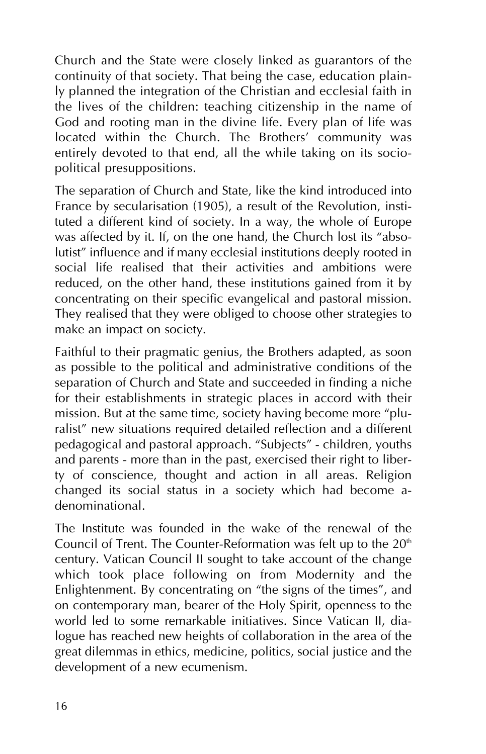Church and the State were closely linked as guarantors of the continuity of that society. That being the case, education plainly planned the integration of the Christian and ecclesial faith in the lives of the children: teaching citizenship in the name of God and rooting man in the divine life. Every plan of life was located within the Church. The Brothers' community was entirely devoted to that end, all the while taking on its sociopolitical presuppositions.

The separation of Church and State, like the kind introduced into France by secularisation (1905), a result of the Revolution, instituted a different kind of society. In a way, the whole of Europe was affected by it. If, on the one hand, the Church lost its "absolutist" influence and if many ecclesial institutions deeply rooted in social life realised that their activities and ambitions were reduced, on the other hand, these institutions gained from it by concentrating on their specific evangelical and pastoral mission. They realised that they were obliged to choose other strategies to make an impact on society.

Faithful to their pragmatic genius, the Brothers adapted, as soon as possible to the political and administrative conditions of the separation of Church and State and succeeded in finding a niche for their establishments in strategic places in accord with their mission. But at the same time, society having become more "pluralist" new situations required detailed reflection and a different pedagogical and pastoral approach. "Subjects" - children, youths and parents - more than in the past, exercised their right to liberty of conscience, thought and action in all areas. Religion changed its social status in a society which had become a-denominational.

The Institute was founded in the wake of the renewal of the Council of Trent. The Counter-Reformation was felt up to the 20th century. Vatican Council II sought to take account of the change which took place following on from Modernity and the Enlightenment. By concentrating on "the signs of the times", and on contemporary man, bearer of the Holy Spirit, openness to the world led to some remarkable initiatives. Since Vatican II, dialogue has reached new heights of collaboration in the area of the great dilemmas in ethics, medicine, politics, social justice and the development of a new ecumenism.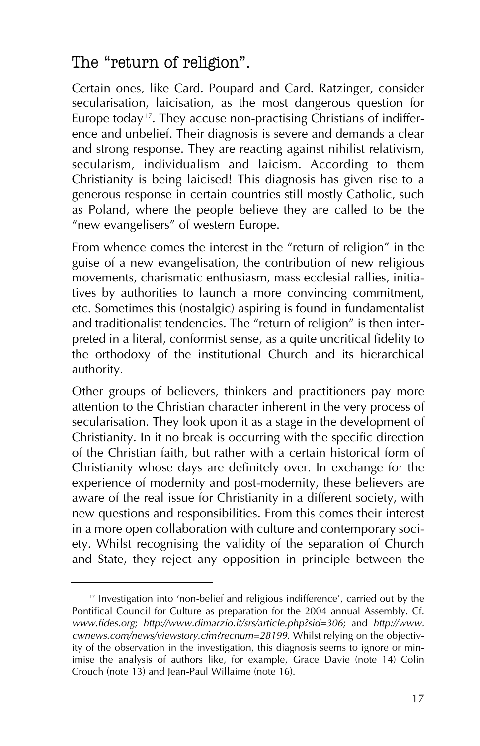## The "return of religion".

Certain ones, like Card. Poupard and Card. Ratzinger, consider secularisation, laicisation, as the most dangerous question for Europe today[17]. They accuse non-practising Christians of indifference and unbelief. Their diagnosis is severe and demands a clear and strong response. They are reacting against nihilist relativism, secularism, individualism and laicism. According to them Christianity is being laicised! This diagnosis has given rise to a generous response in certain countries still mostly Catholic, such as Poland, where the people believe they are called to be the "new evangelisers" of western Europe.

From whence comes the interest in the "return of religion" in the guise of a new evangelisation, the contribution of new religious movements, charismatic enthusiasm, mass ecclesial rallies, initiatives by authorities to launch a more convincing commitment, etc. Sometimes this (nostalgic) aspiring is found in fundamentalist and traditionalist tendencies. The "return of religion" is then interpreted in a literal, conformist sense, as a quite uncritical fidelity to the orthodoxy of the institutional Church and its hierarchical authority.

Other groups of believers, thinkers and practitioners pay more attention to the Christian character inherent in the very process of secularisation. They look upon it as a stage in the development of Christianity. In it no break is occurring with the specific direction of the Christian faith, but rather with a certain historical form of Christianity whose days are definitely over. In exchange for the experience of modernity and post-modernity, these believers are aware of the real issue for Christianity in a different society, with new questions and responsibilities. From this comes their interest in a more open collaboration with culture and contemporary society. Whilst recognising the validity of the separation of Church and State, they reject any opposition in principle between the

---

[17] Investigation into 'non-belief and religious indifference', carried out by the Pontifical Council for Culture as preparation for the 2004 annual Assembly. Cf. *www.fides.org*; *http://www.dimarzio.it/srs/article.php?sid=306*; and *http://www.cwnews.com/news/viewstory.cfm?recnum=28199*. Whilst relying on the objectivity of the observation in the investigation, this diagnosis seems to ignore or minimise the analysis of authors like, for example, Grace Davie (note 14) Colin Crouch (note 13) and Jean-Paul Willaime (note 16).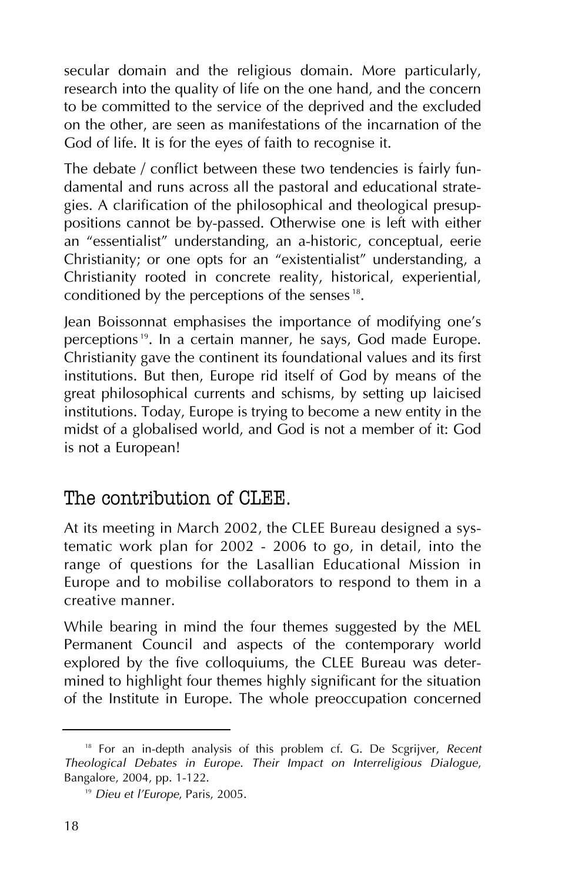secular domain and the religious domain. More particularly, research into the quality of life on the one hand, and the concern to be committed to the service of the deprived and the excluded on the other, are seen as manifestations of the incarnation of the God of life. It is for the eyes of faith to recognise it.

The debate / conflict between these two tendencies is fairly fundamental and runs across all the pastoral and educational strategies. A clarification of the philosophical and theological presuppositions cannot be by-passed. Otherwise one is left with either an "essentialist" understanding, an a-historic, conceptual, eerie Christianity; or one opts for an "existentialist" understanding, a Christianity rooted in concrete reality, historical, experiential, conditioned by the perceptions of the senses [18].

Jean Boissonnat emphasises the importance of modifying one's perceptions [19]. In a certain manner, he says, God made Europe. Christianity gave the continent its foundational values and its first institutions. But then, Europe rid itself of God by means of the great philosophical currents and schisms, by setting up laicised institutions. Today, Europe is trying to become a new entity in the midst of a globalised world, and God is not a member of it: God is not a European!

## The contribution of CLEE.

At its meeting in March 2002, the CLEE Bureau designed a systematic work plan for 2002 - 2006 to go, in detail, into the range of questions for the Lasallian Educational Mission in Europe and to mobilise collaborators to respond to them in a creative manner.

While bearing in mind the four themes suggested by the MEL Permanent Council and aspects of the contemporary world explored by the five colloquiums, the CLEE Bureau was determined to highlight four themes highly significant for the situation of the Institute in Europe. The whole preoccupation concerned

---

[18] For an in-depth analysis of this problem cf. G. De Scgrijver, *Recent Theological Debates in Europe. Their Impact on Interreligious Dialogue*, Bangalore, 2004, pp. 1-122.

[19] *Dieu et l'Europe*, Paris, 2005.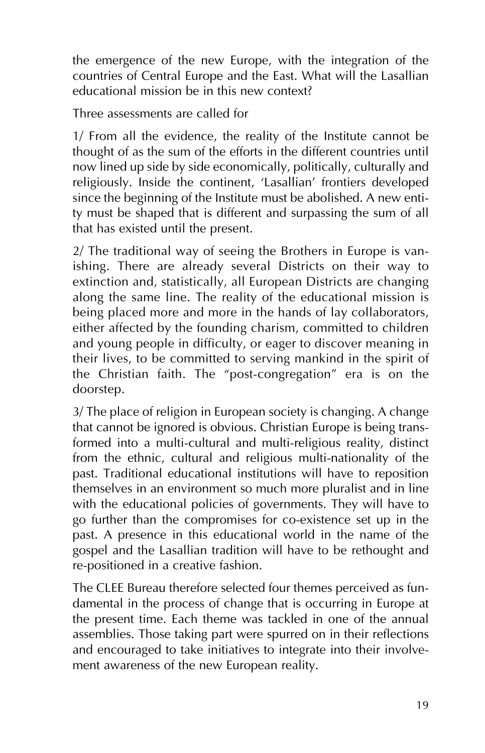the emergence of the new Europe, with the integration of the countries of Central Europe and the East. What will the Lasallian educational mission be in this new context?

Three assessments are called for

1/ From all the evidence, the reality of the Institute cannot be thought of as the sum of the efforts in the different countries until now lined up side by side economically, politically, culturally and religiously. Inside the continent, 'Lasallian' frontiers developed since the beginning of the Institute must be abolished. A new entity must be shaped that is different and surpassing the sum of all that has existed until the present.

2/ The traditional way of seeing the Brothers in Europe is vanishing. There are already several Districts on their way to extinction and, statistically, all European Districts are changing along the same line. The reality of the educational mission is being placed more and more in the hands of lay collaborators, either affected by the founding charism, committed to children and young people in difficulty, or eager to discover meaning in their lives, to be committed to serving mankind in the spirit of the Christian faith. The "post-congregation" era is on the doorstep.

3/ The place of religion in European society is changing. A change that cannot be ignored is obvious. Christian Europe is being transformed into a multi-cultural and multi-religious reality, distinct from the ethnic, cultural and religious multi-nationality of the past. Traditional educational institutions will have to reposition themselves in an environment so much more pluralist and in line with the educational policies of governments. They will have to go further than the compromises for co-existence set up in the past. A presence in this educational world in the name of the gospel and the Lasallian tradition will have to be rethought and re-positioned in a creative fashion.

The CLEE Bureau therefore selected four themes perceived as fundamental in the process of change that is occurring in Europe at the present time. Each theme was tackled in one of the annual assemblies. Those taking part were spurred on in their reflections and encouraged to take initiatives to integrate into their involvement awareness of the new European reality.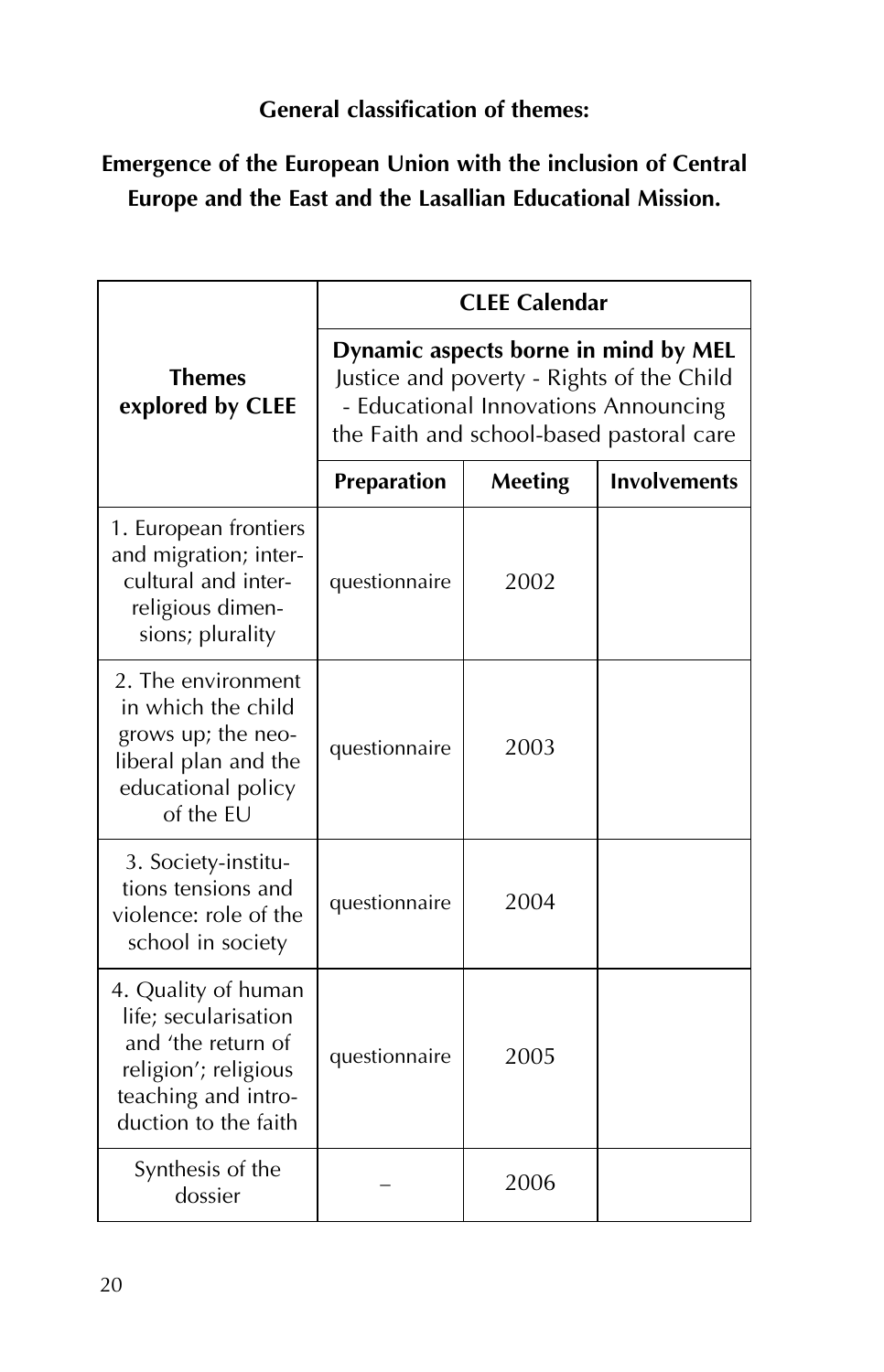**General classification of themes:**

**Emergence of the European Union with the inclusion of Central Europe and the East and the Lasallian Educational Mission.**

| Themes explored by CLEE | CLEE Calendar | | |
|---|---|---|---|
| | **Dynamic aspects borne in mind by MEL** Justice and poverty - Rights of the Child - Educational Innovations Announcing the Faith and school-based pastoral care | | |
| | **Preparation** | **Meeting** | **Involvements** |
| 1. European frontiers and migration; inter-cultural and inter-religious dimensions; plurality | questionnaire | 2002 | |
| 2. The environment in which the child grows up; the neo-liberal plan and the educational policy of the EU | questionnaire | 2003 | |
| 3. Society-institutions tensions and violence: role of the school in society | questionnaire | 2004 | |
| 4. Quality of human life; secularisation and 'the return of religion'; religious teaching and introduction to the faith | questionnaire | 2005 | |
| Synthesis of the dossier | – | 2006 | |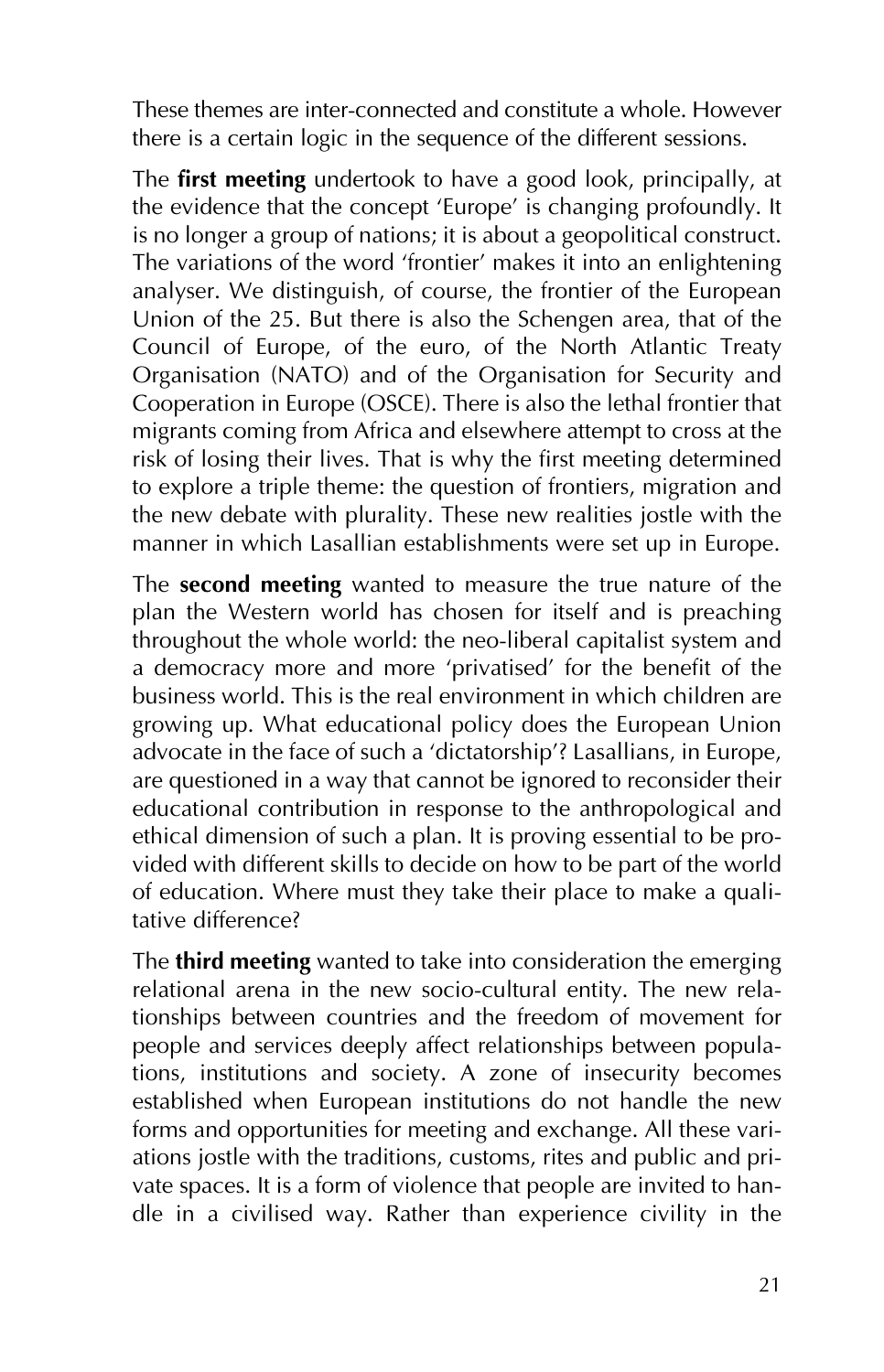These themes are inter-connected and constitute a whole. However there is a certain logic in the sequence of the different sessions.

The **first meeting** undertook to have a good look, principally, at the evidence that the concept 'Europe' is changing profoundly. It is no longer a group of nations; it is about a geopolitical construct. The variations of the word 'frontier' makes it into an enlightening analyser. We distinguish, of course, the frontier of the European Union of the 25. But there is also the Schengen area, that of the Council of Europe, of the euro, of the North Atlantic Treaty Organisation (NATO) and of the Organisation for Security and Cooperation in Europe (OSCE). There is also the lethal frontier that migrants coming from Africa and elsewhere attempt to cross at the risk of losing their lives. That is why the first meeting determined to explore a triple theme: the question of frontiers, migration and the new debate with plurality. These new realities jostle with the manner in which Lasallian establishments were set up in Europe.

The **second meeting** wanted to measure the true nature of the plan the Western world has chosen for itself and is preaching throughout the whole world: the neo-liberal capitalist system and a democracy more and more 'privatised' for the benefit of the business world. This is the real environment in which children are growing up. What educational policy does the European Union advocate in the face of such a 'dictatorship'? Lasallians, in Europe, are questioned in a way that cannot be ignored to reconsider their educational contribution in response to the anthropological and ethical dimension of such a plan. It is proving essential to be provided with different skills to decide on how to be part of the world of education. Where must they take their place to make a qualitative difference?

The **third meeting** wanted to take into consideration the emerging relational arena in the new socio-cultural entity. The new relationships between countries and the freedom of movement for people and services deeply affect relationships between populations, institutions and society. A zone of insecurity becomes established when European institutions do not handle the new forms and opportunities for meeting and exchange. All these variations jostle with the traditions, customs, rites and public and private spaces. It is a form of violence that people are invited to handle in a civilised way. Rather than experience civility in the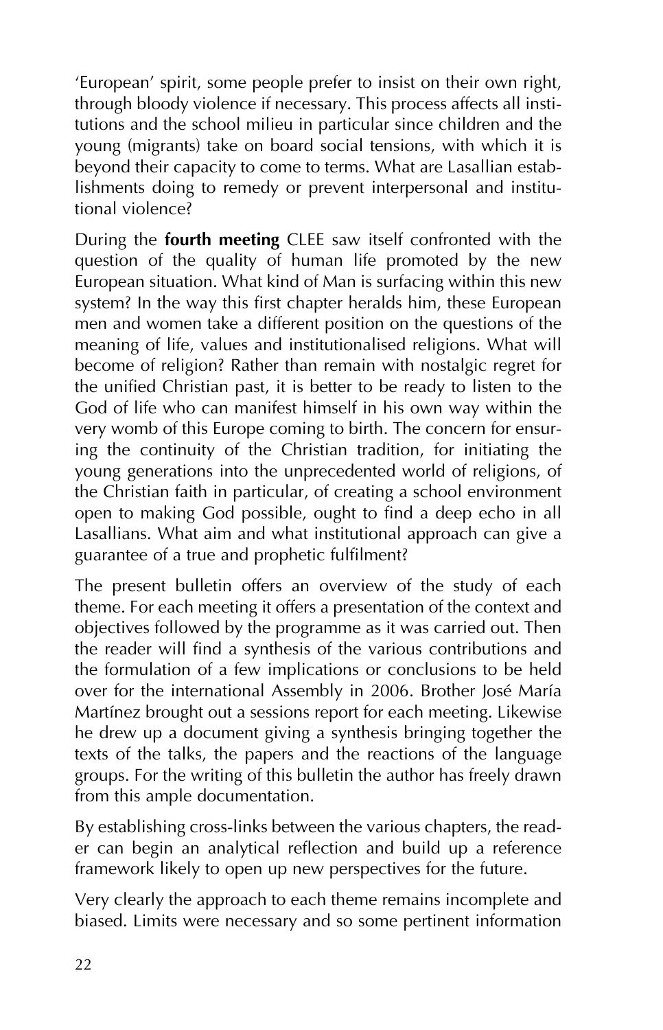'European' spirit, some people prefer to insist on their own right, through bloody violence if necessary. This process affects all institutions and the school milieu in particular since children and the young (migrants) take on board social tensions, with which it is beyond their capacity to come to terms. What are Lasallian establishments doing to remedy or prevent interpersonal and institutional violence?

During the **fourth meeting** CLEE saw itself confronted with the question of the quality of human life promoted by the new European situation. What kind of Man is surfacing within this new system? In the way this first chapter heralds him, these European men and women take a different position on the questions of the meaning of life, values and institutionalised religions. What will become of religion? Rather than remain with nostalgic regret for the unified Christian past, it is better to be ready to listen to the God of life who can manifest himself in his own way within the very womb of this Europe coming to birth. The concern for ensuring the continuity of the Christian tradition, for initiating the young generations into the unprecedented world of religions, of the Christian faith in particular, of creating a school environment open to making God possible, ought to find a deep echo in all Lasallians. What aim and what institutional approach can give a guarantee of a true and prophetic fulfilment?

The present bulletin offers an overview of the study of each theme. For each meeting it offers a presentation of the context and objectives followed by the programme as it was carried out. Then the reader will find a synthesis of the various contributions and the formulation of a few implications or conclusions to be held over for the international Assembly in 2006. Brother José María Martínez brought out a sessions report for each meeting. Likewise he drew up a document giving a synthesis bringing together the texts of the talks, the papers and the reactions of the language groups. For the writing of this bulletin the author has freely drawn from this ample documentation.

By establishing cross-links between the various chapters, the reader can begin an analytical reflection and build up a reference framework likely to open up new perspectives for the future.

Very clearly the approach to each theme remains incomplete and biased. Limits were necessary and so some pertinent information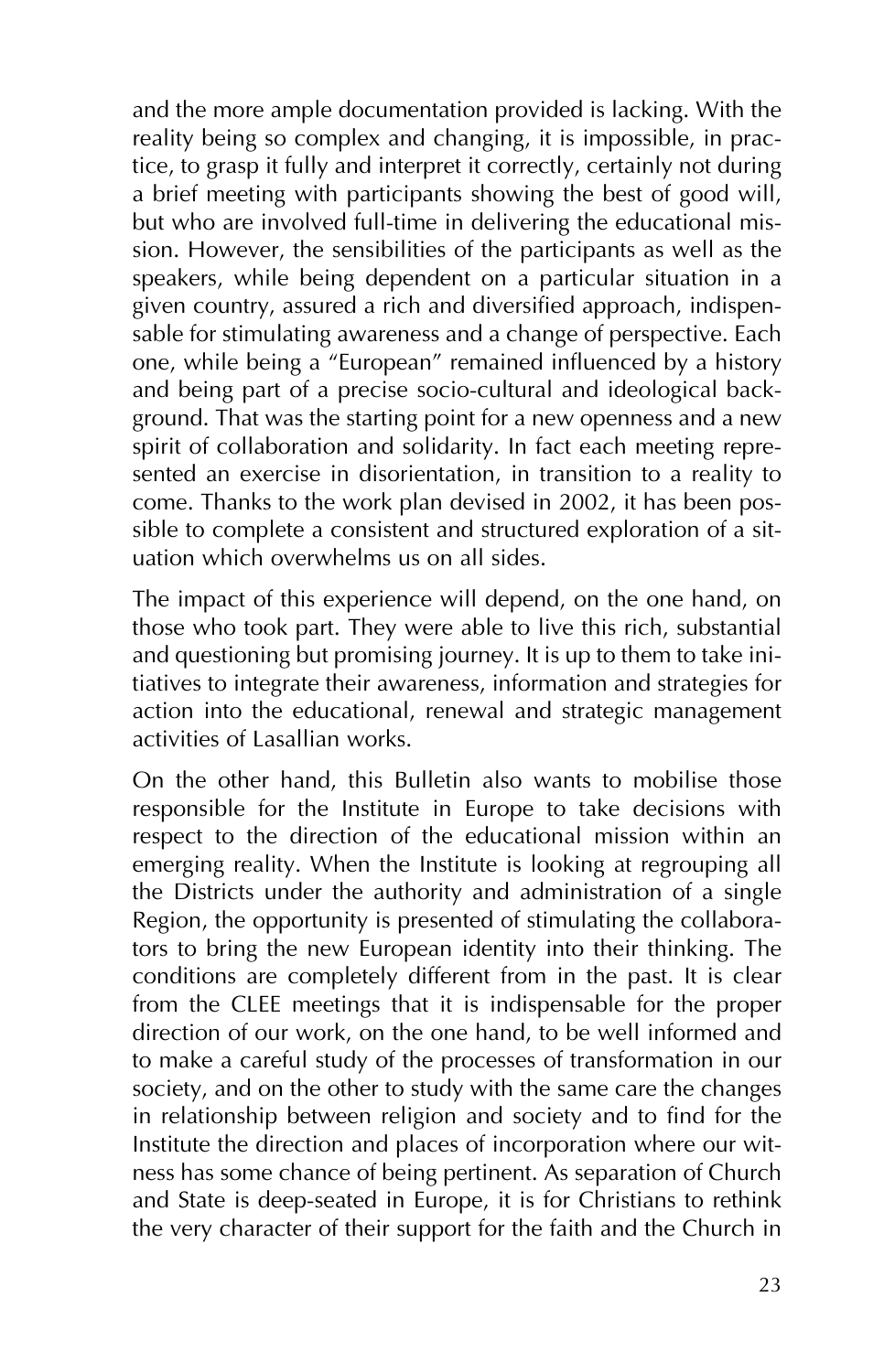and the more ample documentation provided is lacking. With the reality being so complex and changing, it is impossible, in practice, to grasp it fully and interpret it correctly, certainly not during a brief meeting with participants showing the best of good will, but who are involved full-time in delivering the educational mission. However, the sensibilities of the participants as well as the speakers, while being dependent on a particular situation in a given country, assured a rich and diversified approach, indispensable for stimulating awareness and a change of perspective. Each one, while being a "European" remained influenced by a history and being part of a precise socio-cultural and ideological background. That was the starting point for a new openness and a new spirit of collaboration and solidarity. In fact each meeting represented an exercise in disorientation, in transition to a reality to come. Thanks to the work plan devised in 2002, it has been possible to complete a consistent and structured exploration of a situation which overwhelms us on all sides.

The impact of this experience will depend, on the one hand, on those who took part. They were able to live this rich, substantial and questioning but promising journey. It is up to them to take initiatives to integrate their awareness, information and strategies for action into the educational, renewal and strategic management activities of Lasallian works.

On the other hand, this Bulletin also wants to mobilise those responsible for the Institute in Europe to take decisions with respect to the direction of the educational mission within an emerging reality. When the Institute is looking at regrouping all the Districts under the authority and administration of a single Region, the opportunity is presented of stimulating the collaborators to bring the new European identity into their thinking. The conditions are completely different from in the past. It is clear from the CLEE meetings that it is indispensable for the proper direction of our work, on the one hand, to be well informed and to make a careful study of the processes of transformation in our society, and on the other to study with the same care the changes in relationship between religion and society and to find for the Institute the direction and places of incorporation where our witness has some chance of being pertinent. As separation of Church and State is deep-seated in Europe, it is for Christians to rethink the very character of their support for the faith and the Church in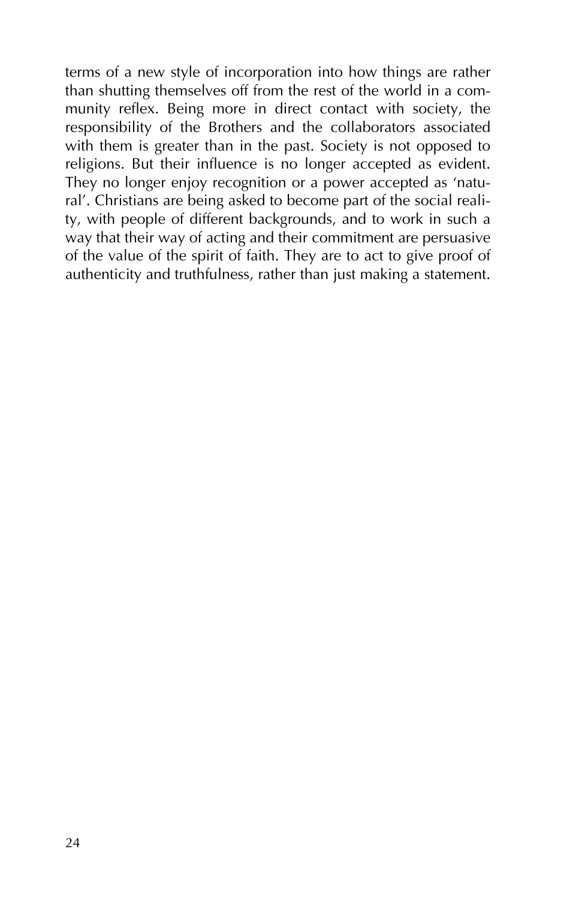terms of a new style of incorporation into how things are rather than shutting themselves off from the rest of the world in a community reflex. Being more in direct contact with society, the responsibility of the Brothers and the collaborators associated with them is greater than in the past. Society is not opposed to religions. But their influence is no longer accepted as evident. They no longer enjoy recognition or a power accepted as 'natural'. Christians are being asked to become part of the social reality, with people of different backgrounds, and to work in such a way that their way of acting and their commitment are persuasive of the value of the spirit of faith. They are to act to give proof of authenticity and truthfulness, rather than just making a statement.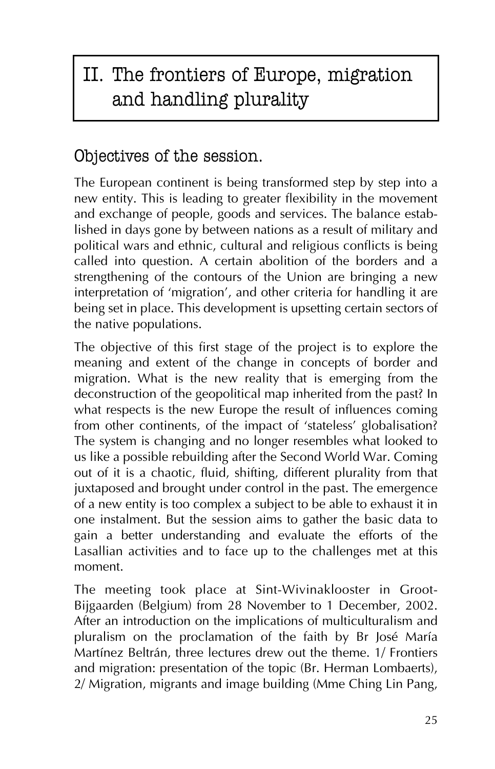# II. The frontiers of Europe, migration and handling plurality

## Objectives of the session.

The European continent is being transformed step by step into a new entity. This is leading to greater flexibility in the movement and exchange of people, goods and services. The balance established in days gone by between nations as a result of military and political wars and ethnic, cultural and religious conflicts is being called into question. A certain abolition of the borders and a strengthening of the contours of the Union are bringing a new interpretation of 'migration', and other criteria for handling it are being set in place. This development is upsetting certain sectors of the native populations.

The objective of this first stage of the project is to explore the meaning and extent of the change in concepts of border and migration. What is the new reality that is emerging from the deconstruction of the geopolitical map inherited from the past? In what respects is the new Europe the result of influences coming from other continents, of the impact of 'stateless' globalisation? The system is changing and no longer resembles what looked to us like a possible rebuilding after the Second World War. Coming out of it is a chaotic, fluid, shifting, different plurality from that juxtaposed and brought under control in the past. The emergence of a new entity is too complex a subject to be able to exhaust it in one instalment. But the session aims to gather the basic data to gain a better understanding and evaluate the efforts of the Lasallian activities and to face up to the challenges met at this moment.

The meeting took place at Sint-Wivinaklooster in Groot-Bijgaarden (Belgium) from 28 November to 1 December, 2002. After an introduction on the implications of multiculturalism and pluralism on the proclamation of the faith by Br José María Martínez Beltrán, three lectures drew out the theme. 1/ Frontiers and migration: presentation of the topic (Br. Herman Lombaerts), 2/ Migration, migrants and image building (Mme Ching Lin Pang,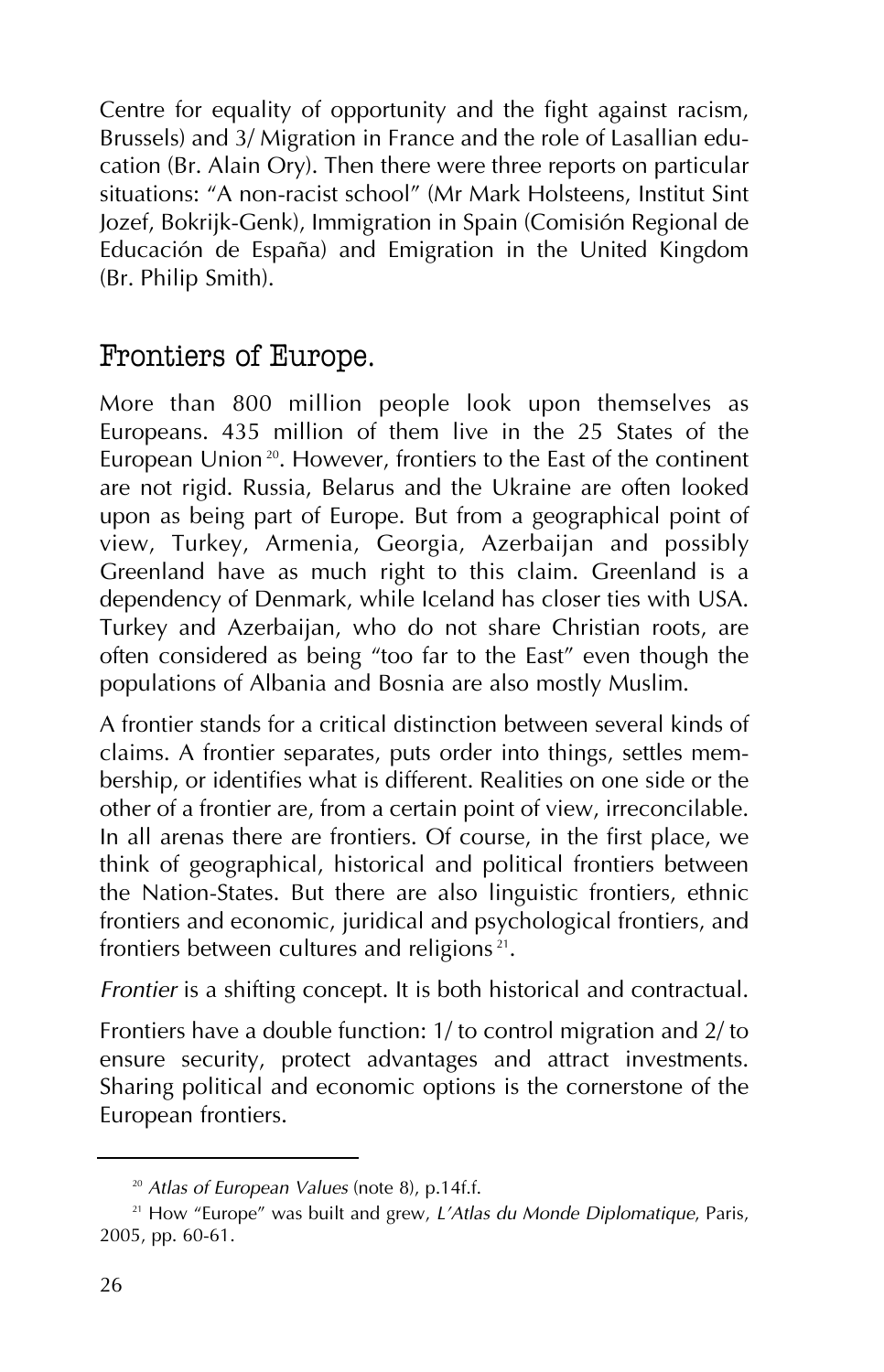Centre for equality of opportunity and the fight against racism, Brussels) and 3/ Migration in France and the role of Lasallian education (Br. Alain Ory). Then there were three reports on particular situations: "A non-racist school" (Mr Mark Holsteens, Institut Sint Jozef, Bokrijk-Genk), Immigration in Spain (Comisión Regional de Educación de España) and Emigration in the United Kingdom (Br. Philip Smith).

## Frontiers of Europe.

More than 800 million people look upon themselves as Europeans. 435 million of them live in the 25 States of the European Union [20]. However, frontiers to the East of the continent are not rigid. Russia, Belarus and the Ukraine are often looked upon as being part of Europe. But from a geographical point of view, Turkey, Armenia, Georgia, Azerbaijan and possibly Greenland have as much right to this claim. Greenland is a dependency of Denmark, while Iceland has closer ties with USA. Turkey and Azerbaijan, who do not share Christian roots, are often considered as being "too far to the East" even though the populations of Albania and Bosnia are also mostly Muslim.

A frontier stands for a critical distinction between several kinds of claims. A frontier separates, puts order into things, settles membership, or identifies what is different. Realities on one side or the other of a frontier are, from a certain point of view, irreconcilable. In all arenas there are frontiers. Of course, in the first place, we think of geographical, historical and political frontiers between the Nation-States. But there are also linguistic frontiers, ethnic frontiers and economic, juridical and psychological frontiers, and frontiers between cultures and religions [21].

*Frontier* is a shifting concept. It is both historical and contractual.

Frontiers have a double function: 1/ to control migration and 2/ to ensure security, protect advantages and attract investments. Sharing political and economic options is the cornerstone of the European frontiers.

---

[20] *Atlas of European Values* (note 8), p.14f.f.

[21] How "Europe" was built and grew, *L'Atlas du Monde Diplomatique*, Paris, 2005, pp. 60-61.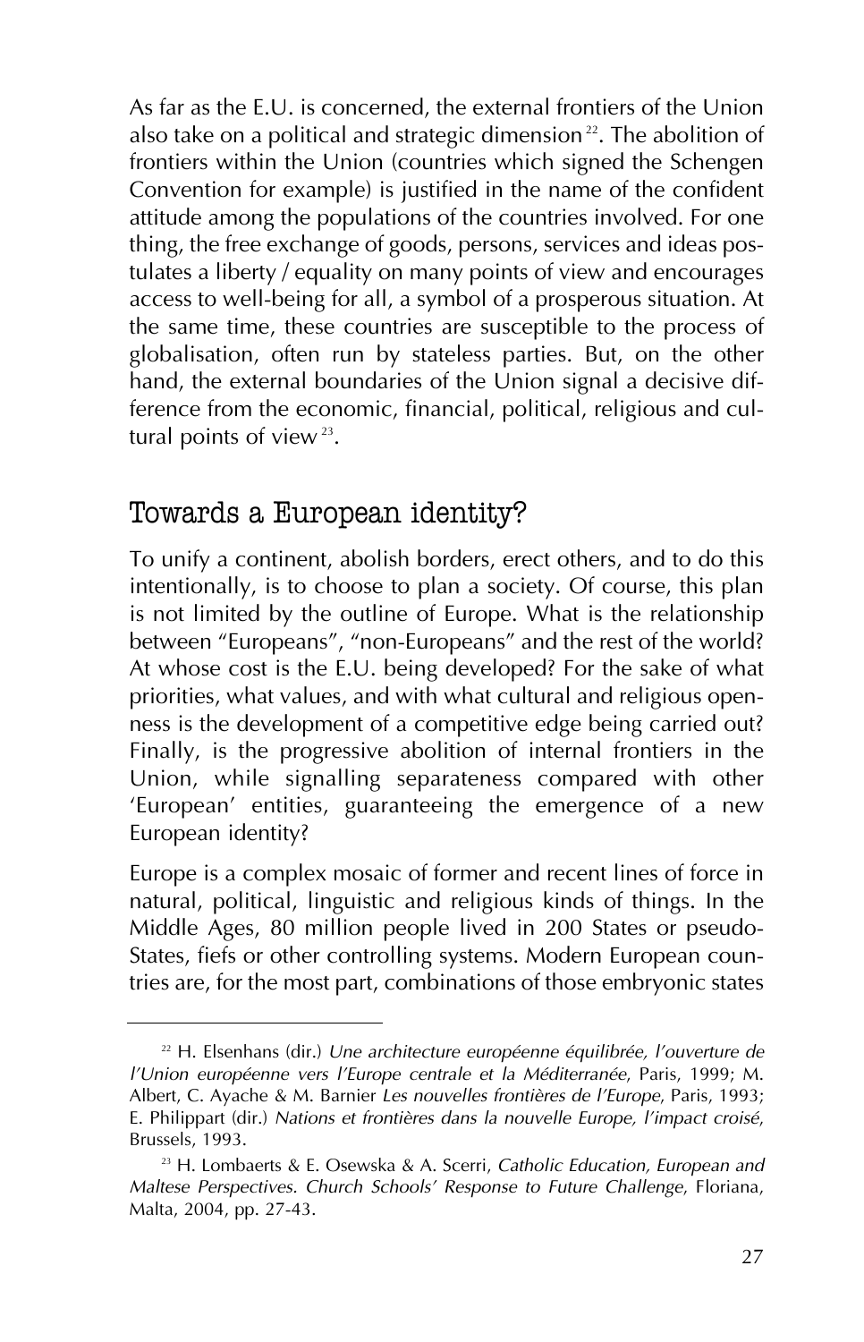As far as the E.U. is concerned, the external frontiers of the Union also take on a political and strategic dimension [22]. The abolition of frontiers within the Union (countries which signed the Schengen Convention for example) is justified in the name of the confident attitude among the populations of the countries involved. For one thing, the free exchange of goods, persons, services and ideas postulates a liberty / equality on many points of view and encourages access to well-being for all, a symbol of a prosperous situation. At the same time, these countries are susceptible to the process of globalisation, often run by stateless parties. But, on the other hand, the external boundaries of the Union signal a decisive difference from the economic, financial, political, religious and cultural points of view [23].

## Towards a European identity?

To unify a continent, abolish borders, erect others, and to do this intentionally, is to choose to plan a society. Of course, this plan is not limited by the outline of Europe. What is the relationship between "Europeans", "non-Europeans" and the rest of the world? At whose cost is the E.U. being developed? For the sake of what priorities, what values, and with what cultural and religious openness is the development of a competitive edge being carried out? Finally, is the progressive abolition of internal frontiers in the Union, while signalling separateness compared with other 'European' entities, guaranteeing the emergence of a new European identity?

Europe is a complex mosaic of former and recent lines of force in natural, political, linguistic and religious kinds of things. In the Middle Ages, 80 million people lived in 200 States or pseudo-States, fiefs or other controlling systems. Modern European countries are, for the most part, combinations of those embryonic states

---

[22] H. Elsenhans (dir.) *Une architecture européenne équilibrée, l'ouverture de l'Union européenne vers l'Europe centrale et la Méditerranée*, Paris, 1999; M. Albert, C. Ayache & M. Barnier *Les nouvelles frontières de l'Europe*, Paris, 1993; E. Philippart (dir.) *Nations et frontières dans la nouvelle Europe, l'impact croisé*, Brussels, 1993.

[23] H. Lombaerts & E. Osewska & A. Scerri, *Catholic Education, European and Maltese Perspectives. Church Schools' Response to Future Challenge*, Floriana, Malta, 2004, pp. 27-43.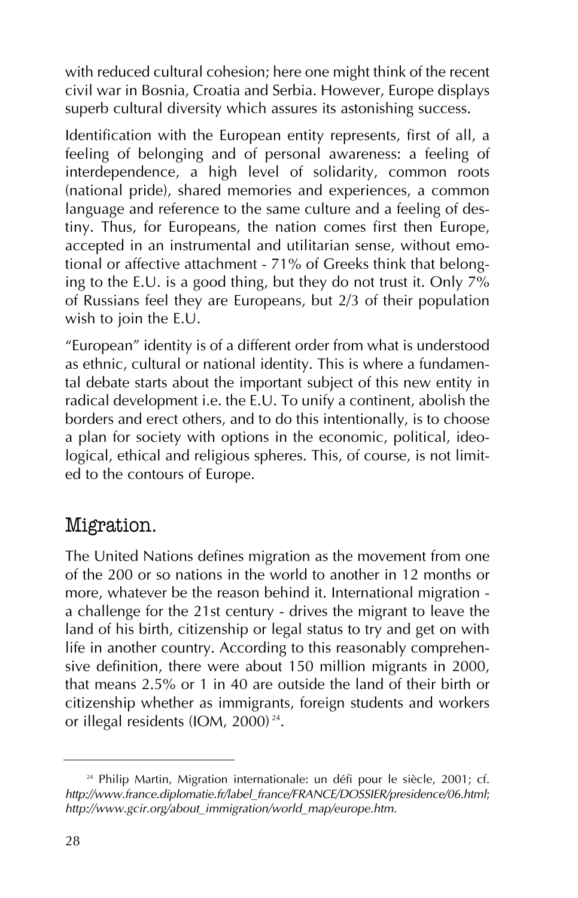with reduced cultural cohesion; here one might think of the recent civil war in Bosnia, Croatia and Serbia. However, Europe displays superb cultural diversity which assures its astonishing success.

Identification with the European entity represents, first of all, a feeling of belonging and of personal awareness: a feeling of interdependence, a high level of solidarity, common roots (national pride), shared memories and experiences, a common language and reference to the same culture and a feeling of destiny. Thus, for Europeans, the nation comes first then Europe, accepted in an instrumental and utilitarian sense, without emotional or affective attachment - 71% of Greeks think that belonging to the E.U. is a good thing, but they do not trust it. Only 7% of Russians feel they are Europeans, but 2/3 of their population wish to join the E.U.

"European" identity is of a different order from what is understood as ethnic, cultural or national identity. This is where a fundamental debate starts about the important subject of this new entity in radical development i.e. the E.U. To unify a continent, abolish the borders and erect others, and to do this intentionally, is to choose a plan for society with options in the economic, political, ideological, ethical and religious spheres. This, of course, is not limited to the contours of Europe.

## Migration.

The United Nations defines migration as the movement from one of the 200 or so nations in the world to another in 12 months or more, whatever be the reason behind it. International migration - a challenge for the 21st century - drives the migrant to leave the land of his birth, citizenship or legal status to try and get on with life in another country. According to this reasonably comprehensive definition, there were about 150 million migrants in 2000, that means 2.5% or 1 in 40 are outside the land of their birth or citizenship whether as immigrants, foreign students and workers or illegal residents (IOM, 2000) [24].

[24] Philip Martin, Migration internationale: un défi pour le siècle, 2001; cf. *http://www.france.diplomatie.fr/label_france/FRANCE/DOSSIER/presidence/06.html*; *http://www.gcir.org/about_immigration/world_map/europe.htm.*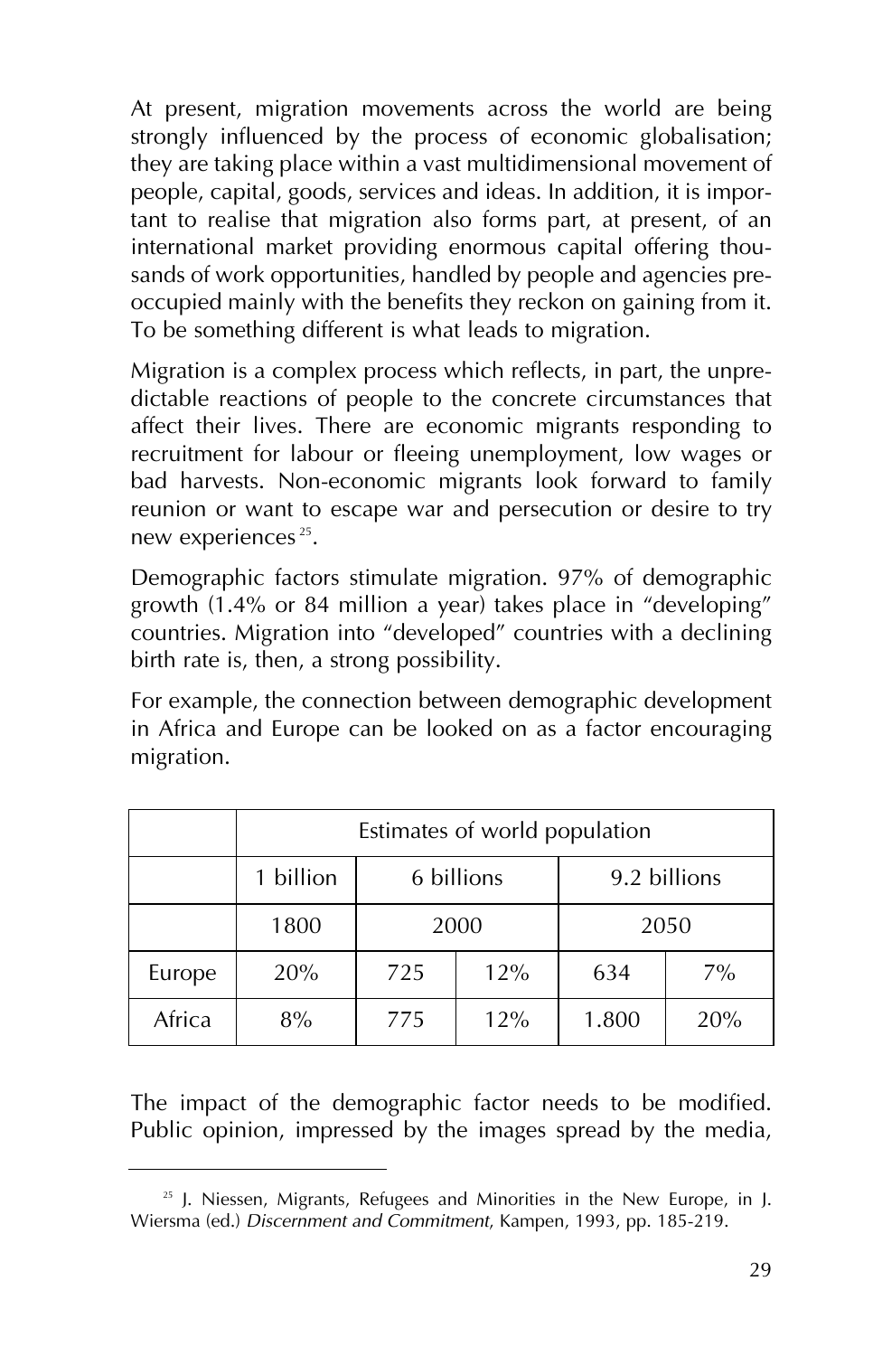At present, migration movements across the world are being strongly influenced by the process of economic globalisation; they are taking place within a vast multidimensional movement of people, capital, goods, services and ideas. In addition, it is important to realise that migration also forms part, at present, of an international market providing enormous capital offering thousands of work opportunities, handled by people and agencies preoccupied mainly with the benefits they reckon on gaining from it. To be something different is what leads to migration.

Migration is a complex process which reflects, in part, the unpredictable reactions of people to the concrete circumstances that affect their lives. There are economic migrants responding to recruitment for labour or fleeing unemployment, low wages or bad harvests. Non-economic migrants look forward to family reunion or want to escape war and persecution or desire to try new experiences [25].

Demographic factors stimulate migration. 97% of demographic growth (1.4% or 84 million a year) takes place in "developing" countries. Migration into "developed" countries with a declining birth rate is, then, a strong possibility.

For example, the connection between demographic development in Africa and Europe can be looked on as a factor encouraging migration.

| | Estimates of world population | | | | |
|---|---|---|---|---|---|
| | 1 billion | 6 billions | | 9.2 billions | |
| | 1800 | 2000 | | 2050 | |
| Europe | 20% | 725 | 12% | 634 | 7% |
| Africa | 8% | 775 | 12% | 1.800 | 20% |

The impact of the demographic factor needs to be modified. Public opinion, impressed by the images spread by the media,

[25] J. Niessen, Migrants, Refugees and Minorities in the New Europe, in J. Wiersma (ed.) *Discernment and Commitment*, Kampen, 1993, pp. 185-219.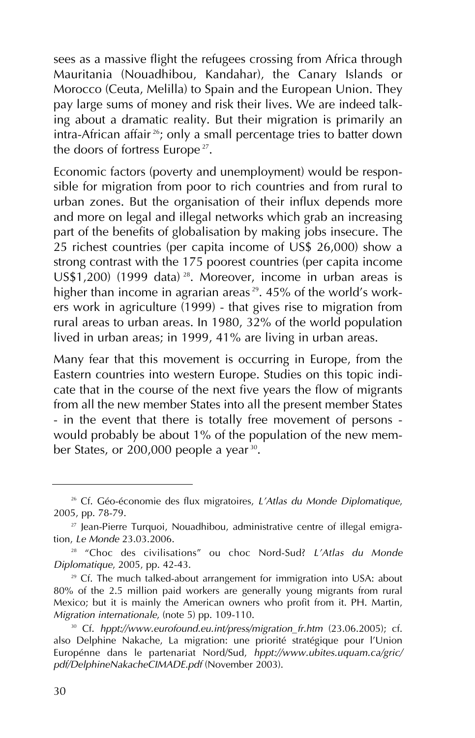sees as a massive flight the refugees crossing from Africa through Mauritania (Nouadhibou, Kandahar), the Canary Islands or Morocco (Ceuta, Melilla) to Spain and the European Union. They pay large sums of money and risk their lives. We are indeed talking about a dramatic reality. But their migration is primarily an intra-African affair [26]; only a small percentage tries to batter down the doors of fortress Europe [27].

Economic factors (poverty and unemployment) would be responsible for migration from poor to rich countries and from rural to urban zones. But the organisation of their influx depends more and more on legal and illegal networks which grab an increasing part of the benefits of globalisation by making jobs insecure. The 25 richest countries (per capita income of US$ 26,000) show a strong contrast with the 175 poorest countries (per capita income US$1,200) (1999 data) [28]. Moreover, income in urban areas is higher than income in agrarian areas [29]. 45% of the world's workers work in agriculture (1999) - that gives rise to migration from rural areas to urban areas. In 1980, 32% of the world population lived in urban areas; in 1999, 41% are living in urban areas.

Many fear that this movement is occurring in Europe, from the Eastern countries into western Europe. Studies on this topic indicate that in the course of the next five years the flow of migrants from all the new member States into all the present member States - in the event that there is totally free movement of persons - would probably be about 1% of the population of the new member States, or 200,000 people a year [30].

---

[26] Cf. Géo-économie des flux migratoires, *L'Atlas du Monde Diplomatique*, 2005, pp. 78-79.

[27] Jean-Pierre Turquoi, Nouadhibou, administrative centre of illegal emigration, *Le Monde* 23.03.2006.

[28] "Choc des civilisations" ou choc Nord-Sud? *L'Atlas du Monde Diplomatique*, 2005, pp. 42-43.

[29] Cf. The much talked-about arrangement for immigration into USA: about 80% of the 2.5 million paid workers are generally young migrants from rural Mexico; but it is mainly the American owners who profit from it. PH. Martin, *Migration internationale*, (note 5) pp. 109-110.

[30] Cf. *hppt://www.eurofound.eu.int/press/migration_fr.htm* (23.06.2005); cf. also Delphine Nakache, La migration: une priorité stratégique pour l'Union Europénne dans le partenariat Nord/Sud, *hppt://www.ubites.uquam.ca/gric/pdf/DelphineNakacheCIMADE.pdf* (November 2003).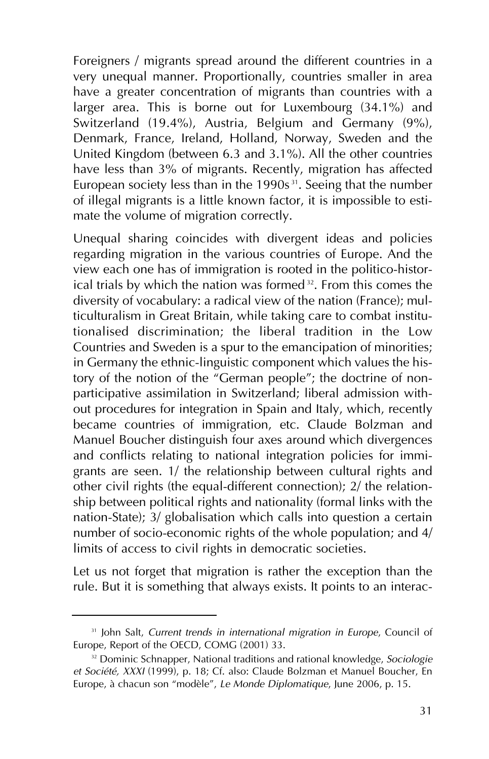Foreigners / migrants spread around the different countries in a very unequal manner. Proportionally, countries smaller in area have a greater concentration of migrants than countries with a larger area. This is borne out for Luxembourg (34.1%) and Switzerland (19.4%), Austria, Belgium and Germany (9%), Denmark, France, Ireland, Holland, Norway, Sweden and the United Kingdom (between 6.3 and 3.1%). All the other countries have less than 3% of migrants. Recently, migration has affected European society less than in the 1990s[31]. Seeing that the number of illegal migrants is a little known factor, it is impossible to estimate the volume of migration correctly.

Unequal sharing coincides with divergent ideas and policies regarding migration in the various countries of Europe. And the view each one has of immigration is rooted in the politico-historical trials by which the nation was formed[32]. From this comes the diversity of vocabulary: a radical view of the nation (France); multiculturalism in Great Britain, while taking care to combat institutionalised discrimination; the liberal tradition in the Low Countries and Sweden is a spur to the emancipation of minorities; in Germany the ethnic-linguistic component which values the history of the notion of the "German people"; the doctrine of non-participative assimilation in Switzerland; liberal admission without procedures for integration in Spain and Italy, which, recently became countries of immigration, etc. Claude Bolzman and Manuel Boucher distinguish four axes around which divergences and conflicts relating to national integration policies for immigrants are seen. 1/ the relationship between cultural rights and other civil rights (the equal-different connection); 2/ the relationship between political rights and nationality (formal links with the nation-State); 3/ globalisation which calls into question a certain number of socio-economic rights of the whole population; and 4/ limits of access to civil rights in democratic societies.

Let us not forget that migration is rather the exception than the rule. But it is something that always exists. It points to an interac-

---

[31] John Salt, *Current trends in international migration in Europe*, Council of Europe, Report of the OECD, COMG (2001) 33.

[32] Dominic Schnapper, National traditions and rational knowledge, *Sociologie et Société, XXXI* (1999), p. 18; Cf. also: Claude Bolzman et Manuel Boucher, En Europe, à chacun son "modèle", *Le Monde Diplomatique*, June 2006, p. 15.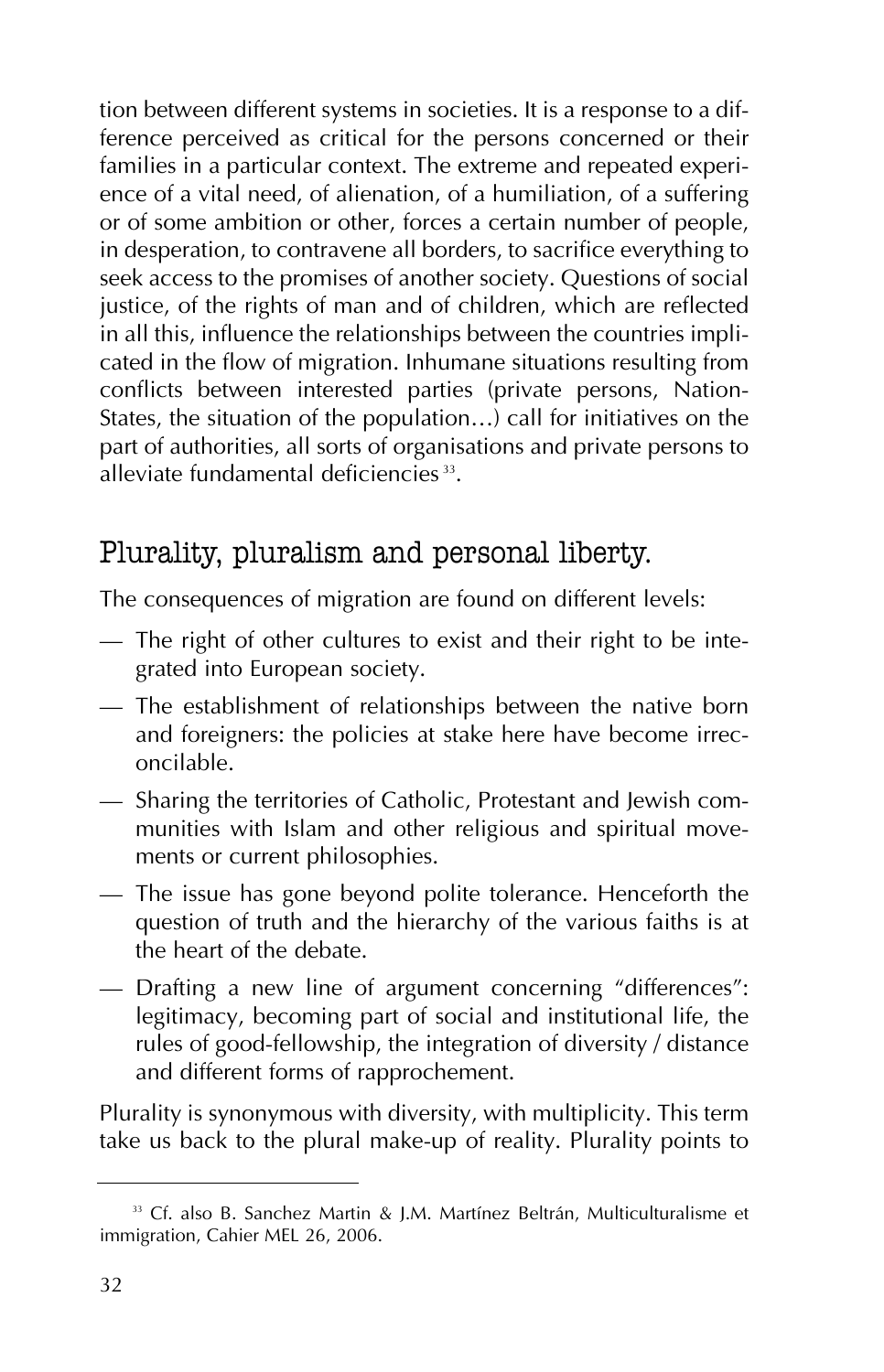tion between different systems in societies. It is a response to a difference perceived as critical for the persons concerned or their families in a particular context. The extreme and repeated experience of a vital need, of alienation, of a humiliation, of a suffering or of some ambition or other, forces a certain number of people, in desperation, to contravene all borders, to sacrifice everything to seek access to the promises of another society. Questions of social justice, of the rights of man and of children, which are reflected in all this, influence the relationships between the countries implicated in the flow of migration. Inhumane situations resulting from conflicts between interested parties (private persons, Nation-States, the situation of the population…) call for initiatives on the part of authorities, all sorts of organisations and private persons to alleviate fundamental deficiencies [33].

## Plurality, pluralism and personal liberty.

The consequences of migration are found on different levels:

- The right of other cultures to exist and their right to be integrated into European society.
- The establishment of relationships between the native born and foreigners: the policies at stake here have become irreconcilable.
- Sharing the territories of Catholic, Protestant and Jewish communities with Islam and other religious and spiritual movements or current philosophies.
- The issue has gone beyond polite tolerance. Henceforth the question of truth and the hierarchy of the various faiths is at the heart of the debate.
- Drafting a new line of argument concerning "differences": legitimacy, becoming part of social and institutional life, the rules of good-fellowship, the integration of diversity / distance and different forms of rapprochement.

Plurality is synonymous with diversity, with multiplicity. This term take us back to the plural make-up of reality. Plurality points to

---

[33] Cf. also B. Sanchez Martin & J.M. Martínez Beltrán, Multiculturalisme et immigration, Cahier MEL 26, 2006.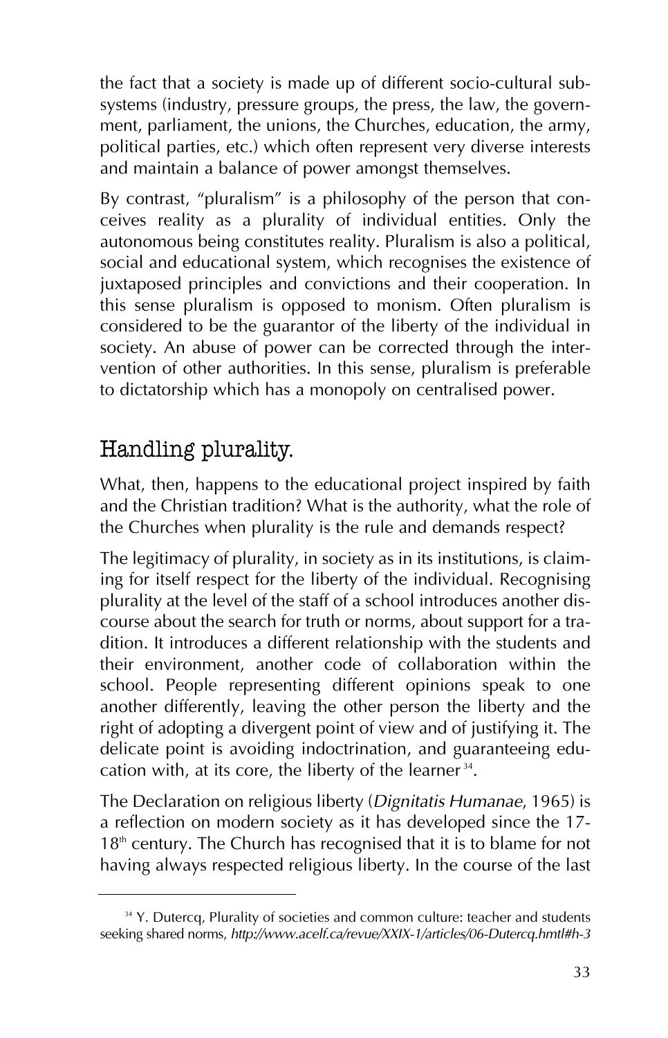the fact that a society is made up of different socio-cultural subsystems (industry, pressure groups, the press, the law, the government, parliament, the unions, the Churches, education, the army, political parties, etc.) which often represent very diverse interests and maintain a balance of power amongst themselves.

By contrast, "pluralism" is a philosophy of the person that conceives reality as a plurality of individual entities. Only the autonomous being constitutes reality. Pluralism is also a political, social and educational system, which recognises the existence of juxtaposed principles and convictions and their cooperation. In this sense pluralism is opposed to monism. Often pluralism is considered to be the guarantor of the liberty of the individual in society. An abuse of power can be corrected through the intervention of other authorities. In this sense, pluralism is preferable to dictatorship which has a monopoly on centralised power.

## Handling plurality.

What, then, happens to the educational project inspired by faith and the Christian tradition? What is the authority, what the role of the Churches when plurality is the rule and demands respect?

The legitimacy of plurality, in society as in its institutions, is claiming for itself respect for the liberty of the individual. Recognising plurality at the level of the staff of a school introduces another discourse about the search for truth or norms, about support for a tradition. It introduces a different relationship with the students and their environment, another code of collaboration within the school. People representing different opinions speak to one another differently, leaving the other person the liberty and the right of adopting a divergent point of view and of justifying it. The delicate point is avoiding indoctrination, and guaranteeing education with, at its core, the liberty of the learner [34].

The Declaration on religious liberty (*Dignitatis Humanae*, 1965) is a reflection on modern society as it has developed since the 17-18th century. The Church has recognised that it is to blame for not having always respected religious liberty. In the course of the last

---

[34] Y. Dutercq, Plurality of societies and common culture: teacher and students seeking shared norms, *http://www.acelf.ca/revue/XXIX-1/articles/06-Dutercq.hmtl#h-3*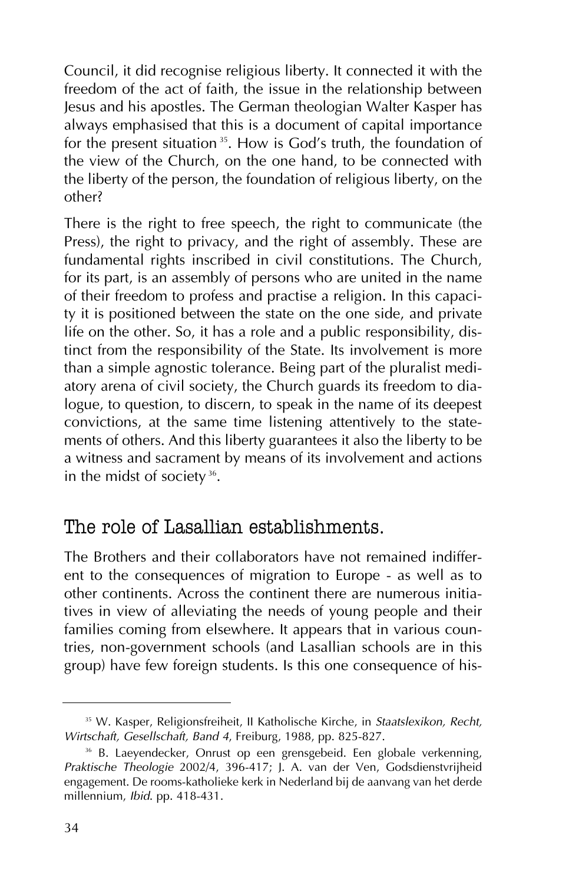Council, it did recognise religious liberty. It connected it with the freedom of the act of faith, the issue in the relationship between Jesus and his apostles. The German theologian Walter Kasper has always emphasised that this is a document of capital importance for the present situation [35]. How is God's truth, the foundation of the view of the Church, on the one hand, to be connected with the liberty of the person, the foundation of religious liberty, on the other?

There is the right to free speech, the right to communicate (the Press), the right to privacy, and the right of assembly. These are fundamental rights inscribed in civil constitutions. The Church, for its part, is an assembly of persons who are united in the name of their freedom to profess and practise a religion. In this capacity it is positioned between the state on the one side, and private life on the other. So, it has a role and a public responsibility, distinct from the responsibility of the State. Its involvement is more than a simple agnostic tolerance. Being part of the pluralist mediatory arena of civil society, the Church guards its freedom to dialogue, to question, to discern, to speak in the name of its deepest convictions, at the same time listening attentively to the statements of others. And this liberty guarantees it also the liberty to be a witness and sacrament by means of its involvement and actions in the midst of society [36].

## The role of Lasallian establishments.

The Brothers and their collaborators have not remained indifferent to the consequences of migration to Europe - as well as to other continents. Across the continent there are numerous initiatives in view of alleviating the needs of young people and their families coming from elsewhere. It appears that in various countries, non-government schools (and Lasallian schools are in this group) have few foreign students. Is this one consequence of his-

---

[35] W. Kasper, Religionsfreiheit, II Katholische Kirche, in *Staatslexikon, Recht, Wirtschaft, Gesellschaft, Band 4*, Freiburg, 1988, pp. 825-827.

[36] B. Laeyendecker, Onrust op een grensgebeid. Een globale verkenning, *Praktische Theologie* 2002/4, 396-417; J. A. van der Ven, Godsdienstvrijheid engagement. De rooms-katholieke kerk in Nederland bij de aanvang van het derde millennium, *Ibid.* pp. 418-431.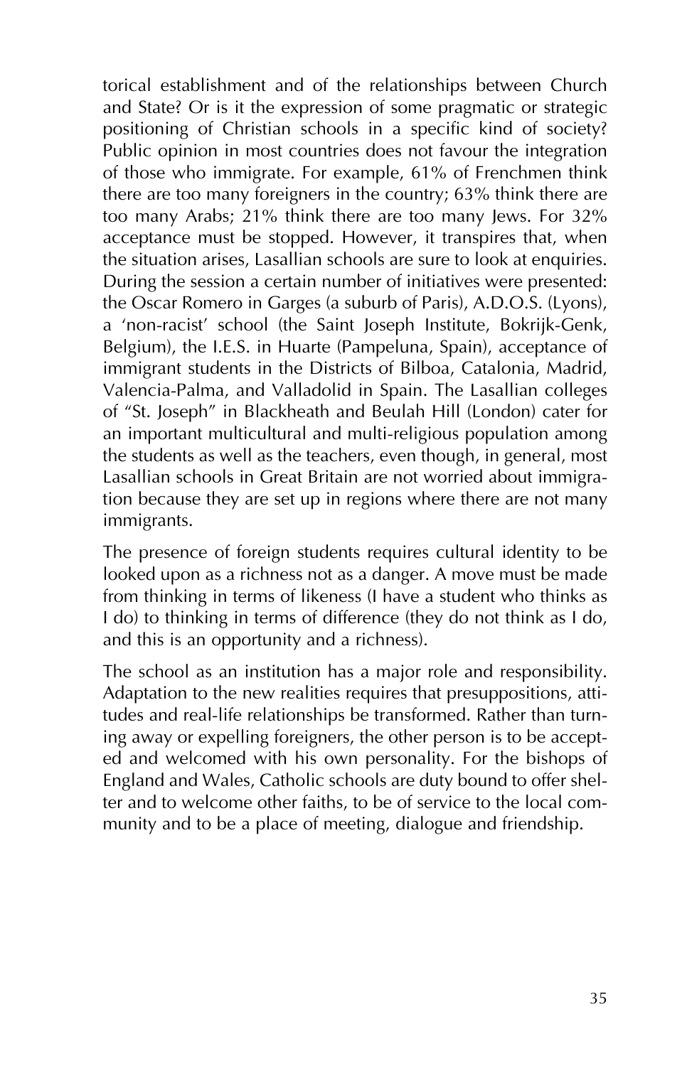torical establishment and of the relationships between Church and State? Or is it the expression of some pragmatic or strategic positioning of Christian schools in a specific kind of society? Public opinion in most countries does not favour the integration of those who immigrate. For example, 61% of Frenchmen think there are too many foreigners in the country; 63% think there are too many Arabs; 21% think there are too many Jews. For 32% acceptance must be stopped. However, it transpires that, when the situation arises, Lasallian schools are sure to look at enquiries. During the session a certain number of initiatives were presented: the Oscar Romero in Garges (a suburb of Paris), A.D.O.S. (Lyons), a 'non-racist' school (the Saint Joseph Institute, Bokrijk-Genk, Belgium), the I.E.S. in Huarte (Pampeluna, Spain), acceptance of immigrant students in the Districts of Bilboa, Catalonia, Madrid, Valencia-Palma, and Valladolid in Spain. The Lasallian colleges of "St. Joseph" in Blackheath and Beulah Hill (London) cater for an important multicultural and multi-religious population among the students as well as the teachers, even though, in general, most Lasallian schools in Great Britain are not worried about immigration because they are set up in regions where there are not many immigrants.

The presence of foreign students requires cultural identity to be looked upon as a richness not as a danger. A move must be made from thinking in terms of likeness (I have a student who thinks as I do) to thinking in terms of difference (they do not think as I do, and this is an opportunity and a richness).

The school as an institution has a major role and responsibility. Adaptation to the new realities requires that presuppositions, attitudes and real-life relationships be transformed. Rather than turning away or expelling foreigners, the other person is to be accepted and welcomed with his own personality. For the bishops of England and Wales, Catholic schools are duty bound to offer shelter and to welcome other faiths, to be of service to the local community and to be a place of meeting, dialogue and friendship.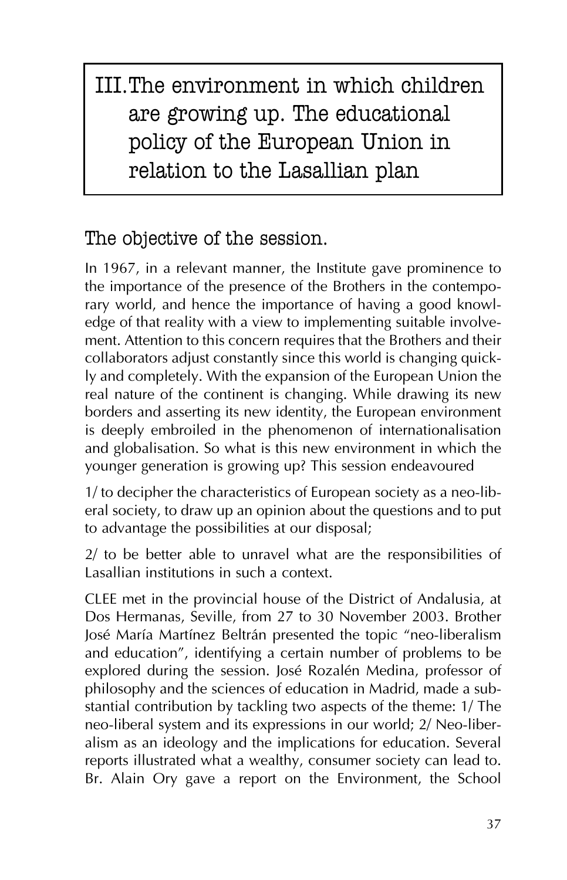# III. The environment in which children are growing up. The educational policy of the European Union in relation to the Lasallian plan

## The objective of the session.

In 1967, in a relevant manner, the Institute gave prominence to the importance of the presence of the Brothers in the contemporary world, and hence the importance of having a good knowledge of that reality with a view to implementing suitable involvement. Attention to this concern requires that the Brothers and their collaborators adjust constantly since this world is changing quickly and completely. With the expansion of the European Union the real nature of the continent is changing. While drawing its new borders and asserting its new identity, the European environment is deeply embroiled in the phenomenon of internationalisation and globalisation. So what is this new environment in which the younger generation is growing up? This session endeavoured

1/ to decipher the characteristics of European society as a neo-liberal society, to draw up an opinion about the questions and to put to advantage the possibilities at our disposal;

2/ to be better able to unravel what are the responsibilities of Lasallian institutions in such a context.

CLEE met in the provincial house of the District of Andalusia, at Dos Hermanas, Seville, from 27 to 30 November 2003. Brother José María Martínez Beltrán presented the topic "neo-liberalism and education", identifying a certain number of problems to be explored during the session. José Rozalén Medina, professor of philosophy and the sciences of education in Madrid, made a substantial contribution by tackling two aspects of the theme: 1/ The neo-liberal system and its expressions in our world; 2/ Neo-liberalism as an ideology and the implications for education. Several reports illustrated what a wealthy, consumer society can lead to. Br. Alain Ory gave a report on the Environment, the School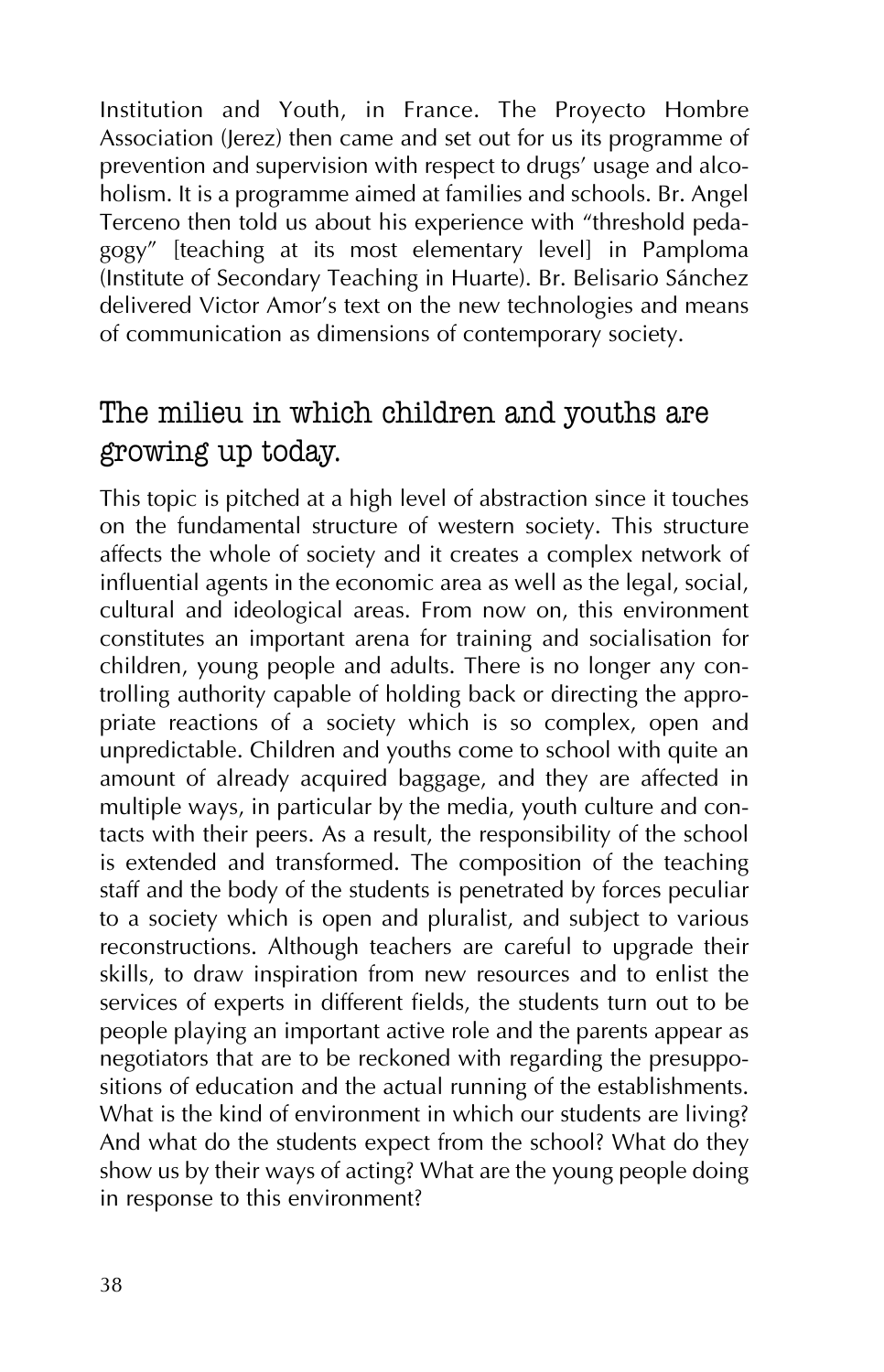Institution and Youth, in France. The Proyecto Hombre Association (Jerez) then came and set out for us its programme of prevention and supervision with respect to drugs' usage and alcoholism. It is a programme aimed at families and schools. Br. Angel Terceno then told us about his experience with "threshold pedagogy" [teaching at its most elementary level] in Pamploma (Institute of Secondary Teaching in Huarte). Br. Belisario Sánchez delivered Victor Amor's text on the new technologies and means of communication as dimensions of contemporary society.

## The milieu in which children and youths are growing up today.

This topic is pitched at a high level of abstraction since it touches on the fundamental structure of western society. This structure affects the whole of society and it creates a complex network of influential agents in the economic area as well as the legal, social, cultural and ideological areas. From now on, this environment constitutes an important arena for training and socialisation for children, young people and adults. There is no longer any controlling authority capable of holding back or directing the appropriate reactions of a society which is so complex, open and unpredictable. Children and youths come to school with quite an amount of already acquired baggage, and they are affected in multiple ways, in particular by the media, youth culture and contacts with their peers. As a result, the responsibility of the school is extended and transformed. The composition of the teaching staff and the body of the students is penetrated by forces peculiar to a society which is open and pluralist, and subject to various reconstructions. Although teachers are careful to upgrade their skills, to draw inspiration from new resources and to enlist the services of experts in different fields, the students turn out to be people playing an important active role and the parents appear as negotiators that are to be reckoned with regarding the presuppositions of education and the actual running of the establishments. What is the kind of environment in which our students are living? And what do the students expect from the school? What do they show us by their ways of acting? What are the young people doing in response to this environment?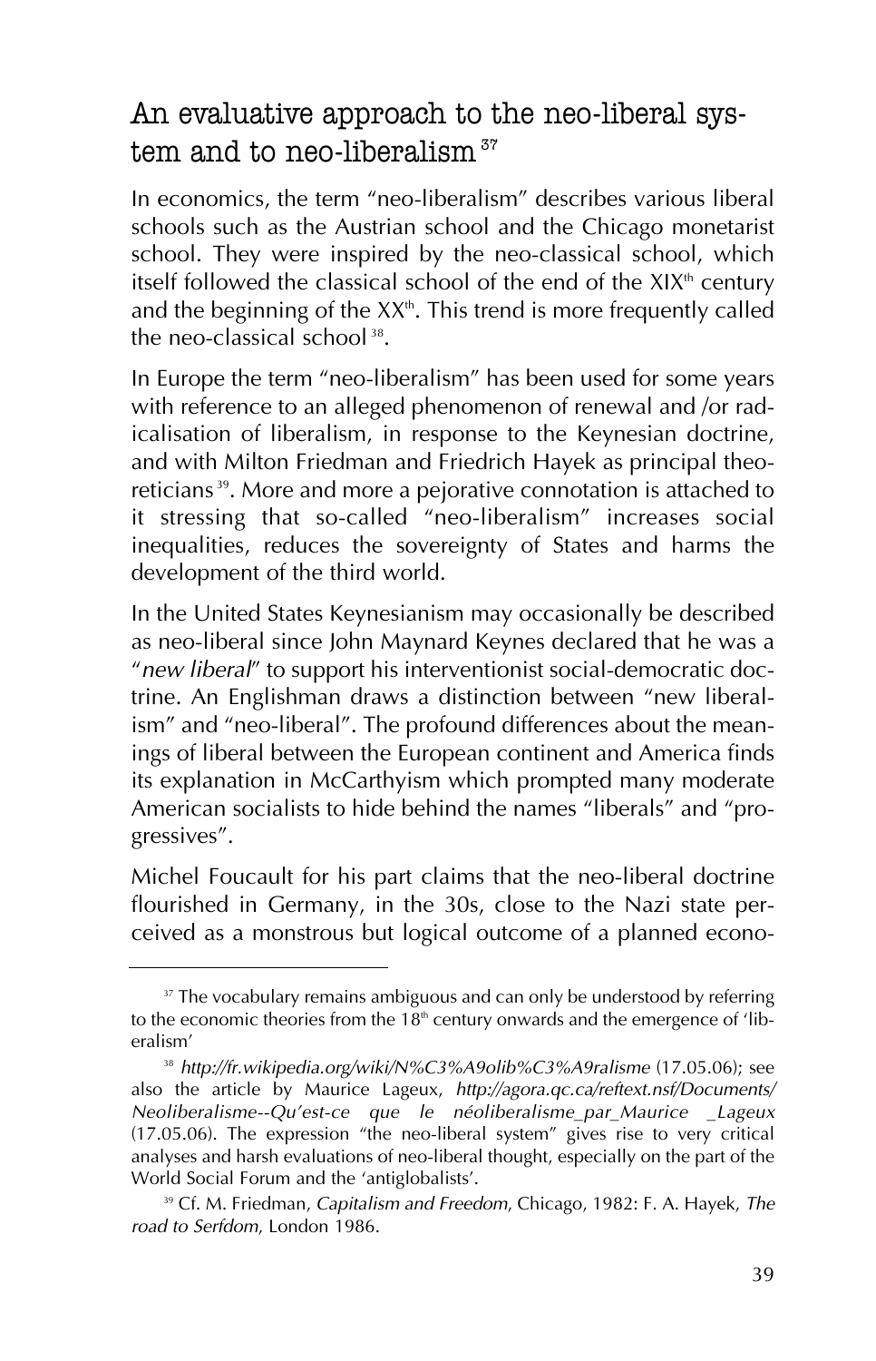## An evaluative approach to the neo-liberal system and to neo-liberalism[37]

In economics, the term "neo-liberalism" describes various liberal schools such as the Austrian school and the Chicago monetarist school. They were inspired by the neo-classical school, which itself followed the classical school of the end of the XIX[th] century and the beginning of the XX[th]. This trend is more frequently called the neo-classical school[38].

In Europe the term "neo-liberalism" has been used for some years with reference to an alleged phenomenon of renewal and /or radicalisation of liberalism, in response to the Keynesian doctrine, and with Milton Friedman and Friedrich Hayek as principal theoreticians[39]. More and more a pejorative connotation is attached to it stressing that so-called "neo-liberalism" increases social inequalities, reduces the sovereignty of States and harms the development of the third world.

In the United States Keynesianism may occasionally be described as neo-liberal since John Maynard Keynes declared that he was a "*new liberal*" to support his interventionist social-democratic doctrine. An Englishman draws a distinction between "new liberalism" and "neo-liberal". The profound differences about the meanings of liberal between the European continent and America finds its explanation in McCarthyism which prompted many moderate American socialists to hide behind the names "liberals" and "progressives".

Michel Foucault for his part claims that the neo-liberal doctrine flourished in Germany, in the 30s, close to the Nazi state perceived as a monstrous but logical outcome of a planned econo-

---

[37] The vocabulary remains ambiguous and can only be understood by referring to the economic theories from the 18[th] century onwards and the emergence of 'liberalism'

[38] *http://fr.wikipedia.org/wiki/N%C3%A9olib%C3%A9ralisme* (17.05.06); see also the article by Maurice Lageux, *http://agora.qc.ca/reftext.nsf/Documents/Neoliberalisme--Qu'est-ce que le néoliberalisme_par_Maurice _Lageux* (17.05.06). The expression "the neo-liberal system" gives rise to very critical analyses and harsh evaluations of neo-liberal thought, especially on the part of the World Social Forum and the 'antiglobalists'.

[39] Cf. M. Friedman, *Capitalism and Freedom*, Chicago, 1982: F. A. Hayek, *The road to Serfdom*, London 1986.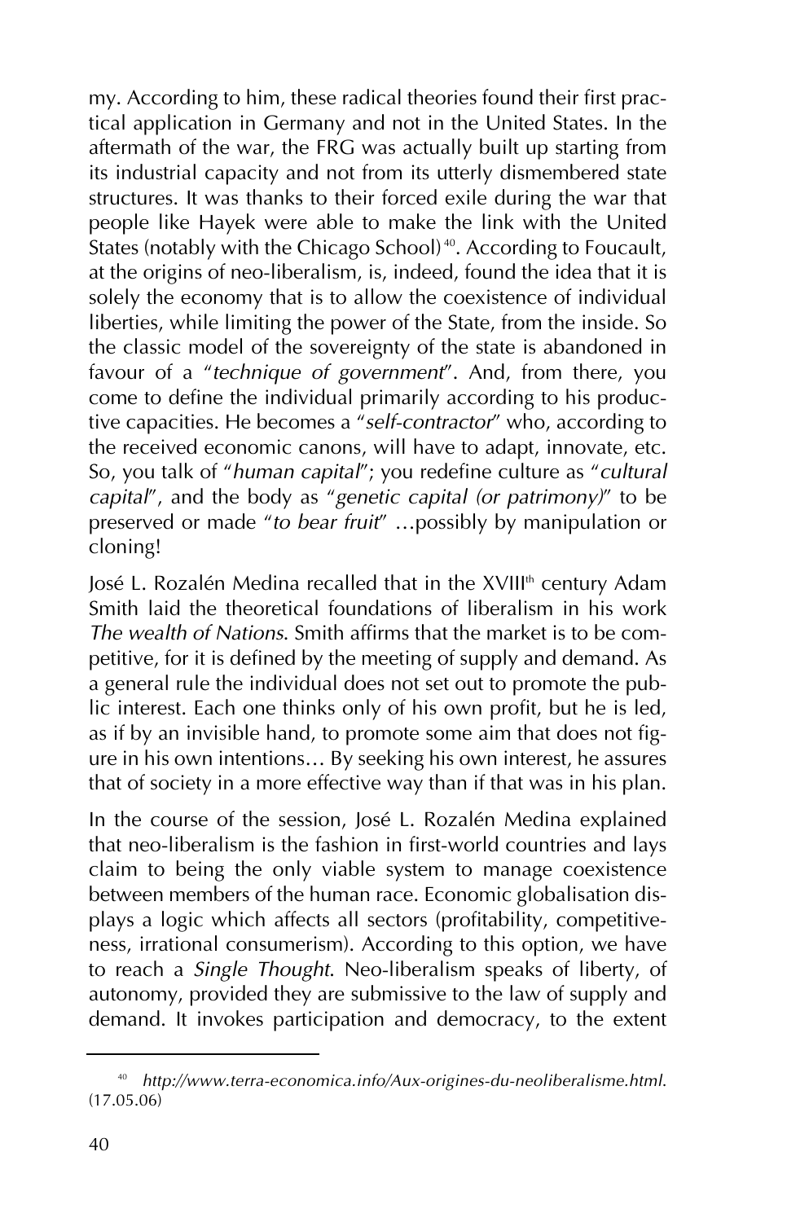my. According to him, these radical theories found their first practical application in Germany and not in the United States. In the aftermath of the war, the FRG was actually built up starting from its industrial capacity and not from its utterly dismembered state structures. It was thanks to their forced exile during the war that people like Hayek were able to make the link with the United States (notably with the Chicago School)[40]. According to Foucault, at the origins of neo-liberalism, is, indeed, found the idea that it is solely the economy that is to allow the coexistence of individual liberties, while limiting the power of the State, from the inside. So the classic model of the sovereignty of the state is abandoned in favour of a "*technique of government*". And, from there, you come to define the individual primarily according to his productive capacities. He becomes a "*self-contractor*" who, according to the received economic canons, will have to adapt, innovate, etc. So, you talk of "*human capital*"; you redefine culture as "*cultural capital*", and the body as "*genetic capital (or patrimony)*" to be preserved or made "*to bear fruit*" …possibly by manipulation or cloning!

José L. Rozalén Medina recalled that in the XVIII[th] century Adam Smith laid the theoretical foundations of liberalism in his work *The wealth of Nations*. Smith affirms that the market is to be competitive, for it is defined by the meeting of supply and demand. As a general rule the individual does not set out to promote the public interest. Each one thinks only of his own profit, but he is led, as if by an invisible hand, to promote some aim that does not figure in his own intentions… By seeking his own interest, he assures that of society in a more effective way than if that was in his plan.

In the course of the session, José L. Rozalén Medina explained that neo-liberalism is the fashion in first-world countries and lays claim to being the only viable system to manage coexistence between members of the human race. Economic globalisation displays a logic which affects all sectors (profitability, competitiveness, irrational consumerism). According to this option, we have to reach a *Single Thought*. Neo-liberalism speaks of liberty, of autonomy, provided they are submissive to the law of supply and demand. It invokes participation and democracy, to the extent

---

[40] *http://www.terra-economica.info/Aux-origines-du-neoliberalisme.html.* (17.05.06)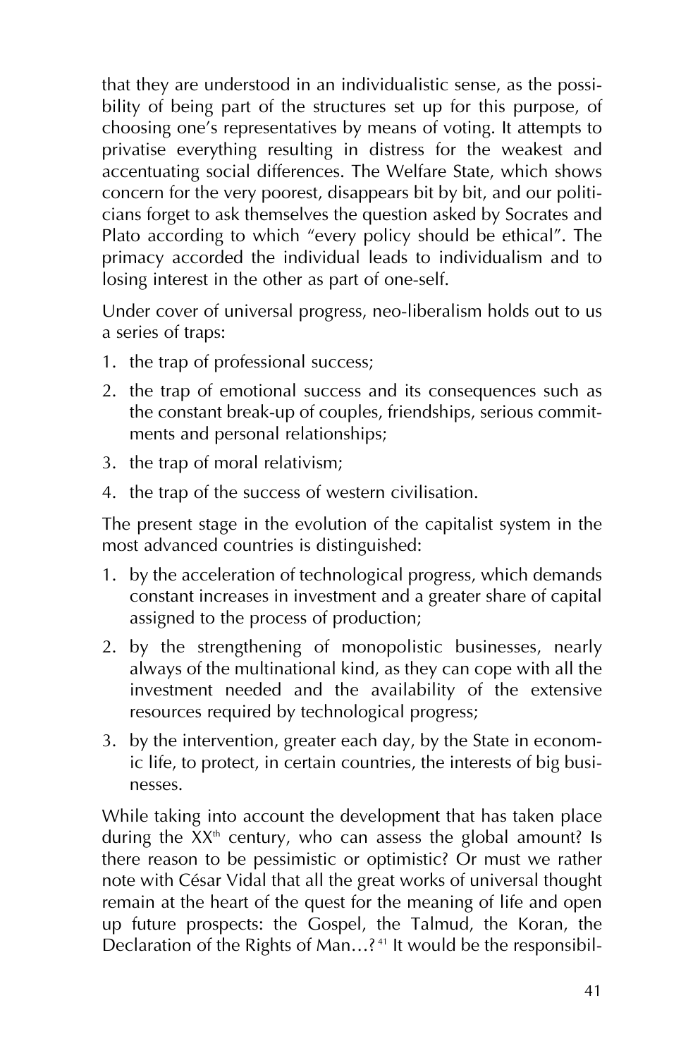that they are understood in an individualistic sense, as the possibility of being part of the structures set up for this purpose, of choosing one's representatives by means of voting. It attempts to privatise everything resulting in distress for the weakest and accentuating social differences. The Welfare State, which shows concern for the very poorest, disappears bit by bit, and our politicians forget to ask themselves the question asked by Socrates and Plato according to which "every policy should be ethical". The primacy accorded the individual leads to individualism and to losing interest in the other as part of one-self.

Under cover of universal progress, neo-liberalism holds out to us a series of traps:

1. the trap of professional success;
2. the trap of emotional success and its consequences such as the constant break-up of couples, friendships, serious commitments and personal relationships;
3. the trap of moral relativism;
4. the trap of the success of western civilisation.

The present stage in the evolution of the capitalist system in the most advanced countries is distinguished:

1. by the acceleration of technological progress, which demands constant increases in investment and a greater share of capital assigned to the process of production;
2. by the strengthening of monopolistic businesses, nearly always of the multinational kind, as they can cope with all the investment needed and the availability of the extensive resources required by technological progress;
3. by the intervention, greater each day, by the State in economic life, to protect, in certain countries, the interests of big businesses.

While taking into account the development that has taken place during the XX[th] century, who can assess the global amount? Is there reason to be pessimistic or optimistic? Or must we rather note with César Vidal that all the great works of universal thought remain at the heart of the quest for the meaning of life and open up future prospects: the Gospel, the Talmud, the Koran, the Declaration of the Rights of Man…? [41] It would be the responsibil-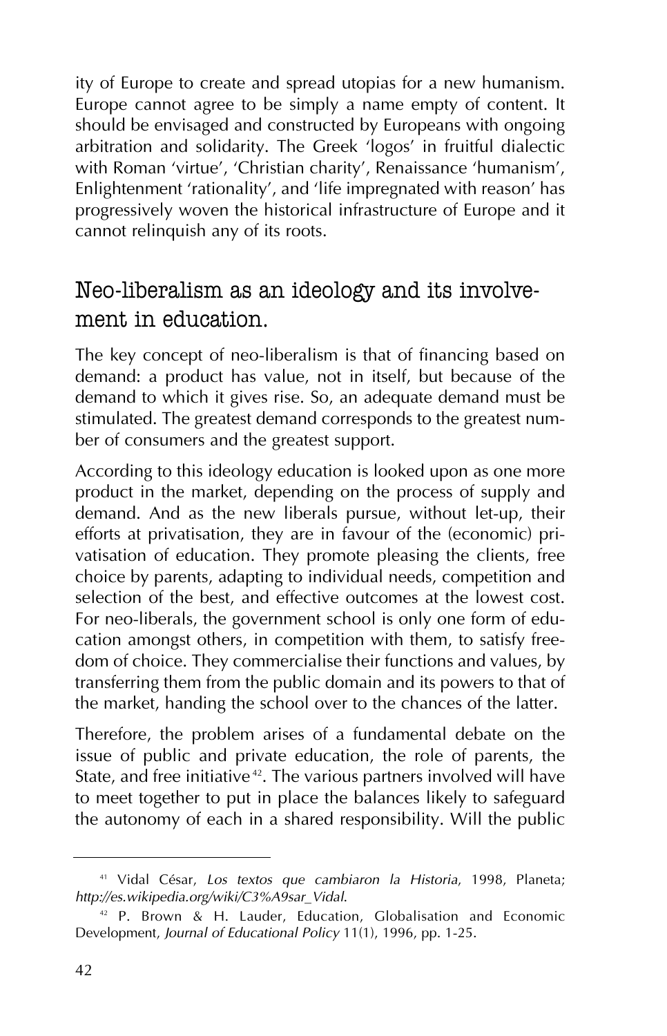ity of Europe to create and spread utopias for a new humanism. Europe cannot agree to be simply a name empty of content. It should be envisaged and constructed by Europeans with ongoing arbitration and solidarity. The Greek 'logos' in fruitful dialectic with Roman 'virtue', 'Christian charity', Renaissance 'humanism', Enlightenment 'rationality', and 'life impregnated with reason' has progressively woven the historical infrastructure of Europe and it cannot relinquish any of its roots.

## Neo-liberalism as an ideology and its involvement in education.

The key concept of neo-liberalism is that of financing based on demand: a product has value, not in itself, but because of the demand to which it gives rise. So, an adequate demand must be stimulated. The greatest demand corresponds to the greatest number of consumers and the greatest support.

According to this ideology education is looked upon as one more product in the market, depending on the process of supply and demand. And as the new liberals pursue, without let-up, their efforts at privatisation, they are in favour of the (economic) privatisation of education. They promote pleasing the clients, free choice by parents, adapting to individual needs, competition and selection of the best, and effective outcomes at the lowest cost. For neo-liberals, the government school is only one form of education amongst others, in competition with them, to satisfy freedom of choice. They commercialise their functions and values, by transferring them from the public domain and its powers to that of the market, handing the school over to the chances of the latter.

Therefore, the problem arises of a fundamental debate on the issue of public and private education, the role of parents, the State, and free initiative [42]. The various partners involved will have to meet together to put in place the balances likely to safeguard the autonomy of each in a shared responsibility. Will the public

---

[41] Vidal César, *Los textos que cambiaron la Historia*, 1998, Planeta; *http://es.wikipedia.org/wiki/C3%A9sar_Vidal*.

[42] P. Brown & H. Lauder, Education, Globalisation and Economic Development, *Journal of Educational Policy* 11(1), 1996, pp. 1-25.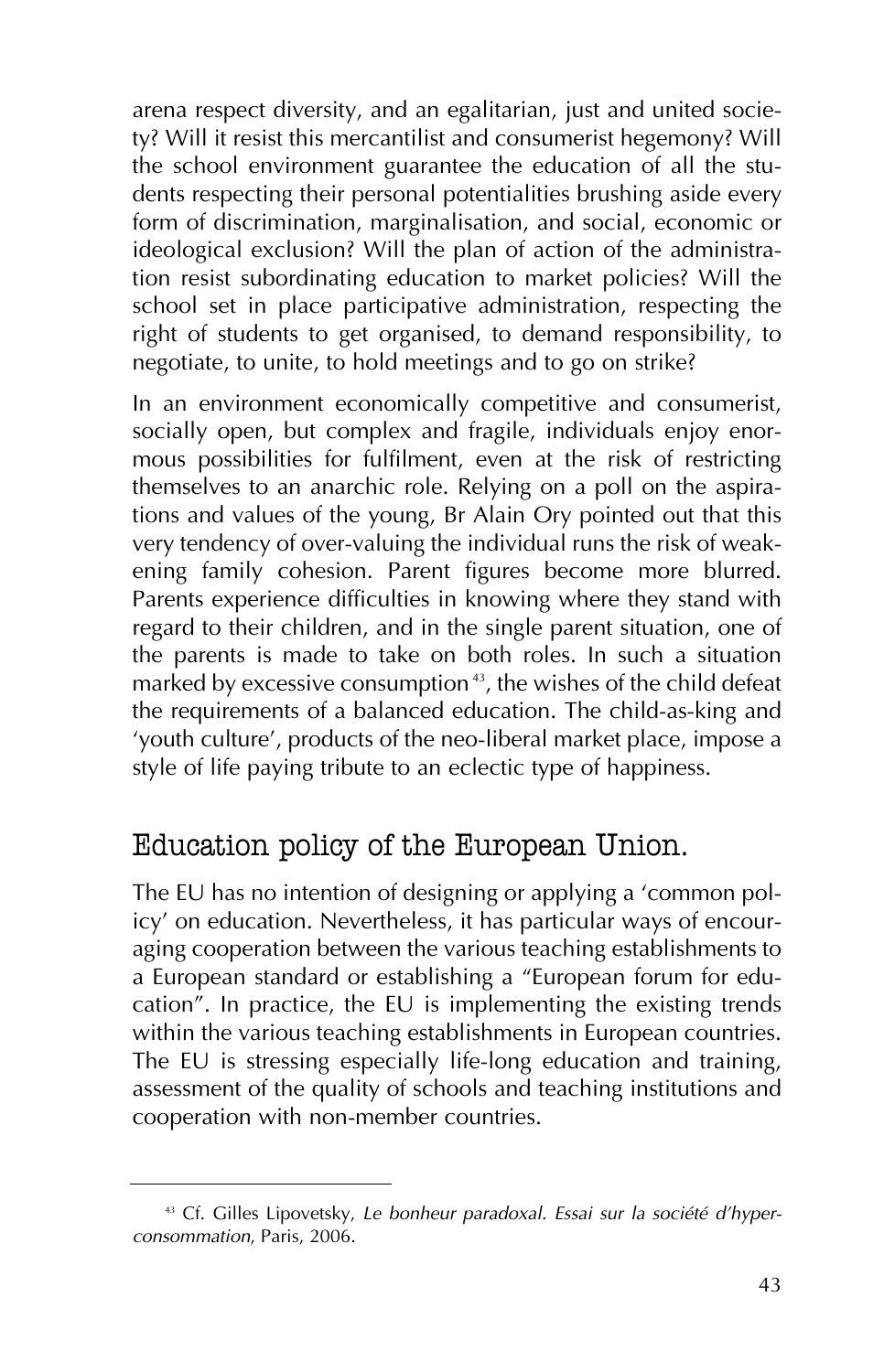arena respect diversity, and an egalitarian, just and united society? Will it resist this mercantilist and consumerist hegemony? Will the school environment guarantee the education of all the students respecting their personal potentialities brushing aside every form of discrimination, marginalisation, and social, economic or ideological exclusion? Will the plan of action of the administration resist subordinating education to market policies? Will the school set in place participative administration, respecting the right of students to get organised, to demand responsibility, to negotiate, to unite, to hold meetings and to go on strike?

In an environment economically competitive and consumerist, socially open, but complex and fragile, individuals enjoy enormous possibilities for fulfilment, even at the risk of restricting themselves to an anarchic role. Relying on a poll on the aspirations and values of the young, Br Alain Ory pointed out that this very tendency of over-valuing the individual runs the risk of weakening family cohesion. Parent figures become more blurred. Parents experience difficulties in knowing where they stand with regard to their children, and in the single parent situation, one of the parents is made to take on both roles. In such a situation marked by excessive consumption [43], the wishes of the child defeat the requirements of a balanced education. The child-as-king and 'youth culture', products of the neo-liberal market place, impose a style of life paying tribute to an eclectic type of happiness.

## Education policy of the European Union.

The EU has no intention of designing or applying a 'common policy' on education. Nevertheless, it has particular ways of encouraging cooperation between the various teaching establishments to a European standard or establishing a "European forum for education". In practice, the EU is implementing the existing trends within the various teaching establishments in European countries. The EU is stressing especially life-long education and training, assessment of the quality of schools and teaching institutions and cooperation with non-member countries.

---

[43] Cf. Gilles Lipovetsky, *Le bonheur paradoxal. Essai sur la société d'hyperconsommation*, Paris, 2006.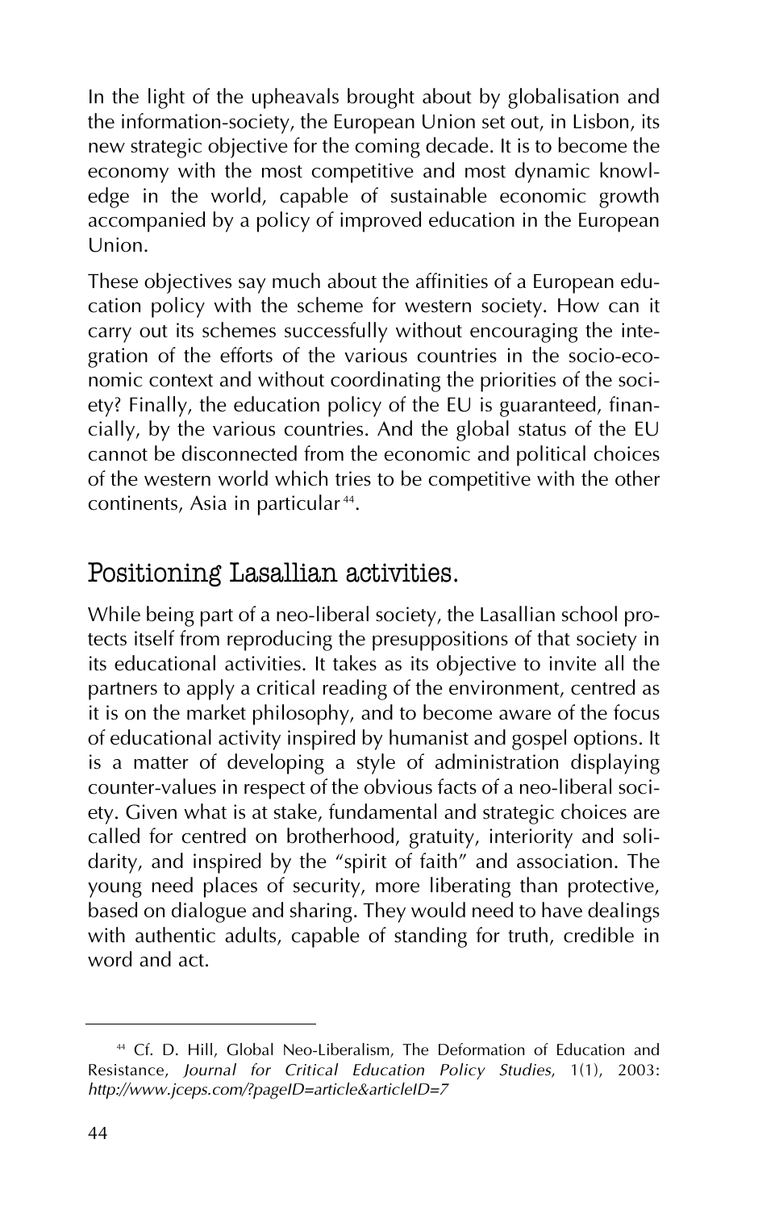In the light of the upheavals brought about by globalisation and the information-society, the European Union set out, in Lisbon, its new strategic objective for the coming decade. It is to become the economy with the most competitive and most dynamic knowledge in the world, capable of sustainable economic growth accompanied by a policy of improved education in the European Union.

These objectives say much about the affinities of a European education policy with the scheme for western society. How can it carry out its schemes successfully without encouraging the integration of the efforts of the various countries in the socio-economic context and without coordinating the priorities of the society? Finally, the education policy of the EU is guaranteed, financially, by the various countries. And the global status of the EU cannot be disconnected from the economic and political choices of the western world which tries to be competitive with the other continents, Asia in particular [44].

## Positioning Lasallian activities.

While being part of a neo-liberal society, the Lasallian school protects itself from reproducing the presuppositions of that society in its educational activities. It takes as its objective to invite all the partners to apply a critical reading of the environment, centred as it is on the market philosophy, and to become aware of the focus of educational activity inspired by humanist and gospel options. It is a matter of developing a style of administration displaying counter-values in respect of the obvious facts of a neo-liberal society. Given what is at stake, fundamental and strategic choices are called for centred on brotherhood, gratuity, interiority and solidarity, and inspired by the "spirit of faith" and association. The young need places of security, more liberating than protective, based on dialogue and sharing. They would need to have dealings with authentic adults, capable of standing for truth, credible in word and act.

---

[44] Cf. D. Hill, Global Neo-Liberalism, The Deformation of Education and Resistance, *Journal for Critical Education Policy Studies*, 1(1), 2003: *http://www.jceps.com/?pageID=article&articleID=7*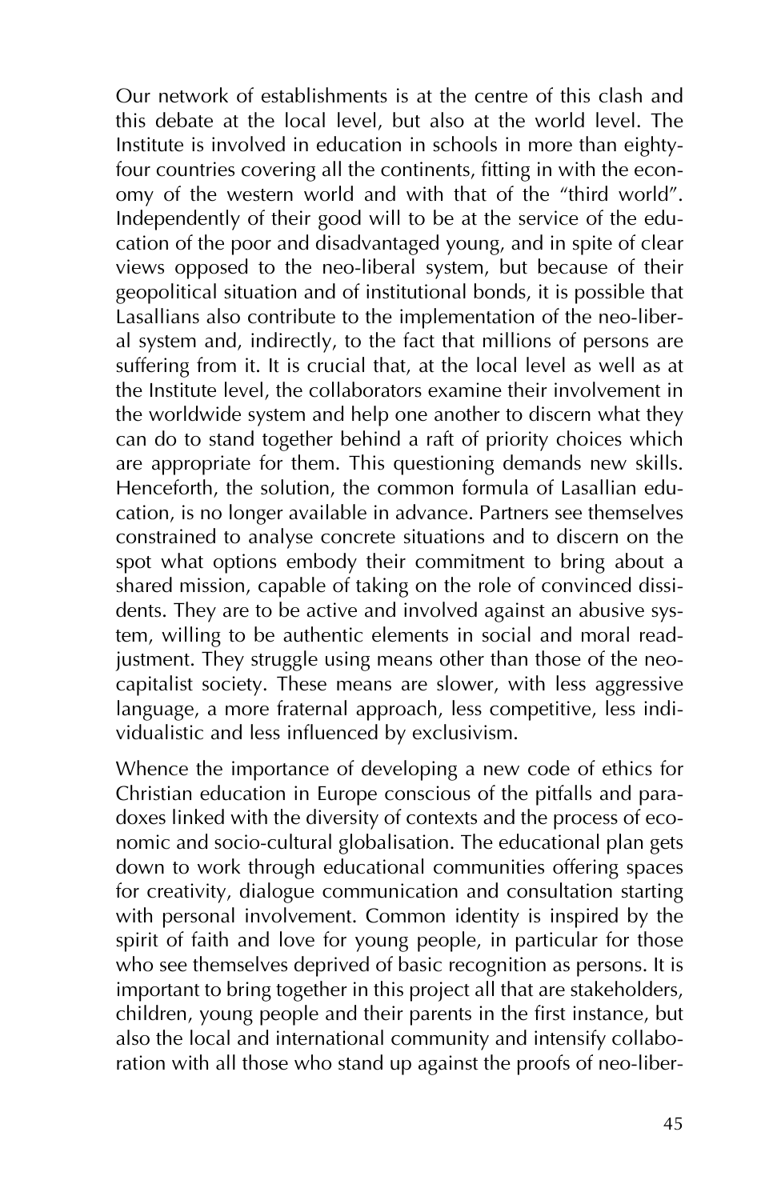Our network of establishments is at the centre of this clash and this debate at the local level, but also at the world level. The Institute is involved in education in schools in more than eighty-four countries covering all the continents, fitting in with the economy of the western world and with that of the "third world". Independently of their good will to be at the service of the education of the poor and disadvantaged young, and in spite of clear views opposed to the neo-liberal system, but because of their geopolitical situation and of institutional bonds, it is possible that Lasallians also contribute to the implementation of the neo-liberal system and, indirectly, to the fact that millions of persons are suffering from it. It is crucial that, at the local level as well as at the Institute level, the collaborators examine their involvement in the worldwide system and help one another to discern what they can do to stand together behind a raft of priority choices which are appropriate for them. This questioning demands new skills. Henceforth, the solution, the common formula of Lasallian education, is no longer available in advance. Partners see themselves constrained to analyse concrete situations and to discern on the spot what options embody their commitment to bring about a shared mission, capable of taking on the role of convinced dissidents. They are to be active and involved against an abusive system, willing to be authentic elements in social and moral readjustment. They struggle using means other than those of the neo-capitalist society. These means are slower, with less aggressive language, a more fraternal approach, less competitive, less individualistic and less influenced by exclusivism.

Whence the importance of developing a new code of ethics for Christian education in Europe conscious of the pitfalls and paradoxes linked with the diversity of contexts and the process of economic and socio-cultural globalisation. The educational plan gets down to work through educational communities offering spaces for creativity, dialogue communication and consultation starting with personal involvement. Common identity is inspired by the spirit of faith and love for young people, in particular for those who see themselves deprived of basic recognition as persons. It is important to bring together in this project all that are stakeholders, children, young people and their parents in the first instance, but also the local and international community and intensify collaboration with all those who stand up against the proofs of neo-liber-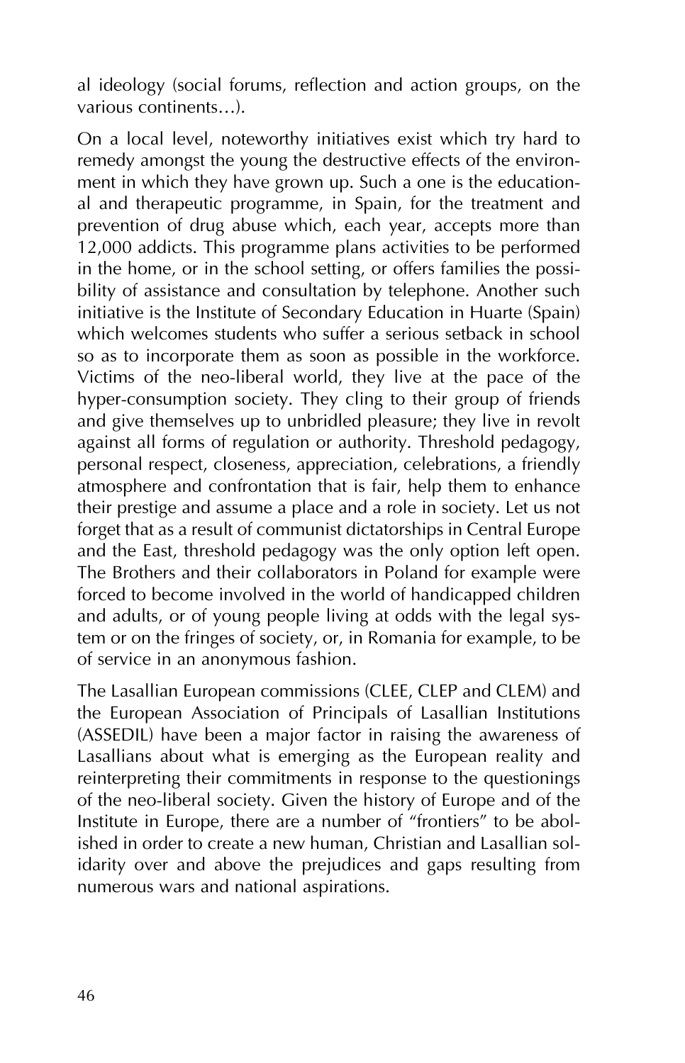al ideology (social forums, reflection and action groups, on the various continents…).

On a local level, noteworthy initiatives exist which try hard to remedy amongst the young the destructive effects of the environment in which they have grown up. Such a one is the educational and therapeutic programme, in Spain, for the treatment and prevention of drug abuse which, each year, accepts more than 12,000 addicts. This programme plans activities to be performed in the home, or in the school setting, or offers families the possibility of assistance and consultation by telephone. Another such initiative is the Institute of Secondary Education in Huarte (Spain) which welcomes students who suffer a serious setback in school so as to incorporate them as soon as possible in the workforce. Victims of the neo-liberal world, they live at the pace of the hyper-consumption society. They cling to their group of friends and give themselves up to unbridled pleasure; they live in revolt against all forms of regulation or authority. Threshold pedagogy, personal respect, closeness, appreciation, celebrations, a friendly atmosphere and confrontation that is fair, help them to enhance their prestige and assume a place and a role in society. Let us not forget that as a result of communist dictatorships in Central Europe and the East, threshold pedagogy was the only option left open. The Brothers and their collaborators in Poland for example were forced to become involved in the world of handicapped children and adults, or of young people living at odds with the legal system or on the fringes of society, or, in Romania for example, to be of service in an anonymous fashion.

The Lasallian European commissions (CLEE, CLEP and CLEM) and the European Association of Principals of Lasallian Institutions (ASSEDIL) have been a major factor in raising the awareness of Lasallians about what is emerging as the European reality and reinterpreting their commitments in response to the questionings of the neo-liberal society. Given the history of Europe and of the Institute in Europe, there are a number of "frontiers" to be abolished in order to create a new human, Christian and Lasallian solidarity over and above the prejudices and gaps resulting from numerous wars and national aspirations.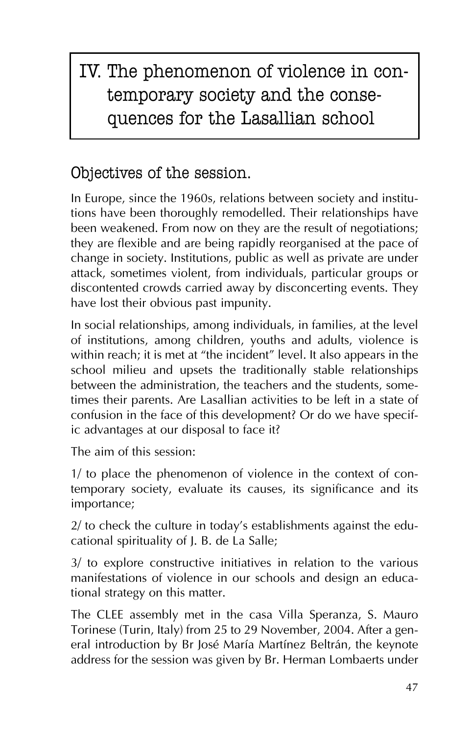# IV. The phenomenon of violence in contemporary society and the consequences for the Lasallian school

## Objectives of the session.

In Europe, since the 1960s, relations between society and institutions have been thoroughly remodelled. Their relationships have been weakened. From now on they are the result of negotiations; they are flexible and are being rapidly reorganised at the pace of change in society. Institutions, public as well as private are under attack, sometimes violent, from individuals, particular groups or discontented crowds carried away by disconcerting events. They have lost their obvious past impunity.

In social relationships, among individuals, in families, at the level of institutions, among children, youths and adults, violence is within reach; it is met at "the incident" level. It also appears in the school milieu and upsets the traditionally stable relationships between the administration, the teachers and the students, sometimes their parents. Are Lasallian activities to be left in a state of confusion in the face of this development? Or do we have specific advantages at our disposal to face it?

The aim of this session:

1/ to place the phenomenon of violence in the context of contemporary society, evaluate its causes, its significance and its importance;

2/ to check the culture in today's establishments against the educational spirituality of J. B. de La Salle;

3/ to explore constructive initiatives in relation to the various manifestations of violence in our schools and design an educational strategy on this matter.

The CLEE assembly met in the casa Villa Speranza, S. Mauro Torinese (Turin, Italy) from 25 to 29 November, 2004. After a general introduction by Br José María Martínez Beltrán, the keynote address for the session was given by Br. Herman Lombaerts under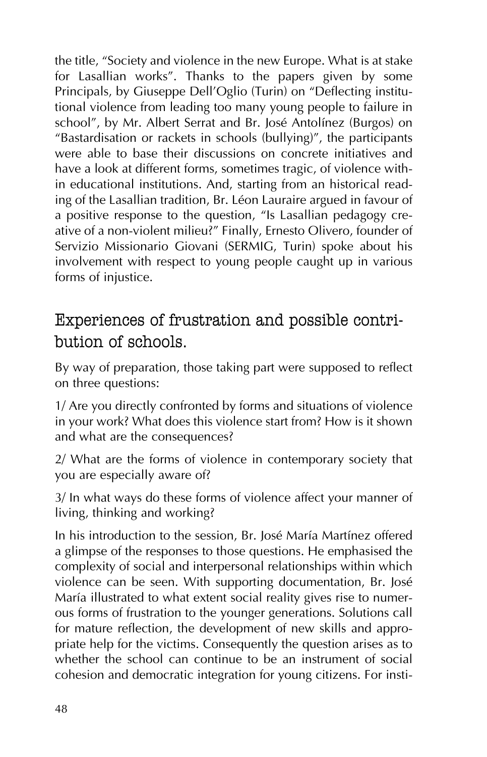the title, “Society and violence in the new Europe. What is at stake for Lasallian works”. Thanks to the papers given by some Principals, by Giuseppe Dell’Oglio (Turin) on “Deflecting institutional violence from leading too many young people to failure in school”, by Mr. Albert Serrat and Br. José Antolínez (Burgos) on “Bastardisation or rackets in schools (bullying)”, the participants were able to base their discussions on concrete initiatives and have a look at different forms, sometimes tragic, of violence within educational institutions. And, starting from an historical reading of the Lasallian tradition, Br. Léon Lauraire argued in favour of a positive response to the question, “Is Lasallian pedagogy creative of a non-violent milieu?” Finally, Ernesto Olivero, founder of Servizio Missionario Giovani (SERMIG, Turin) spoke about his involvement with respect to young people caught up in various forms of injustice.

## Experiences of frustration and possible contribution of schools.

By way of preparation, those taking part were supposed to reflect on three questions:

1/ Are you directly confronted by forms and situations of violence in your work? What does this violence start from? How is it shown and what are the consequences?

2/ What are the forms of violence in contemporary society that you are especially aware of?

3/ In what ways do these forms of violence affect your manner of living, thinking and working?

In his introduction to the session, Br. José María Martínez offered a glimpse of the responses to those questions. He emphasised the complexity of social and interpersonal relationships within which violence can be seen. With supporting documentation, Br. José María illustrated to what extent social reality gives rise to numerous forms of frustration to the younger generations. Solutions call for mature reflection, the development of new skills and appropriate help for the victims. Consequently the question arises as to whether the school can continue to be an instrument of social cohesion and democratic integration for young citizens. For insti-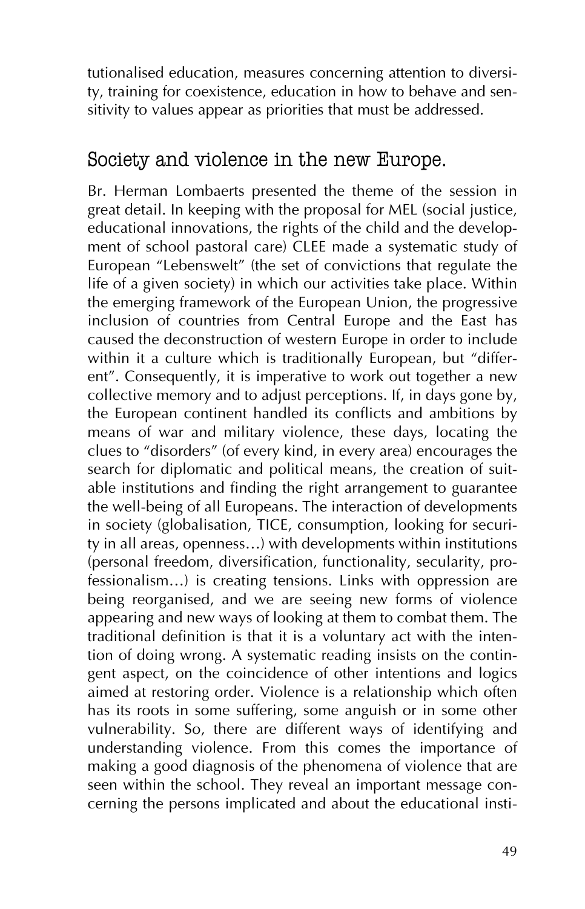tutionalised education, measures concerning attention to diversity, training for coexistence, education in how to behave and sensitivity to values appear as priorities that must be addressed.

## Society and violence in the new Europe.

Br. Herman Lombaerts presented the theme of the session in great detail. In keeping with the proposal for MEL (social justice, educational innovations, the rights of the child and the development of school pastoral care) CLEE made a systematic study of European "Lebenswelt" (the set of convictions that regulate the life of a given society) in which our activities take place. Within the emerging framework of the European Union, the progressive inclusion of countries from Central Europe and the East has caused the deconstruction of western Europe in order to include within it a culture which is traditionally European, but "different". Consequently, it is imperative to work out together a new collective memory and to adjust perceptions. If, in days gone by, the European continent handled its conflicts and ambitions by means of war and military violence, these days, locating the clues to "disorders" (of every kind, in every area) encourages the search for diplomatic and political means, the creation of suitable institutions and finding the right arrangement to guarantee the well-being of all Europeans. The interaction of developments in society (globalisation, TICE, consumption, looking for security in all areas, openness…) with developments within institutions (personal freedom, diversification, functionality, secularity, professionalism…) is creating tensions. Links with oppression are being reorganised, and we are seeing new forms of violence appearing and new ways of looking at them to combat them. The traditional definition is that it is a voluntary act with the intention of doing wrong. A systematic reading insists on the contingent aspect, on the coincidence of other intentions and logics aimed at restoring order. Violence is a relationship which often has its roots in some suffering, some anguish or in some other vulnerability. So, there are different ways of identifying and understanding violence. From this comes the importance of making a good diagnosis of the phenomena of violence that are seen within the school. They reveal an important message concerning the persons implicated and about the educational insti-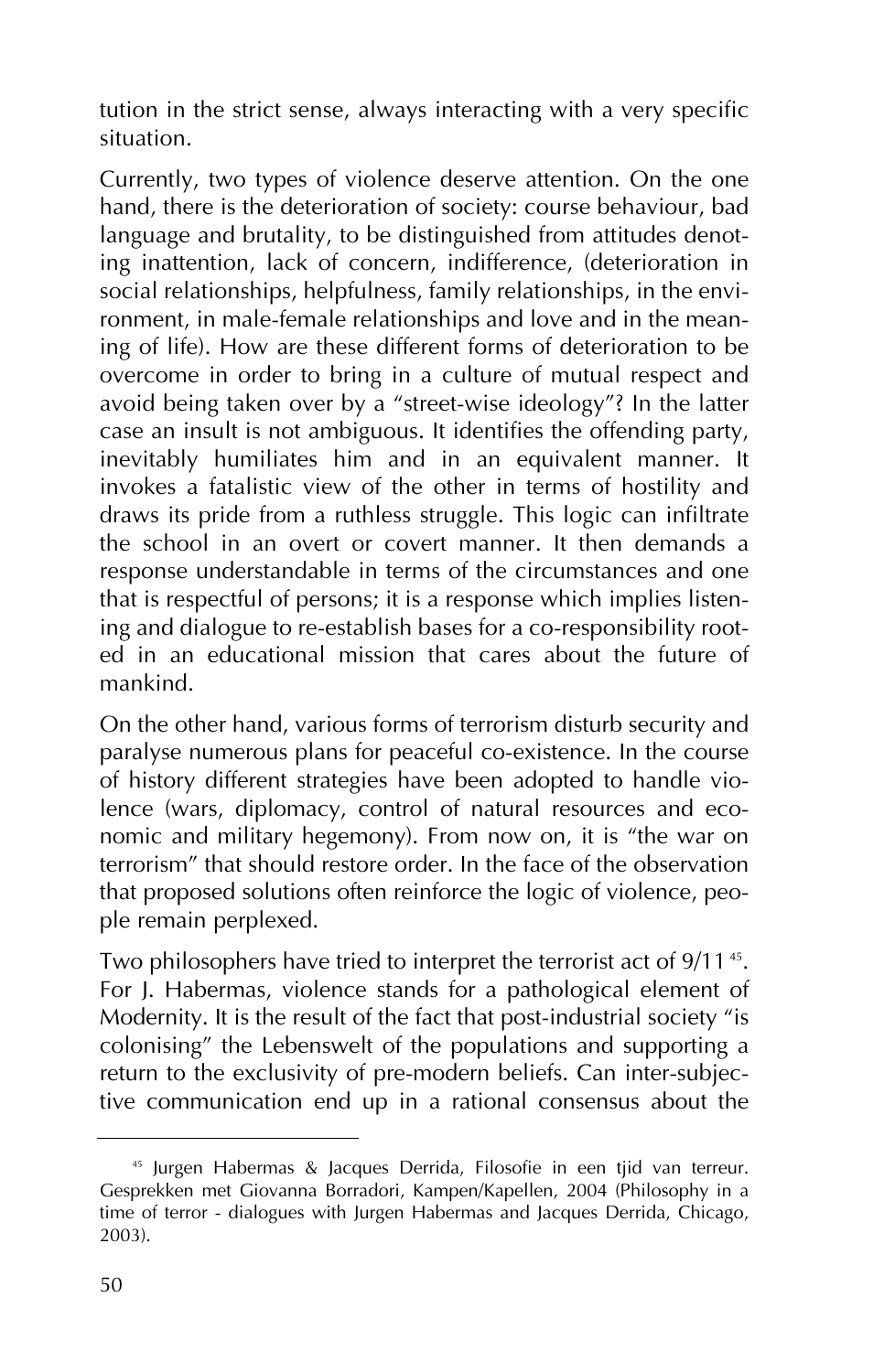tution in the strict sense, always interacting with a very specific situation.

Currently, two types of violence deserve attention. On the one hand, there is the deterioration of society: course behaviour, bad language and brutality, to be distinguished from attitudes denoting inattention, lack of concern, indifference, (deterioration in social relationships, helpfulness, family relationships, in the environment, in male-female relationships and love and in the meaning of life). How are these different forms of deterioration to be overcome in order to bring in a culture of mutual respect and avoid being taken over by a "street-wise ideology"? In the latter case an insult is not ambiguous. It identifies the offending party, inevitably humiliates him and in an equivalent manner. It invokes a fatalistic view of the other in terms of hostility and draws its pride from a ruthless struggle. This logic can infiltrate the school in an overt or covert manner. It then demands a response understandable in terms of the circumstances and one that is respectful of persons; it is a response which implies listening and dialogue to re-establish bases for a co-responsibility rooted in an educational mission that cares about the future of mankind.

On the other hand, various forms of terrorism disturb security and paralyse numerous plans for peaceful co-existence. In the course of history different strategies have been adopted to handle violence (wars, diplomacy, control of natural resources and economic and military hegemony). From now on, it is "the war on terrorism" that should restore order. In the face of the observation that proposed solutions often reinforce the logic of violence, people remain perplexed.

Two philosophers have tried to interpret the terrorist act of 9/11 [45]. For J. Habermas, violence stands for a pathological element of Modernity. It is the result of the fact that post-industrial society "is colonising" the Lebenswelt of the populations and supporting a return to the exclusivity of pre-modern beliefs. Can inter-subjective communication end up in a rational consensus about the

---

[45] Jurgen Habermas & Jacques Derrida, Filosofie in een tjid van terreur. Gesprekken met Giovanna Borradori, Kampen/Kapellen, 2004 (Philosophy in a time of terror - dialogues with Jurgen Habermas and Jacques Derrida, Chicago, 2003).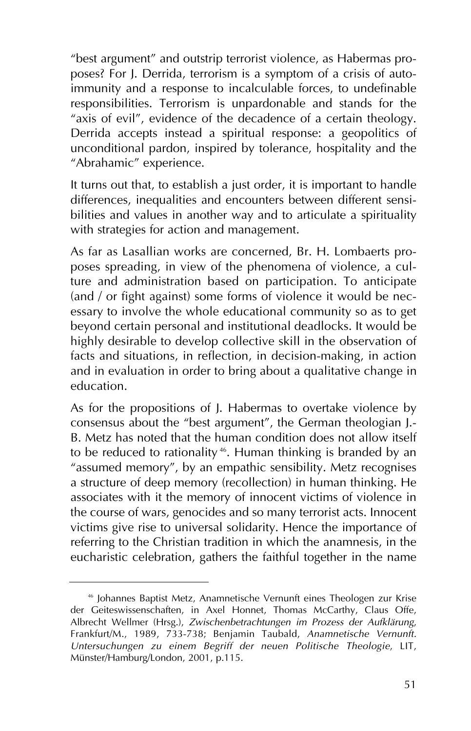"best argument" and outstrip terrorist violence, as Habermas proposes? For J. Derrida, terrorism is a symptom of a crisis of autoimmunity and a response to incalculable forces, to undefinable responsibilities. Terrorism is unpardonable and stands for the "axis of evil", evidence of the decadence of a certain theology. Derrida accepts instead a spiritual response: a geopolitics of unconditional pardon, inspired by tolerance, hospitality and the "Abrahamic" experience.

It turns out that, to establish a just order, it is important to handle differences, inequalities and encounters between different sensibilities and values in another way and to articulate a spirituality with strategies for action and management.

As far as Lasallian works are concerned, Br. H. Lombaerts proposes spreading, in view of the phenomena of violence, a culture and administration based on participation. To anticipate (and / or fight against) some forms of violence it would be necessary to involve the whole educational community so as to get beyond certain personal and institutional deadlocks. It would be highly desirable to develop collective skill in the observation of facts and situations, in reflection, in decision-making, in action and in evaluation in order to bring about a qualitative change in education.

As for the propositions of J. Habermas to overtake violence by consensus about the "best argument", the German theologian J.-B. Metz has noted that the human condition does not allow itself to be reduced to rationality [46]. Human thinking is branded by an "assumed memory", by an empathic sensibility. Metz recognises a structure of deep memory (recollection) in human thinking. He associates with it the memory of innocent victims of violence in the course of wars, genocides and so many terrorist acts. Innocent victims give rise to universal solidarity. Hence the importance of referring to the Christian tradition in which the anamnesis, in the eucharistic celebration, gathers the faithful together in the name

---

[46] Johannes Baptist Metz, Anamnetische Vernunft eines Theologen zur Krise der Geiteswissenschaften, in Axel Honnet, Thomas McCarthy, Claus Offe, Albrecht Wellmer (Hrsg.), *Zwischenbetrachtungen im Prozess der Aufklärung*, Frankfurt/M., 1989, 733-738; Benjamin Taubald, *Anamnetische Vernunft. Untersuchungen zu einem Begriff der neuen Politische Theologie*, LIT, Münster/Hamburg/London, 2001, p.115.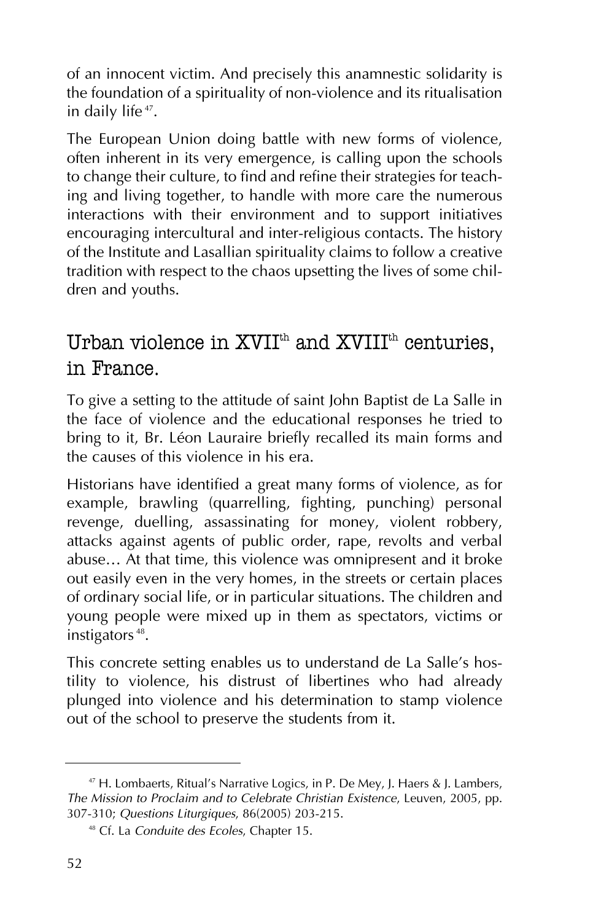of an innocent victim. And precisely this anamnestic solidarity is the foundation of a spirituality of non-violence and its ritualisation in daily life [47].

The European Union doing battle with new forms of violence, often inherent in its very emergence, is calling upon the schools to change their culture, to find and refine their strategies for teaching and living together, to handle with more care the numerous interactions with their environment and to support initiatives encouraging intercultural and inter-religious contacts. The history of the Institute and Lasallian spirituality claims to follow a creative tradition with respect to the chaos upsetting the lives of some children and youths.

## Urban violence in XVII[th] and XVIII[th] centuries, in France.

To give a setting to the attitude of saint John Baptist de La Salle in the face of violence and the educational responses he tried to bring to it, Br. Léon Lauraire briefly recalled its main forms and the causes of this violence in his era.

Historians have identified a great many forms of violence, as for example, brawling (quarrelling, fighting, punching) personal revenge, duelling, assassinating for money, violent robbery, attacks against agents of public order, rape, revolts and verbal abuse… At that time, this violence was omnipresent and it broke out easily even in the very homes, in the streets or certain places of ordinary social life, or in particular situations. The children and young people were mixed up in them as spectators, victims or instigators [48].

This concrete setting enables us to understand de La Salle's hostility to violence, his distrust of libertines who had already plunged into violence and his determination to stamp violence out of the school to preserve the students from it.

---

[47] H. Lombaerts, Ritual's Narrative Logics, in P. De Mey, J. Haers & J. Lambers, *The Mission to Proclaim and to Celebrate Christian Existence*, Leuven, 2005, pp. 307-310; *Questions Liturgiques*, 86(2005) 203-215.

[48] Cf. La *Conduite des Ecoles*, Chapter 15.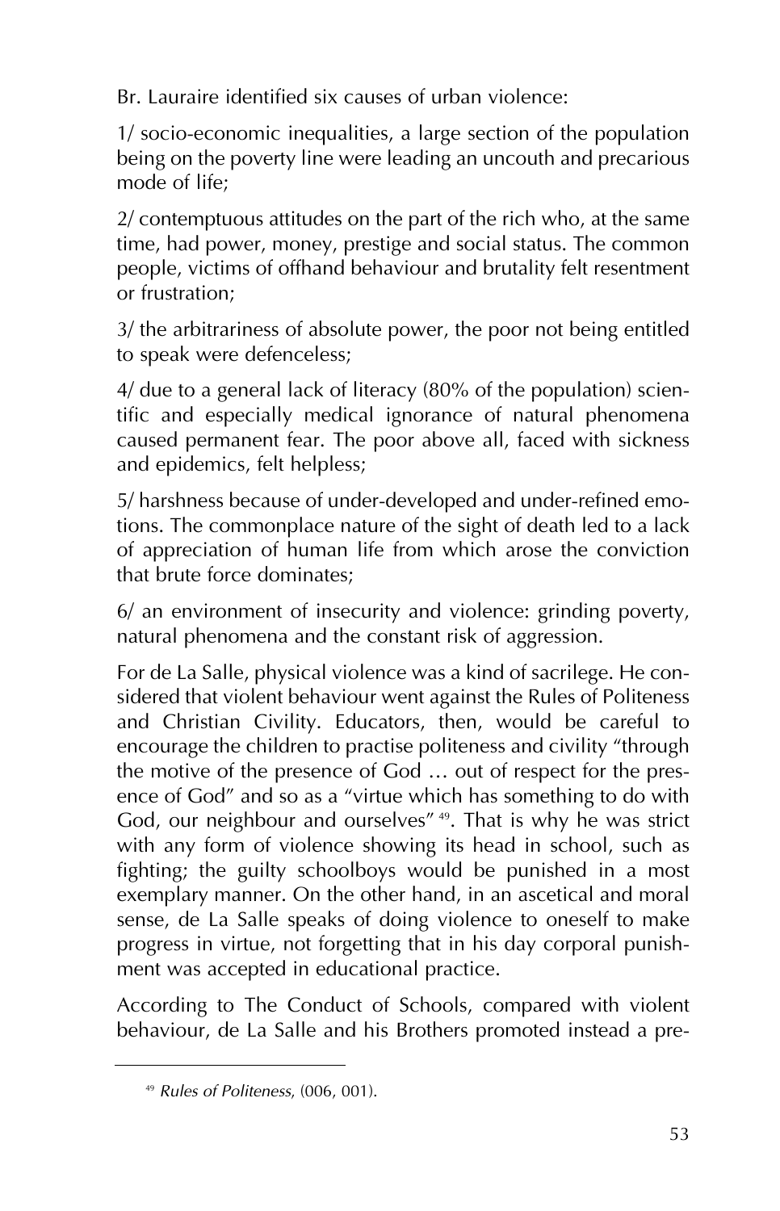Br. Lauraire identified six causes of urban violence:

1/ socio-economic inequalities, a large section of the population being on the poverty line were leading an uncouth and precarious mode of life;

2/ contemptuous attitudes on the part of the rich who, at the same time, had power, money, prestige and social status. The common people, victims of offhand behaviour and brutality felt resentment or frustration;

3/ the arbitrariness of absolute power, the poor not being entitled to speak were defenceless;

4/ due to a general lack of literacy (80% of the population) scientific and especially medical ignorance of natural phenomena caused permanent fear. The poor above all, faced with sickness and epidemics, felt helpless;

5/ harshness because of under-developed and under-refined emotions. The commonplace nature of the sight of death led to a lack of appreciation of human life from which arose the conviction that brute force dominates;

6/ an environment of insecurity and violence: grinding poverty, natural phenomena and the constant risk of aggression.

For de La Salle, physical violence was a kind of sacrilege. He considered that violent behaviour went against the Rules of Politeness and Christian Civility. Educators, then, would be careful to encourage the children to practise politeness and civility "through the motive of the presence of God … out of respect for the presence of God" and so as a "virtue which has something to do with God, our neighbour and ourselves" [49]. That is why he was strict with any form of violence showing its head in school, such as fighting; the guilty schoolboys would be punished in a most exemplary manner. On the other hand, in an ascetical and moral sense, de La Salle speaks of doing violence to oneself to make progress in virtue, not forgetting that in his day corporal punishment was accepted in educational practice.

According to The Conduct of Schools, compared with violent behaviour, de La Salle and his Brothers promoted instead a pre-

[49] *Rules of Politeness*, (006, 001).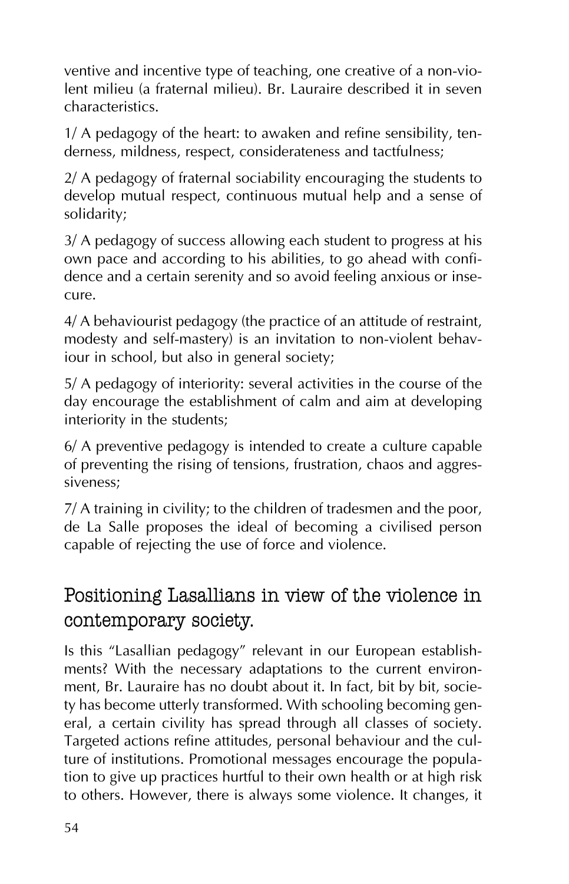ventive and incentive type of teaching, one creative of a non-violent milieu (a fraternal milieu). Br. Lauraire described it in seven characteristics.

1/ A pedagogy of the heart: to awaken and refine sensibility, tenderness, mildness, respect, considerateness and tactfulness;

2/ A pedagogy of fraternal sociability encouraging the students to develop mutual respect, continuous mutual help and a sense of solidarity;

3/ A pedagogy of success allowing each student to progress at his own pace and according to his abilities, to go ahead with confidence and a certain serenity and so avoid feeling anxious or insecure.

4/ A behaviourist pedagogy (the practice of an attitude of restraint, modesty and self-mastery) is an invitation to non-violent behaviour in school, but also in general society;

5/ A pedagogy of interiority: several activities in the course of the day encourage the establishment of calm and aim at developing interiority in the students;

6/ A preventive pedagogy is intended to create a culture capable of preventing the rising of tensions, frustration, chaos and aggressiveness;

7/ A training in civility; to the children of tradesmen and the poor, de La Salle proposes the ideal of becoming a civilised person capable of rejecting the use of force and violence.

## Positioning Lasallians in view of the violence in contemporary society.

Is this "Lasallian pedagogy" relevant in our European establishments? With the necessary adaptations to the current environment, Br. Lauraire has no doubt about it. In fact, bit by bit, society has become utterly transformed. With schooling becoming general, a certain civility has spread through all classes of society. Targeted actions refine attitudes, personal behaviour and the culture of institutions. Promotional messages encourage the population to give up practices hurtful to their own health or at high risk to others. However, there is always some violence. It changes, it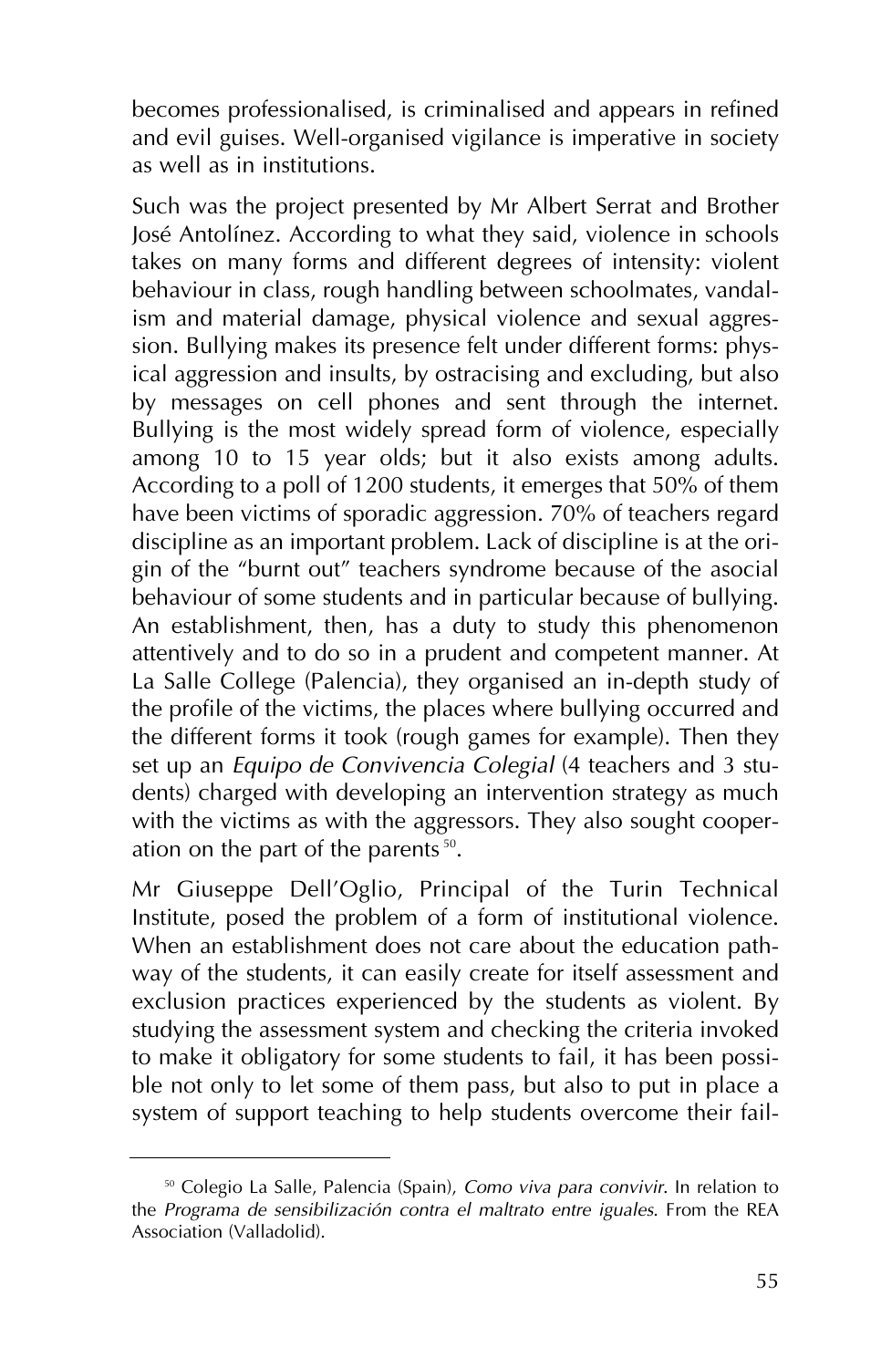becomes professionalised, is criminalised and appears in refined and evil guises. Well-organised vigilance is imperative in society as well as in institutions.

Such was the project presented by Mr Albert Serrat and Brother José Antolínez. According to what they said, violence in schools takes on many forms and different degrees of intensity: violent behaviour in class, rough handling between schoolmates, vandalism and material damage, physical violence and sexual aggression. Bullying makes its presence felt under different forms: physical aggression and insults, by ostracising and excluding, but also by messages on cell phones and sent through the internet. Bullying is the most widely spread form of violence, especially among 10 to 15 year olds; but it also exists among adults. According to a poll of 1200 students, it emerges that 50% of them have been victims of sporadic aggression. 70% of teachers regard discipline as an important problem. Lack of discipline is at the origin of the "burnt out" teachers syndrome because of the asocial behaviour of some students and in particular because of bullying. An establishment, then, has a duty to study this phenomenon attentively and to do so in a prudent and competent manner. At La Salle College (Palencia), they organised an in-depth study of the profile of the victims, the places where bullying occurred and the different forms it took (rough games for example). Then they set up an *Equipo de Convivencia Colegial* (4 teachers and 3 students) charged with developing an intervention strategy as much with the victims as with the aggressors. They also sought cooperation on the part of the parents [50].

Mr Giuseppe Dell'Oglio, Principal of the Turin Technical Institute, posed the problem of a form of institutional violence. When an establishment does not care about the education pathway of the students, it can easily create for itself assessment and exclusion practices experienced by the students as violent. By studying the assessment system and checking the criteria invoked to make it obligatory for some students to fail, it has been possible not only to let some of them pass, but also to put in place a system of support teaching to help students overcome their fail-

[50] Colegio La Salle, Palencia (Spain), *Como viva para convivir*. In relation to the *Programa de sensibilización contra el maltrato entre iguales*. From the REA Association (Valladolid).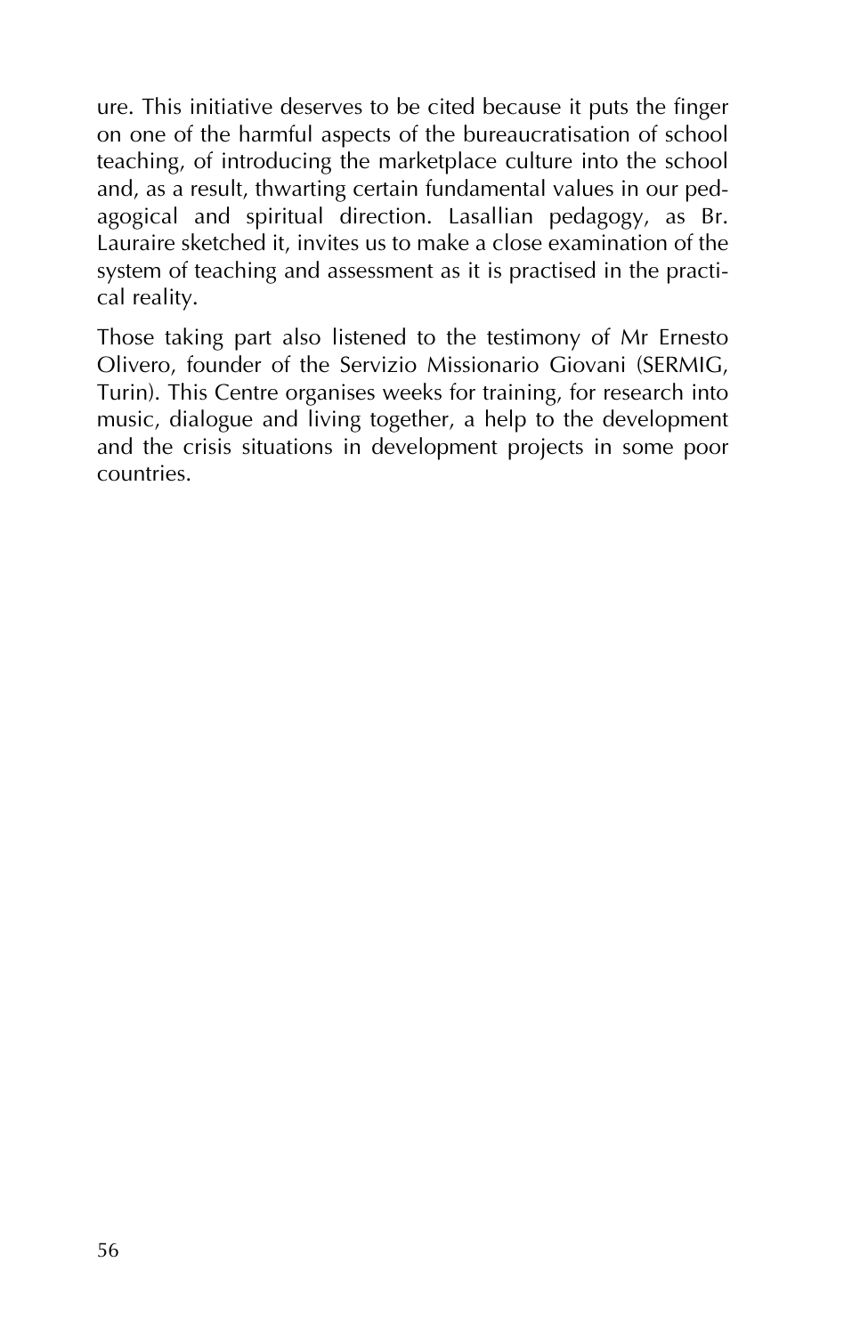ure. This initiative deserves to be cited because it puts the finger on one of the harmful aspects of the bureaucratisation of school teaching, of introducing the marketplace culture into the school and, as a result, thwarting certain fundamental values in our pedagogical and spiritual direction. Lasallian pedagogy, as Br. Lauraire sketched it, invites us to make a close examination of the system of teaching and assessment as it is practised in the practical reality.

Those taking part also listened to the testimony of Mr Ernesto Olivero, founder of the Servizio Missionario Giovani (SERMIG, Turin). This Centre organises weeks for training, for research into music, dialogue and living together, a help to the development and the crisis situations in development projects in some poor countries.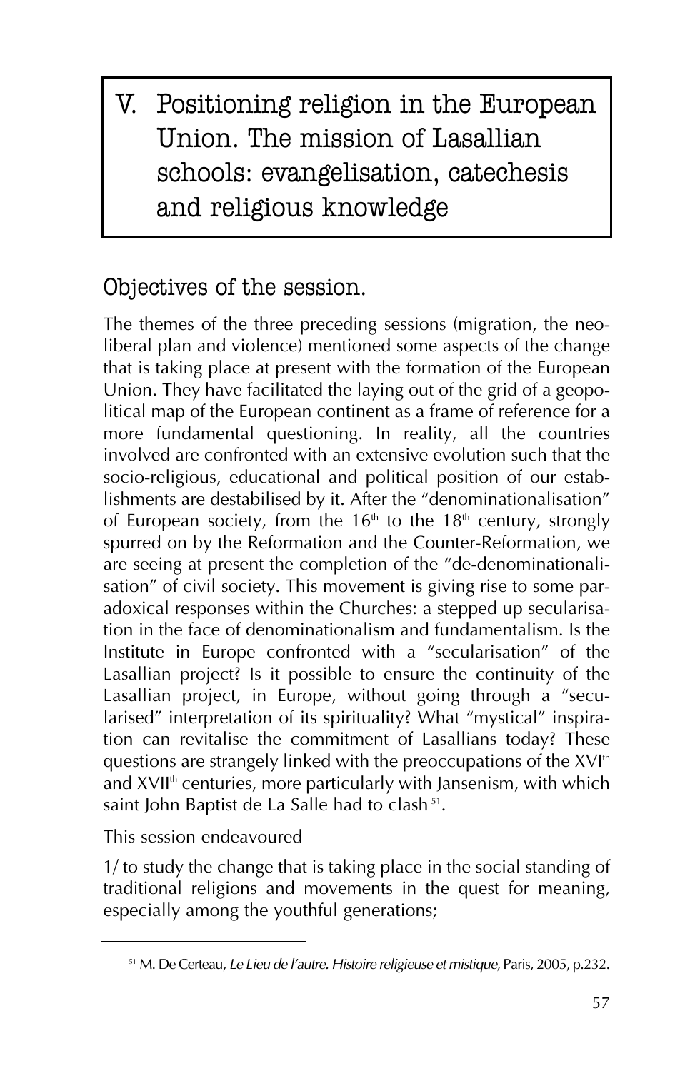# V. Positioning religion in the European Union. The mission of Lasallian schools: evangelisation, catechesis and religious knowledge

## Objectives of the session.

The themes of the three preceding sessions (migration, the neo-liberal plan and violence) mentioned some aspects of the change that is taking place at present with the formation of the European Union. They have facilitated the laying out of the grid of a geopolitical map of the European continent as a frame of reference for a more fundamental questioning. In reality, all the countries involved are confronted with an extensive evolution such that the socio-religious, educational and political position of our establishments are destabilised by it. After the "denominationalisation" of European society, from the 16th to the 18th century, strongly spurred on by the Reformation and the Counter-Reformation, we are seeing at present the completion of the "de-denominationalisation" of civil society. This movement is giving rise to some paradoxical responses within the Churches: a stepped up secularisation in the face of denominationalism and fundamentalism. Is the Institute in Europe confronted with a "secularisation" of the Lasallian project? Is it possible to ensure the continuity of the Lasallian project, in Europe, without going through a "secularised" interpretation of its spirituality? What "mystical" inspiration can revitalise the commitment of Lasallians today? These questions are strangely linked with the preoccupations of the XVIth and XVIIth centuries, more particularly with Jansenism, with which saint John Baptist de La Salle had to clash [51].

This session endeavoured

1/ to study the change that is taking place in the social standing of traditional religions and movements in the quest for meaning, especially among the youthful generations;

---

[51] M. De Certeau, *Le Lieu de l'autre. Histoire religieuse et mistique*, Paris, 2005, p.232.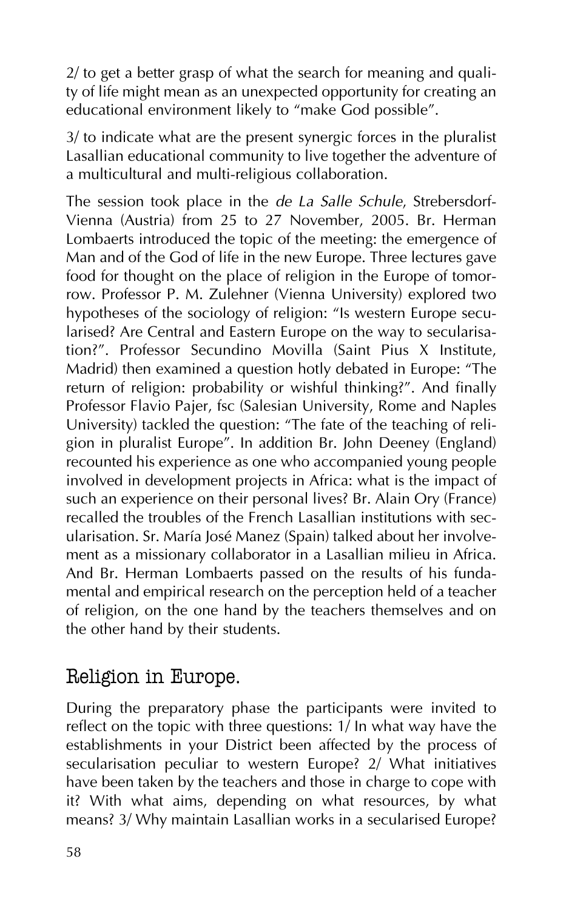2/ to get a better grasp of what the search for meaning and quality of life might mean as an unexpected opportunity for creating an educational environment likely to "make God possible".

3/ to indicate what are the present synergic forces in the pluralist Lasallian educational community to live together the adventure of a multicultural and multi-religious collaboration.

The session took place in the *de La Salle Schule*, Strebersdorf-Vienna (Austria) from 25 to 27 November, 2005. Br. Herman Lombaerts introduced the topic of the meeting: the emergence of Man and of the God of life in the new Europe. Three lectures gave food for thought on the place of religion in the Europe of tomorrow. Professor P. M. Zulehner (Vienna University) explored two hypotheses of the sociology of religion: "Is western Europe secularised? Are Central and Eastern Europe on the way to secularisation?". Professor Secundino Movilla (Saint Pius X Institute, Madrid) then examined a question hotly debated in Europe: "The return of religion: probability or wishful thinking?". And finally Professor Flavio Pajer, fsc (Salesian University, Rome and Naples University) tackled the question: "The fate of the teaching of religion in pluralist Europe". In addition Br. John Deeney (England) recounted his experience as one who accompanied young people involved in development projects in Africa: what is the impact of such an experience on their personal lives? Br. Alain Ory (France) recalled the troubles of the French Lasallian institutions with secularisation. Sr. María José Manez (Spain) talked about her involvement as a missionary collaborator in a Lasallian milieu in Africa. And Br. Herman Lombaerts passed on the results of his fundamental and empirical research on the perception held of a teacher of religion, on the one hand by the teachers themselves and on the other hand by their students.

## Religion in Europe.

During the preparatory phase the participants were invited to reflect on the topic with three questions: 1/ In what way have the establishments in your District been affected by the process of secularisation peculiar to western Europe? 2/ What initiatives have been taken by the teachers and those in charge to cope with it? With what aims, depending on what resources, by what means? 3/ Why maintain Lasallian works in a secularised Europe?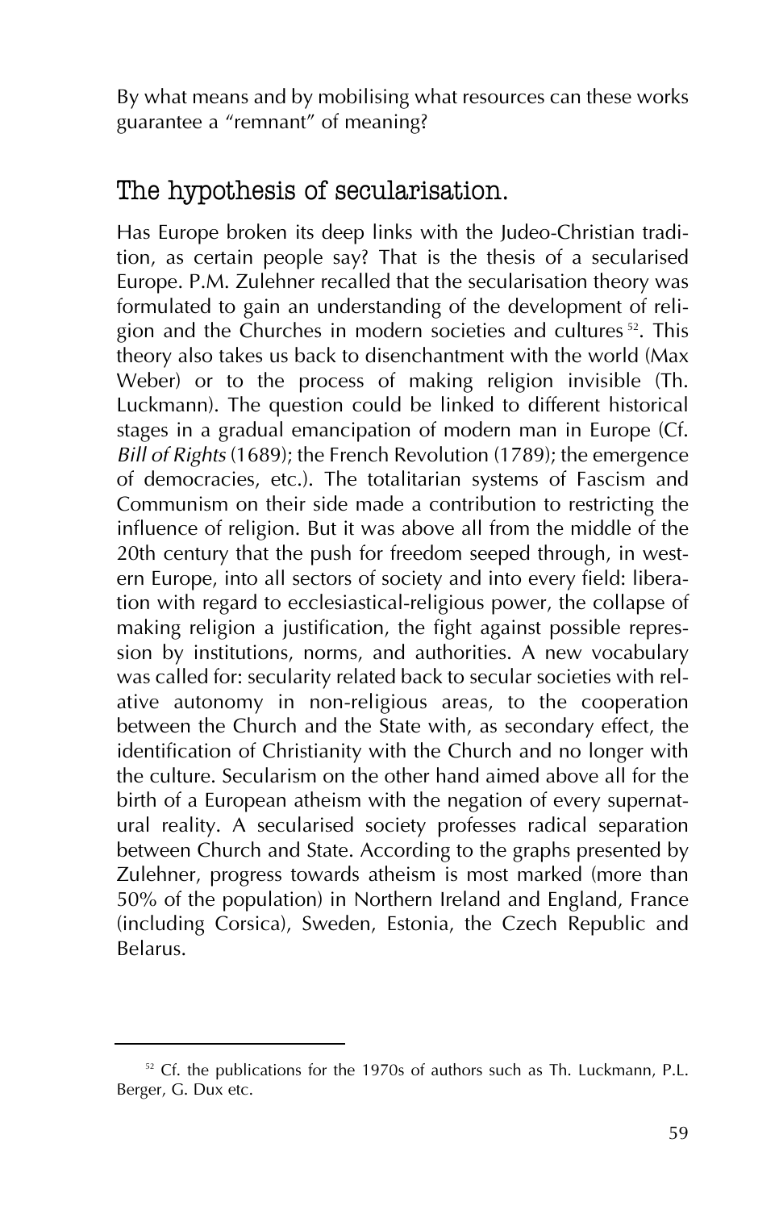By what means and by mobilising what resources can these works guarantee a "remnant" of meaning?

## The hypothesis of secularisation.

Has Europe broken its deep links with the Judeo-Christian tradition, as certain people say? That is the thesis of a secularised Europe. P.M. Zulehner recalled that the secularisation theory was formulated to gain an understanding of the development of religion and the Churches in modern societies and cultures [52]. This theory also takes us back to disenchantment with the world (Max Weber) or to the process of making religion invisible (Th. Luckmann). The question could be linked to different historical stages in a gradual emancipation of modern man in Europe (Cf. *Bill of Rights* (1689); the French Revolution (1789); the emergence of democracies, etc.). The totalitarian systems of Fascism and Communism on their side made a contribution to restricting the influence of religion. But it was above all from the middle of the 20th century that the push for freedom seeped through, in western Europe, into all sectors of society and into every field: liberation with regard to ecclesiastical-religious power, the collapse of making religion a justification, the fight against possible repression by institutions, norms, and authorities. A new vocabulary was called for: secularity related back to secular societies with relative autonomy in non-religious areas, to the cooperation between the Church and the State with, as secondary effect, the identification of Christianity with the Church and no longer with the culture. Secularism on the other hand aimed above all for the birth of a European atheism with the negation of every supernatural reality. A secularised society professes radical separation between Church and State. According to the graphs presented by Zulehner, progress towards atheism is most marked (more than 50% of the population) in Northern Ireland and England, France (including Corsica), Sweden, Estonia, the Czech Republic and Belarus.

---

[52] Cf. the publications for the 1970s of authors such as Th. Luckmann, P.L. Berger, G. Dux etc.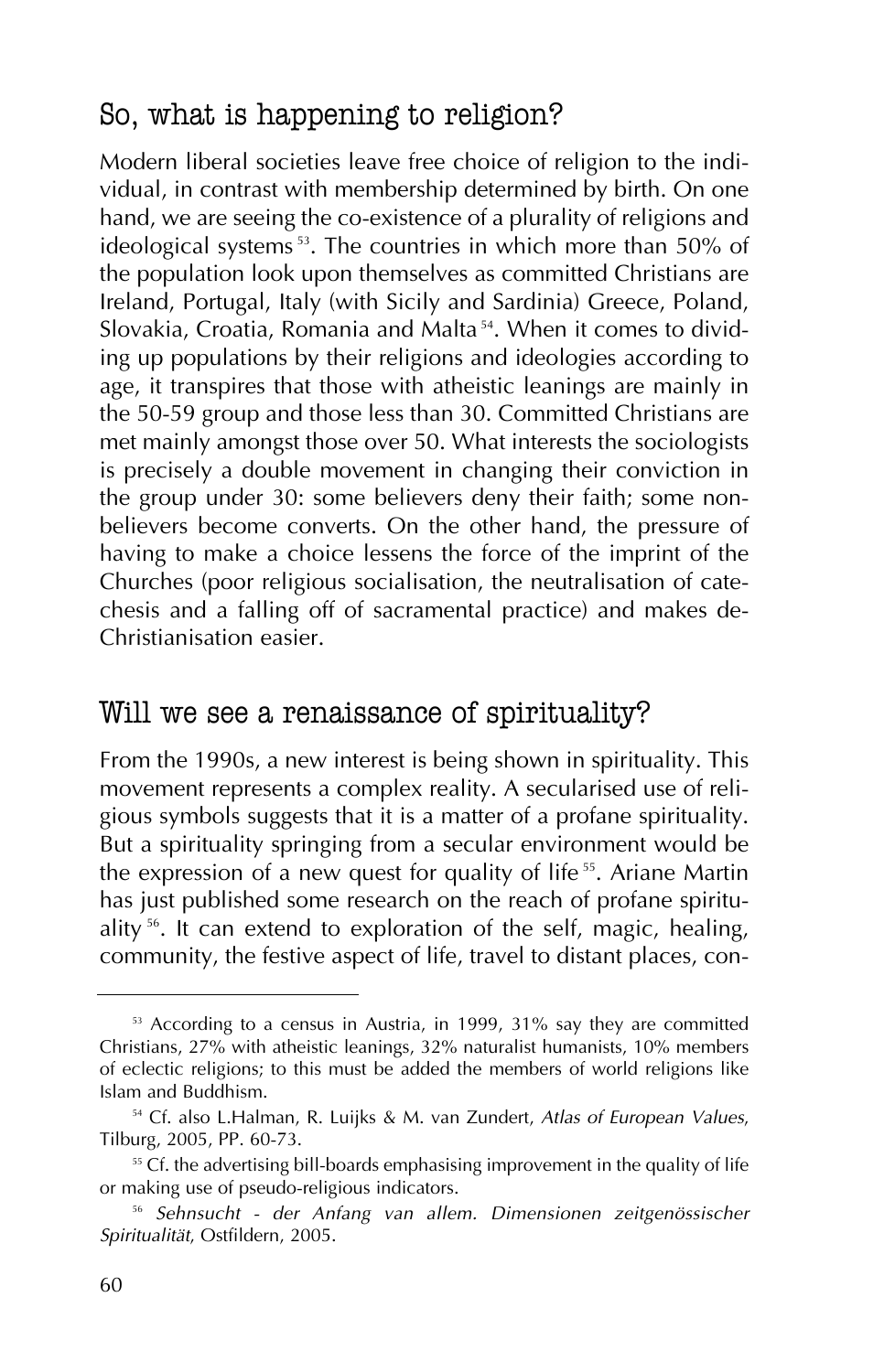## So, what is happening to religion?

Modern liberal societies leave free choice of religion to the individual, in contrast with membership determined by birth. On one hand, we are seeing the co-existence of a plurality of religions and ideological systems [53]. The countries in which more than 50% of the population look upon themselves as committed Christians are Ireland, Portugal, Italy (with Sicily and Sardinia) Greece, Poland, Slovakia, Croatia, Romania and Malta [54]. When it comes to dividing up populations by their religions and ideologies according to age, it transpires that those with atheistic leanings are mainly in the 50-59 group and those less than 30. Committed Christians are met mainly amongst those over 50. What interests the sociologists is precisely a double movement in changing their conviction in the group under 30: some believers deny their faith; some non-believers become converts. On the other hand, the pressure of having to make a choice lessens the force of the imprint of the Churches (poor religious socialisation, the neutralisation of catechesis and a falling off of sacramental practice) and makes de-Christianisation easier.

## Will we see a renaissance of spirituality?

From the 1990s, a new interest is being shown in spirituality. This movement represents a complex reality. A secularised use of religious symbols suggests that it is a matter of a profane spirituality. But a spirituality springing from a secular environment would be the expression of a new quest for quality of life [55]. Ariane Martin has just published some research on the reach of profane spirituality [56]. It can extend to exploration of the self, magic, healing, community, the festive aspect of life, travel to distant places, con-

---

[53] According to a census in Austria, in 1999, 31% say they are committed Christians, 27% with atheistic leanings, 32% naturalist humanists, 10% members of eclectic religions; to this must be added the members of world religions like Islam and Buddhism.

[54] Cf. also L.Halman, R. Luijks & M. van Zundert, *Atlas of European Values*, Tilburg, 2005, PP. 60-73.

[55] Cf. the advertising bill-boards emphasising improvement in the quality of life or making use of pseudo-religious indicators.

[56] *Sehnsucht - der Anfang van allem. Dimensionen zeitgenössischer Spiritualität*, Ostfildern, 2005.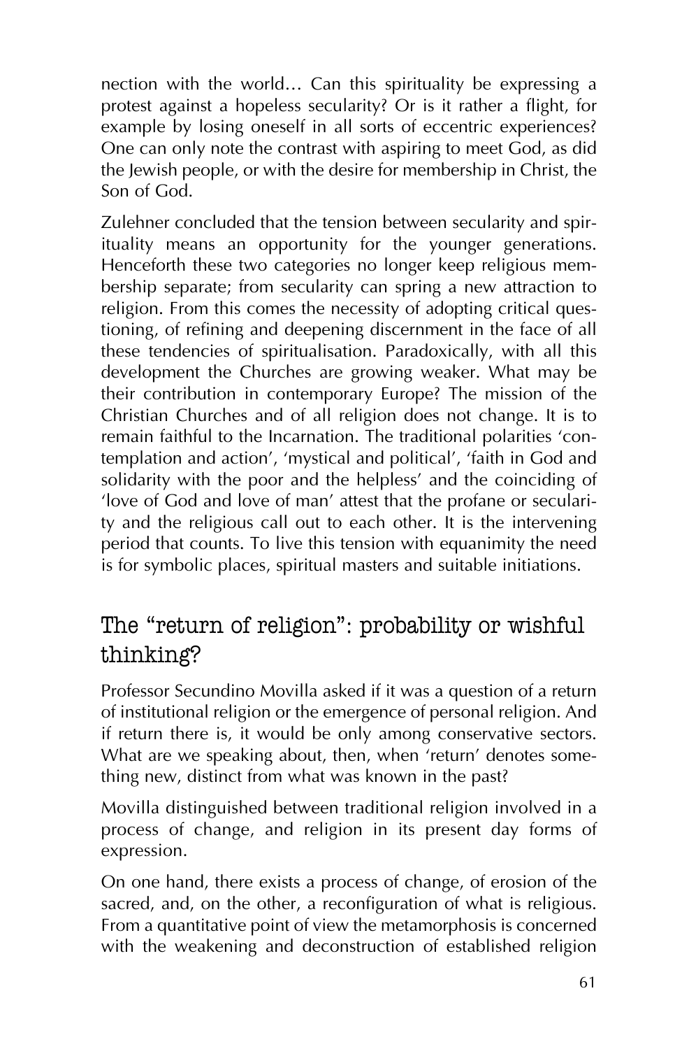nection with the world… Can this spirituality be expressing a protest against a hopeless secularity? Or is it rather a flight, for example by losing oneself in all sorts of eccentric experiences? One can only note the contrast with aspiring to meet God, as did the Jewish people, or with the desire for membership in Christ, the Son of God.

Zulehner concluded that the tension between secularity and spirituality means an opportunity for the younger generations. Henceforth these two categories no longer keep religious membership separate; from secularity can spring a new attraction to religion. From this comes the necessity of adopting critical questioning, of refining and deepening discernment in the face of all these tendencies of spiritualisation. Paradoxically, with all this development the Churches are growing weaker. What may be their contribution in contemporary Europe? The mission of the Christian Churches and of all religion does not change. It is to remain faithful to the Incarnation. The traditional polarities 'contemplation and action', 'mystical and political', 'faith in God and solidarity with the poor and the helpless' and the coinciding of 'love of God and love of man' attest that the profane or secularity and the religious call out to each other. It is the intervening period that counts. To live this tension with equanimity the need is for symbolic places, spiritual masters and suitable initiations.

## The "return of religion": probability or wishful thinking?

Professor Secundino Movilla asked if it was a question of a return of institutional religion or the emergence of personal religion. And if return there is, it would be only among conservative sectors. What are we speaking about, then, when 'return' denotes something new, distinct from what was known in the past?

Movilla distinguished between traditional religion involved in a process of change, and religion in its present day forms of expression.

On one hand, there exists a process of change, of erosion of the sacred, and, on the other, a reconfiguration of what is religious. From a quantitative point of view the metamorphosis is concerned with the weakening and deconstruction of established religion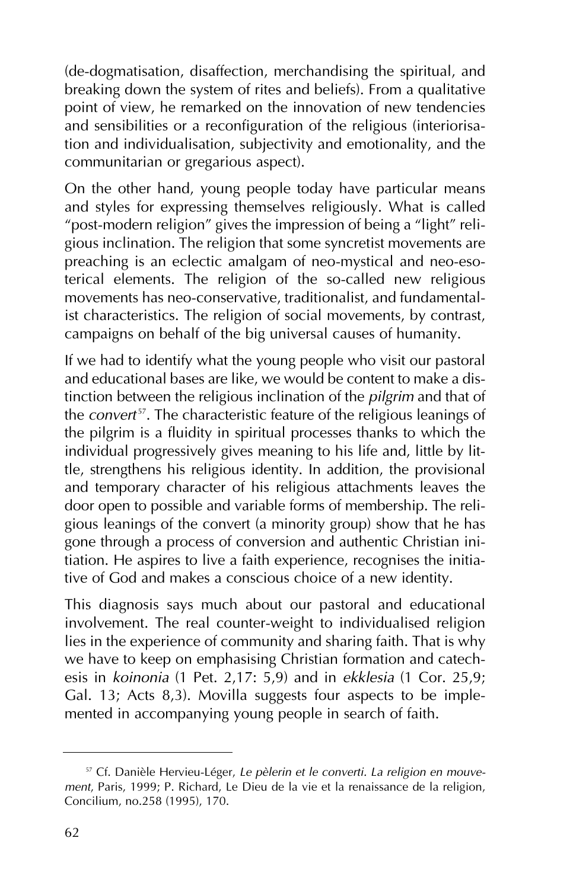(de-dogmatisation, disaffection, merchandising the spiritual, and breaking down the system of rites and beliefs). From a qualitative point of view, he remarked on the innovation of new tendencies and sensibilities or a reconfiguration of the religious (interiorisation and individualisation, subjectivity and emotionality, and the communitarian or gregarious aspect).

On the other hand, young people today have particular means and styles for expressing themselves religiously. What is called "post-modern religion" gives the impression of being a "light" religious inclination. The religion that some syncretist movements are preaching is an eclectic amalgam of neo-mystical and neo-esoterical elements. The religion of the so-called new religious movements has neo-conservative, traditionalist, and fundamentalist characteristics. The religion of social movements, by contrast, campaigns on behalf of the big universal causes of humanity.

If we had to identify what the young people who visit our pastoral and educational bases are like, we would be content to make a distinction between the religious inclination of the *pilgrim* and that of the *convert*[57]. The characteristic feature of the religious leanings of the pilgrim is a fluidity in spiritual processes thanks to which the individual progressively gives meaning to his life and, little by little, strengthens his religious identity. In addition, the provisional and temporary character of his religious attachments leaves the door open to possible and variable forms of membership. The religious leanings of the convert (a minority group) show that he has gone through a process of conversion and authentic Christian initiation. He aspires to live a faith experience, recognises the initiative of God and makes a conscious choice of a new identity.

This diagnosis says much about our pastoral and educational involvement. The real counter-weight to individualised religion lies in the experience of community and sharing faith. That is why we have to keep on emphasising Christian formation and catechesis in *koinonia* (1 Pet. 2,17: 5,9) and in *ekklesia* (1 Cor. 25,9; Gal. 13; Acts 8,3). Movilla suggests four aspects to be implemented in accompanying young people in search of faith.

---

[57] Cf. Danièle Hervieu-Léger, *Le pèlerin et le converti. La religion en mouvement*, Paris, 1999; P. Richard, Le Dieu de la vie et la renaissance de la religion, Concilium, no.258 (1995), 170.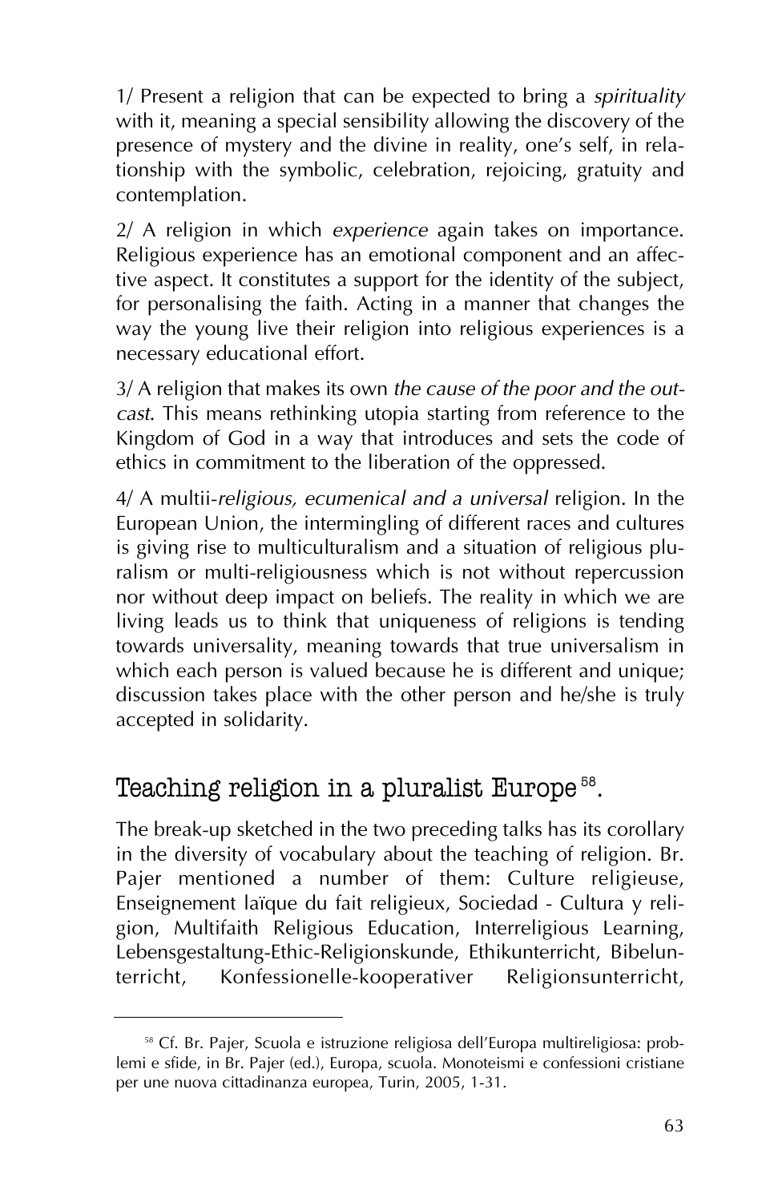1/ Present a religion that can be expected to bring a *spirituality* with it, meaning a special sensibility allowing the discovery of the presence of mystery and the divine in reality, one's self, in relationship with the symbolic, celebration, rejoicing, gratuity and contemplation.

2/ A religion in which *experience* again takes on importance. Religious experience has an emotional component and an affective aspect. It constitutes a support for the identity of the subject, for personalising the faith. Acting in a manner that changes the way the young live their religion into religious experiences is a necessary educational effort.

3/ A religion that makes its own *the cause of the poor and the outcast*. This means rethinking utopia starting from reference to the Kingdom of God in a way that introduces and sets the code of ethics in commitment to the liberation of the oppressed.

4/ A multii-*religious, ecumenical and a universal* religion. In the European Union, the intermingling of different races and cultures is giving rise to multiculturalism and a situation of religious pluralism or multi-religiousness which is not without repercussion nor without deep impact on beliefs. The reality in which we are living leads us to think that uniqueness of religions is tending towards universality, meaning towards that true universalism in which each person is valued because he is different and unique; discussion takes place with the other person and he/she is truly accepted in solidarity.

## Teaching religion in a pluralist Europe[58].

The break-up sketched in the two preceding talks has its corollary in the diversity of vocabulary about the teaching of religion. Br. Pajer mentioned a number of them: Culture religieuse, Enseignement laïque du fait religieux, Sociedad - Cultura y religion, Multifaith Religious Education, Interreligious Learning, Lebensgestaltung-Ethic-Religionskunde, Ethikunterricht, Bibelunterricht, Konfessionelle-kooperativer Religionsunterricht,

---

[58] Cf. Br. Pajer, Scuola e istruzione religiosa dell'Europa multireligiosa: problemi e sfide, in Br. Pajer (ed.), Europa, scuola. Monoteismi e confessioni cristiane per une nuova cittadinanza europea, Turin, 2005, 1-31.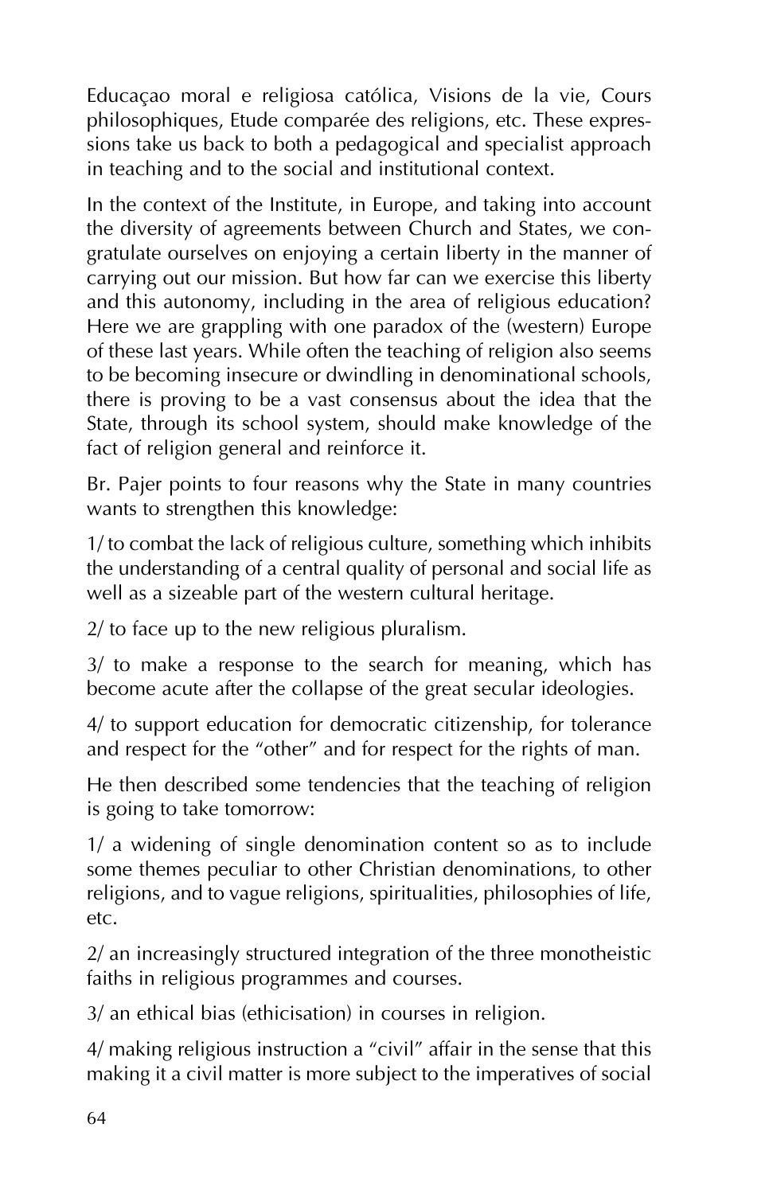Educaçao moral e religiosa católica, Visions de la vie, Cours philosophiques, Etude comparée des religions, etc. These expressions take us back to both a pedagogical and specialist approach in teaching and to the social and institutional context.

In the context of the Institute, in Europe, and taking into account the diversity of agreements between Church and States, we congratulate ourselves on enjoying a certain liberty in the manner of carrying out our mission. But how far can we exercise this liberty and this autonomy, including in the area of religious education? Here we are grappling with one paradox of the (western) Europe of these last years. While often the teaching of religion also seems to be becoming insecure or dwindling in denominational schools, there is proving to be a vast consensus about the idea that the State, through its school system, should make knowledge of the fact of religion general and reinforce it.

Br. Pajer points to four reasons why the State in many countries wants to strengthen this knowledge:

1/ to combat the lack of religious culture, something which inhibits the understanding of a central quality of personal and social life as well as a sizeable part of the western cultural heritage.

2/ to face up to the new religious pluralism.

3/ to make a response to the search for meaning, which has become acute after the collapse of the great secular ideologies.

4/ to support education for democratic citizenship, for tolerance and respect for the "other" and for respect for the rights of man.

He then described some tendencies that the teaching of religion is going to take tomorrow:

1/ a widening of single denomination content so as to include some themes peculiar to other Christian denominations, to other religions, and to vague religions, spiritualities, philosophies of life, etc.

2/ an increasingly structured integration of the three monotheistic faiths in religious programmes and courses.

3/ an ethical bias (ethicisation) in courses in religion.

4/ making religious instruction a "civil" affair in the sense that this making it a civil matter is more subject to the imperatives of social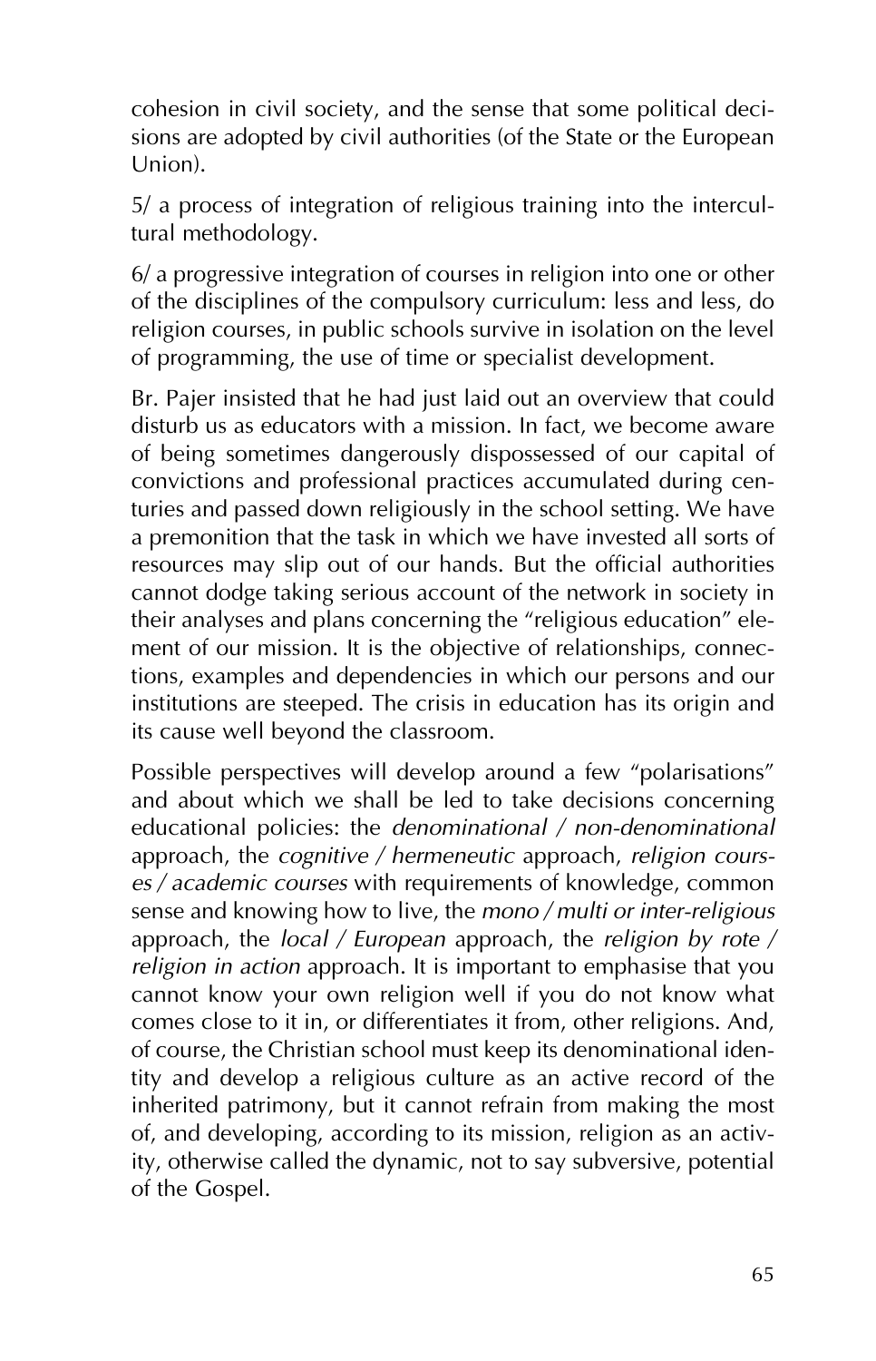cohesion in civil society, and the sense that some political decisions are adopted by civil authorities (of the State or the European Union).

5/ a process of integration of religious training into the intercultural methodology.

6/ a progressive integration of courses in religion into one or other of the disciplines of the compulsory curriculum: less and less, do religion courses, in public schools survive in isolation on the level of programming, the use of time or specialist development.

Br. Pajer insisted that he had just laid out an overview that could disturb us as educators with a mission. In fact, we become aware of being sometimes dangerously dispossessed of our capital of convictions and professional practices accumulated during centuries and passed down religiously in the school setting. We have a premonition that the task in which we have invested all sorts of resources may slip out of our hands. But the official authorities cannot dodge taking serious account of the network in society in their analyses and plans concerning the "religious education" element of our mission. It is the objective of relationships, connections, examples and dependencies in which our persons and our institutions are steeped. The crisis in education has its origin and its cause well beyond the classroom.

Possible perspectives will develop around a few "polarisations" and about which we shall be led to take decisions concerning educational policies: the *denominational / non-denominational* approach, the *cognitive / hermeneutic* approach, *religion courses / academic courses* with requirements of knowledge, common sense and knowing how to live, the *mono / multi or inter-religious* approach, the *local / European* approach, the *religion by rote / religion in action* approach. It is important to emphasise that you cannot know your own religion well if you do not know what comes close to it in, or differentiates it from, other religions. And, of course, the Christian school must keep its denominational identity and develop a religious culture as an active record of the inherited patrimony, but it cannot refrain from making the most of, and developing, according to its mission, religion as an activity, otherwise called the dynamic, not to say subversive, potential of the Gospel.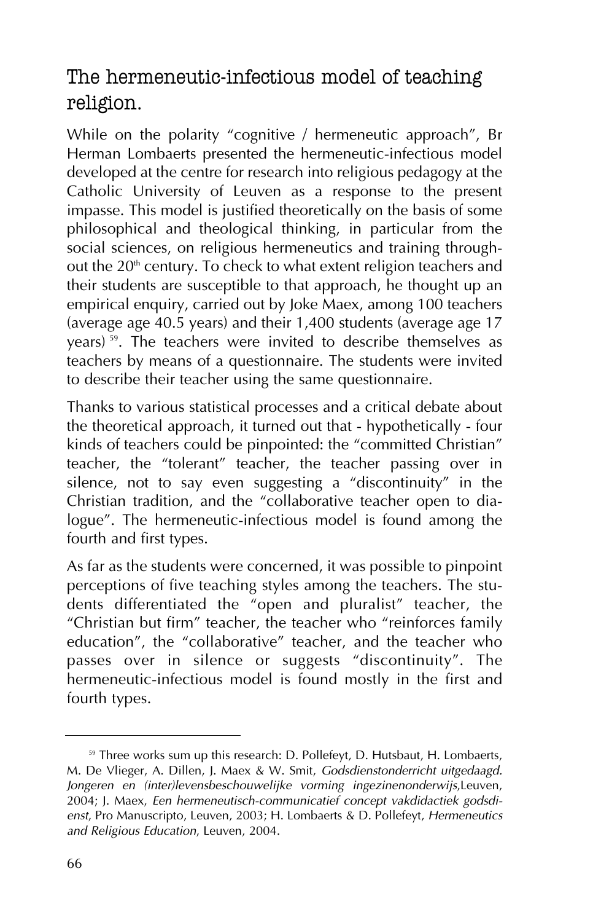## The hermeneutic-infectious model of teaching religion.

While on the polarity "cognitive / hermeneutic approach", Br Herman Lombaerts presented the hermeneutic-infectious model developed at the centre for research into religious pedagogy at the Catholic University of Leuven as a response to the present impasse. This model is justified theoretically on the basis of some philosophical and theological thinking, in particular from the social sciences, on religious hermeneutics and training throughout the 20th century. To check to what extent religion teachers and their students are susceptible to that approach, he thought up an empirical enquiry, carried out by Joke Maex, among 100 teachers (average age 40.5 years) and their 1,400 students (average age 17 years) [59]. The teachers were invited to describe themselves as teachers by means of a questionnaire. The students were invited to describe their teacher using the same questionnaire.

Thanks to various statistical processes and a critical debate about the theoretical approach, it turned out that - hypothetically - four kinds of teachers could be pinpointed: the "committed Christian" teacher, the "tolerant" teacher, the teacher passing over in silence, not to say even suggesting a "discontinuity" in the Christian tradition, and the "collaborative teacher open to dialogue". The hermeneutic-infectious model is found among the fourth and first types.

As far as the students were concerned, it was possible to pinpoint perceptions of five teaching styles among the teachers. The students differentiated the "open and pluralist" teacher, the "Christian but firm" teacher, the teacher who "reinforces family education", the "collaborative" teacher, and the teacher who passes over in silence or suggests "discontinuity". The hermeneutic-infectious model is found mostly in the first and fourth types.

---

[59] Three works sum up this research: D. Pollefeyt, D. Hutsbaut, H. Lombaerts, M. De Vlieger, A. Dillen, J. Maex & W. Smit, *Godsdienstonderricht uitgedaagd. Jongeren en (inter)levensbeschouwelijke vorming ingezinenonderwijs*,Leuven, 2004; J. Maex, *Een hermeneutisch-communicatief concept vakdidactiek godsdienst*, Pro Manuscripto, Leuven, 2003; H. Lombaerts & D. Pollefeyt, *Hermeneutics and Religious Education*, Leuven, 2004.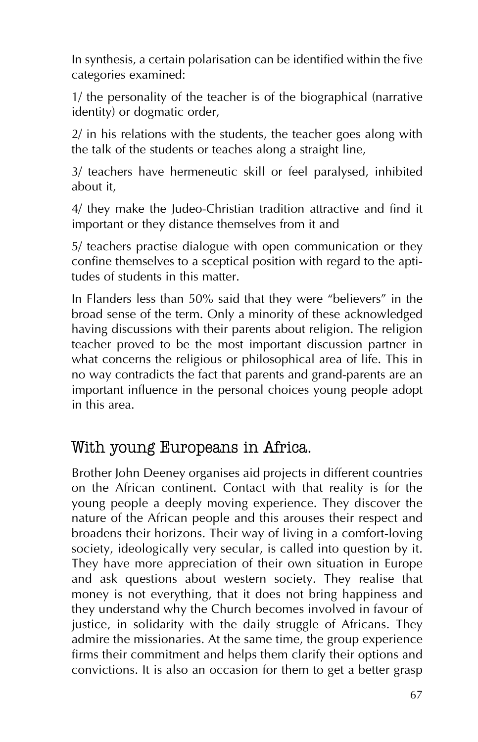In synthesis, a certain polarisation can be identified within the five categories examined:

1/ the personality of the teacher is of the biographical (narrative identity) or dogmatic order,

2/ in his relations with the students, the teacher goes along with the talk of the students or teaches along a straight line,

3/ teachers have hermeneutic skill or feel paralysed, inhibited about it,

4/ they make the Judeo-Christian tradition attractive and find it important or they distance themselves from it and

5/ teachers practise dialogue with open communication or they confine themselves to a sceptical position with regard to the aptitudes of students in this matter.

In Flanders less than 50% said that they were "believers" in the broad sense of the term. Only a minority of these acknowledged having discussions with their parents about religion. The religion teacher proved to be the most important discussion partner in what concerns the religious or philosophical area of life. This in no way contradicts the fact that parents and grand-parents are an important influence in the personal choices young people adopt in this area.

## With young Europeans in Africa.

Brother John Deeney organises aid projects in different countries on the African continent. Contact with that reality is for the young people a deeply moving experience. They discover the nature of the African people and this arouses their respect and broadens their horizons. Their way of living in a comfort-loving society, ideologically very secular, is called into question by it. They have more appreciation of their own situation in Europe and ask questions about western society. They realise that money is not everything, that it does not bring happiness and they understand why the Church becomes involved in favour of justice, in solidarity with the daily struggle of Africans. They admire the missionaries. At the same time, the group experience firms their commitment and helps them clarify their options and convictions. It is also an occasion for them to get a better grasp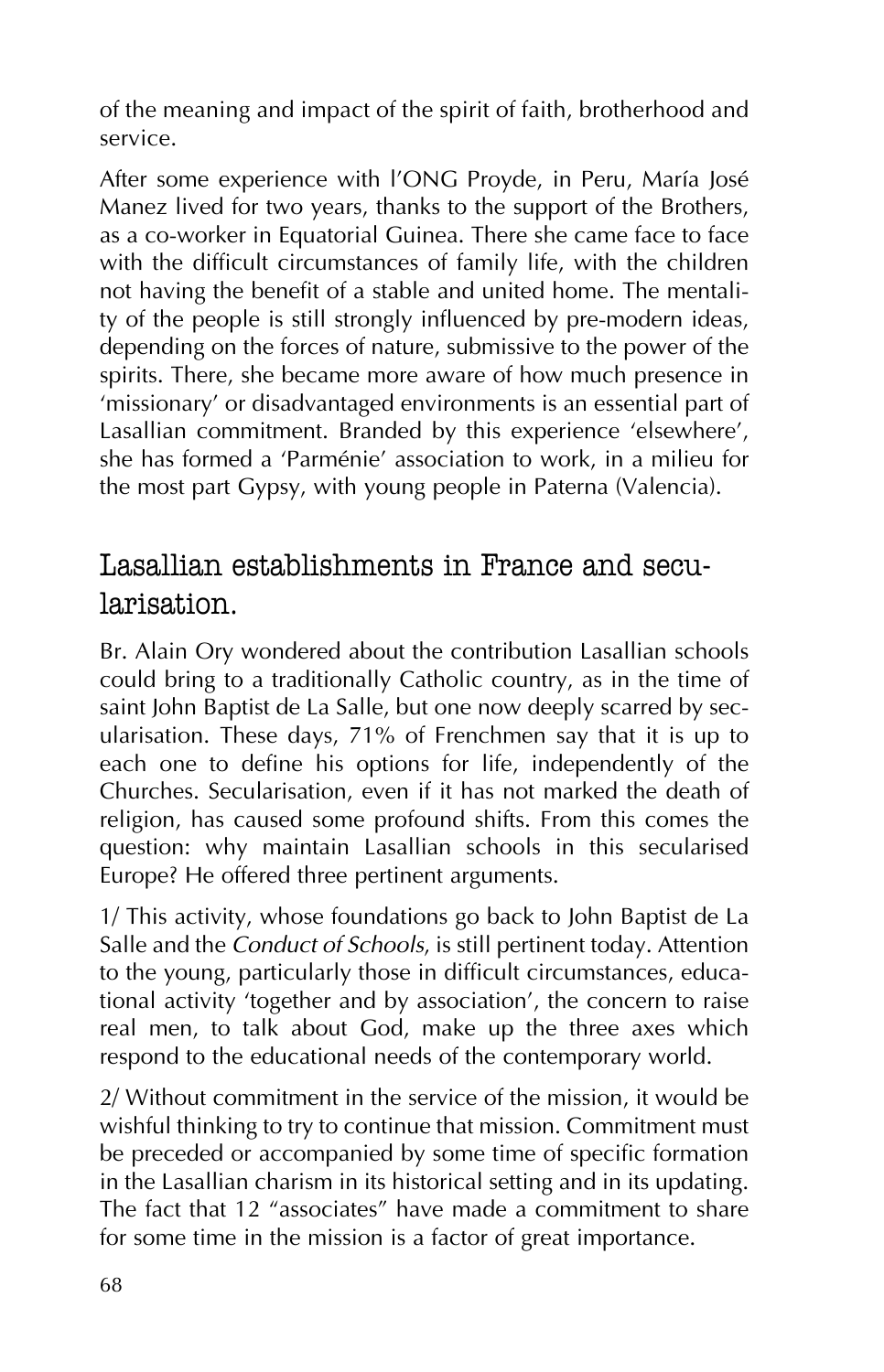of the meaning and impact of the spirit of faith, brotherhood and service.

After some experience with l'ONG Proyde, in Peru, María José Manez lived for two years, thanks to the support of the Brothers, as a co-worker in Equatorial Guinea. There she came face to face with the difficult circumstances of family life, with the children not having the benefit of a stable and united home. The mentality of the people is still strongly influenced by pre-modern ideas, depending on the forces of nature, submissive to the power of the spirits. There, she became more aware of how much presence in 'missionary' or disadvantaged environments is an essential part of Lasallian commitment. Branded by this experience 'elsewhere', she has formed a 'Parménie' association to work, in a milieu for the most part Gypsy, with young people in Paterna (Valencia).

## Lasallian establishments in France and secularisation.

Br. Alain Ory wondered about the contribution Lasallian schools could bring to a traditionally Catholic country, as in the time of saint John Baptist de La Salle, but one now deeply scarred by secularisation. These days, 71% of Frenchmen say that it is up to each one to define his options for life, independently of the Churches. Secularisation, even if it has not marked the death of religion, has caused some profound shifts. From this comes the question: why maintain Lasallian schools in this secularised Europe? He offered three pertinent arguments.

1/ This activity, whose foundations go back to John Baptist de La Salle and the *Conduct of Schools*, is still pertinent today. Attention to the young, particularly those in difficult circumstances, educational activity 'together and by association', the concern to raise real men, to talk about God, make up the three axes which respond to the educational needs of the contemporary world.

2/ Without commitment in the service of the mission, it would be wishful thinking to try to continue that mission. Commitment must be preceded or accompanied by some time of specific formation in the Lasallian charism in its historical setting and in its updating. The fact that 12 "associates" have made a commitment to share for some time in the mission is a factor of great importance.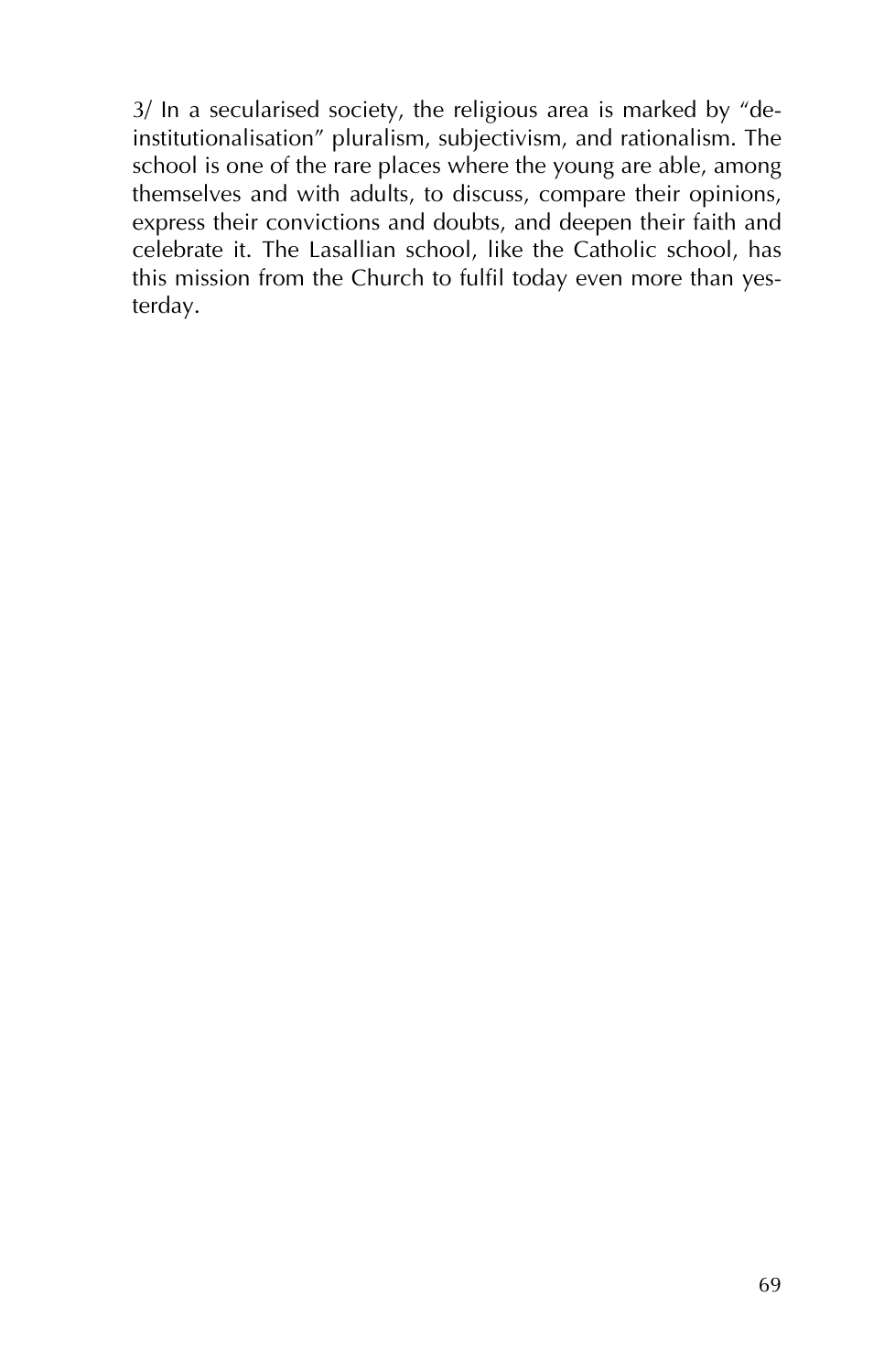3/ In a secularised society, the religious area is marked by "de-institutionalisation" pluralism, subjectivism, and rationalism. The school is one of the rare places where the young are able, among themselves and with adults, to discuss, compare their opinions, express their convictions and doubts, and deepen their faith and celebrate it. The Lasallian school, like the Catholic school, has this mission from the Church to fulfil today even more than yesterday.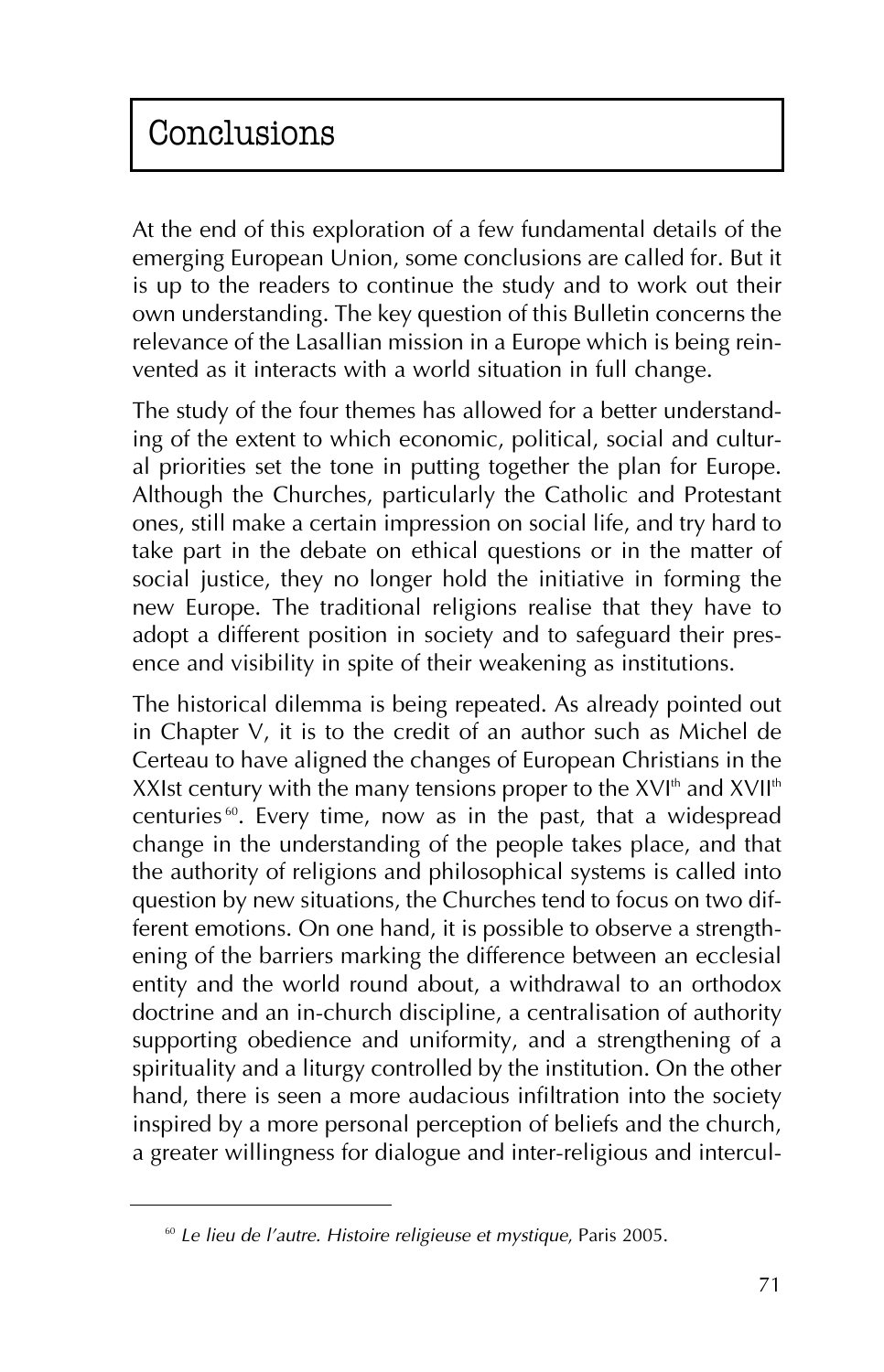# Conclusions

At the end of this exploration of a few fundamental details of the emerging European Union, some conclusions are called for. But it is up to the readers to continue the study and to work out their own understanding. The key question of this Bulletin concerns the relevance of the Lasallian mission in a Europe which is being reinvented as it interacts with a world situation in full change.

The study of the four themes has allowed for a better understanding of the extent to which economic, political, social and cultural priorities set the tone in putting together the plan for Europe. Although the Churches, particularly the Catholic and Protestant ones, still make a certain impression on social life, and try hard to take part in the debate on ethical questions or in the matter of social justice, they no longer hold the initiative in forming the new Europe. The traditional religions realise that they have to adopt a different position in society and to safeguard their presence and visibility in spite of their weakening as institutions.

The historical dilemma is being repeated. As already pointed out in Chapter V, it is to the credit of an author such as Michel de Certeau to have aligned the changes of European Christians in the XXIst century with the many tensions proper to the XVIth and XVIIth centuries [60]. Every time, now as in the past, that a widespread change in the understanding of the people takes place, and that the authority of religions and philosophical systems is called into question by new situations, the Churches tend to focus on two different emotions. On one hand, it is possible to observe a strengthening of the barriers marking the difference between an ecclesial entity and the world round about, a withdrawal to an orthodox doctrine and an in-church discipline, a centralisation of authority supporting obedience and uniformity, and a strengthening of a spirituality and a liturgy controlled by the institution. On the other hand, there is seen a more audacious infiltration into the society inspired by a more personal perception of beliefs and the church, a greater willingness for dialogue and inter-religious and intercul-

---

[60] *Le lieu de l'autre. Histoire religieuse et mystique*, Paris 2005.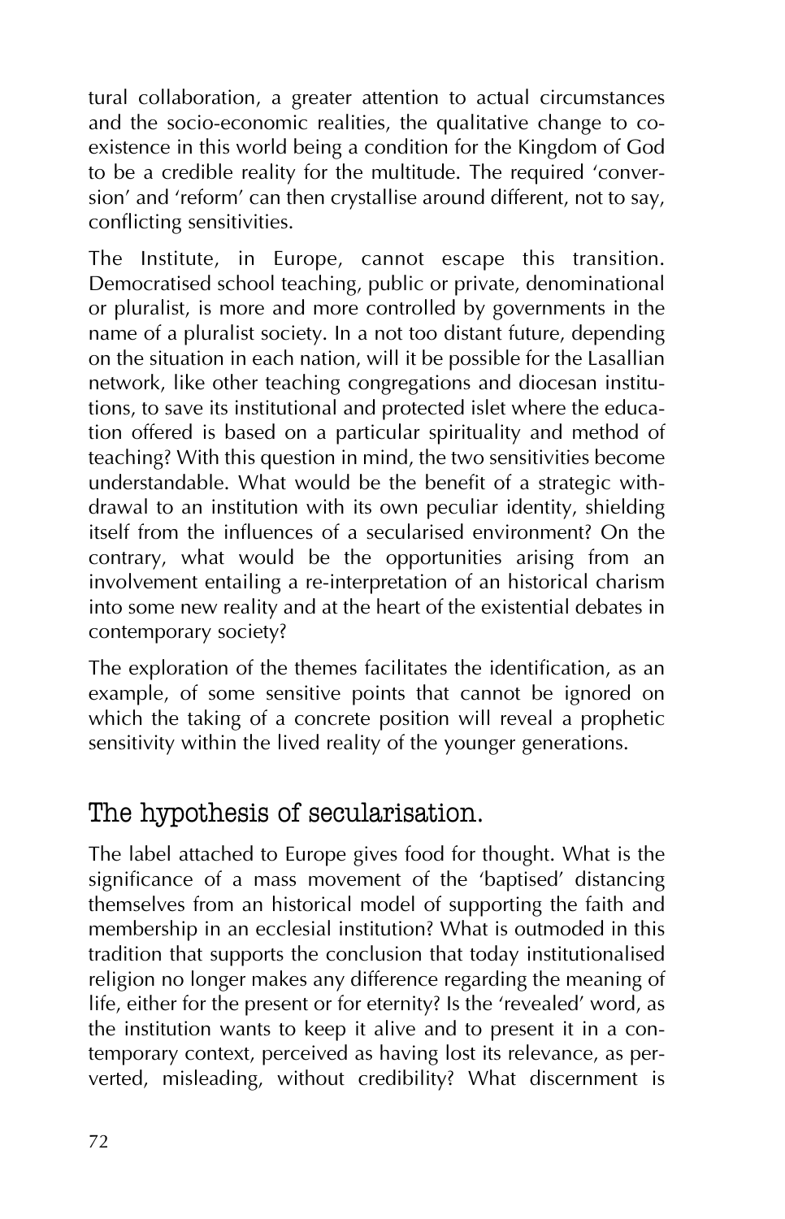tural collaboration, a greater attention to actual circumstances and the socio-economic realities, the qualitative change to co-existence in this world being a condition for the Kingdom of God to be a credible reality for the multitude. The required 'conversion' and 'reform' can then crystallise around different, not to say, conflicting sensitivities.

The Institute, in Europe, cannot escape this transition. Democratised school teaching, public or private, denominational or pluralist, is more and more controlled by governments in the name of a pluralist society. In a not too distant future, depending on the situation in each nation, will it be possible for the Lasallian network, like other teaching congregations and diocesan institutions, to save its institutional and protected islet where the education offered is based on a particular spirituality and method of teaching? With this question in mind, the two sensitivities become understandable. What would be the benefit of a strategic withdrawal to an institution with its own peculiar identity, shielding itself from the influences of a secularised environment? On the contrary, what would be the opportunities arising from an involvement entailing a re-interpretation of an historical charism into some new reality and at the heart of the existential debates in contemporary society?

The exploration of the themes facilitates the identification, as an example, of some sensitive points that cannot be ignored on which the taking of a concrete position will reveal a prophetic sensitivity within the lived reality of the younger generations.

## The hypothesis of secularisation.

The label attached to Europe gives food for thought. What is the significance of a mass movement of the 'baptised' distancing themselves from an historical model of supporting the faith and membership in an ecclesial institution? What is outmoded in this tradition that supports the conclusion that today institutionalised religion no longer makes any difference regarding the meaning of life, either for the present or for eternity? Is the 'revealed' word, as the institution wants to keep it alive and to present it in a contemporary context, perceived as having lost its relevance, as perverted, misleading, without credibility? What discernment is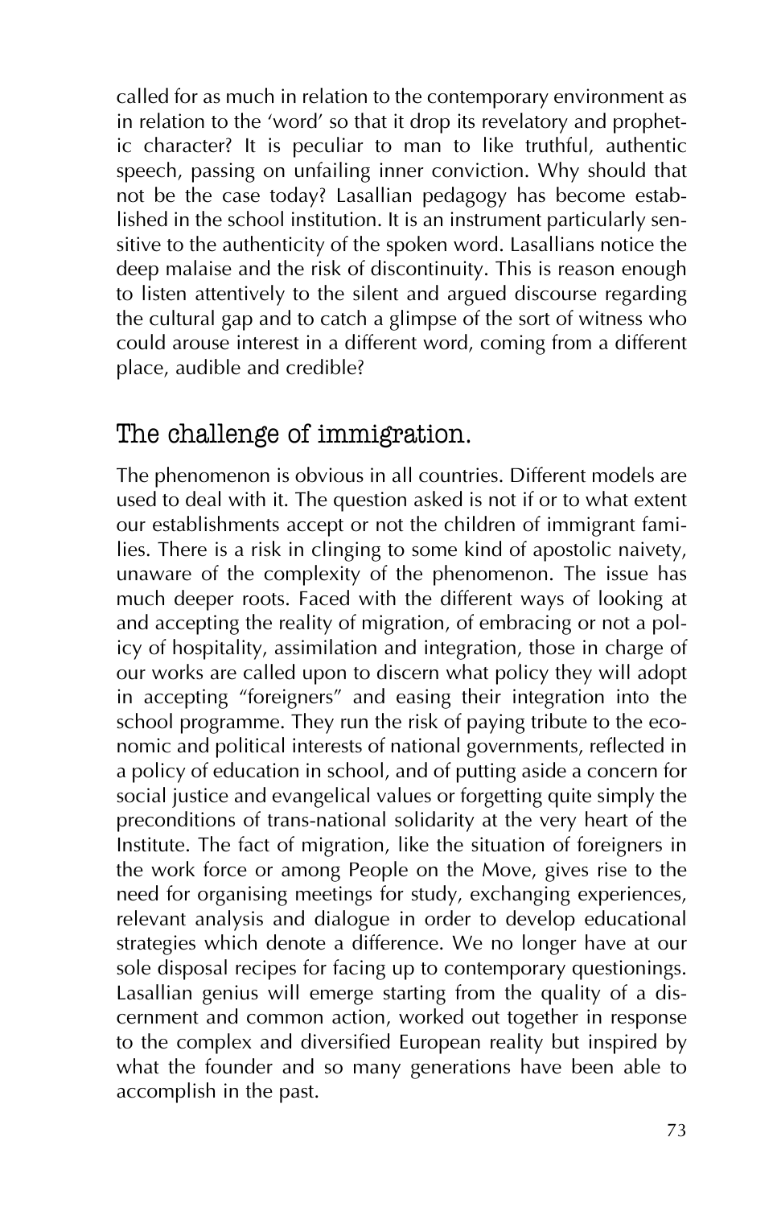called for as much in relation to the contemporary environment as in relation to the 'word' so that it drop its revelatory and prophetic character? It is peculiar to man to like truthful, authentic speech, passing on unfailing inner conviction. Why should that not be the case today? Lasallian pedagogy has become established in the school institution. It is an instrument particularly sensitive to the authenticity of the spoken word. Lasallians notice the deep malaise and the risk of discontinuity. This is reason enough to listen attentively to the silent and argued discourse regarding the cultural gap and to catch a glimpse of the sort of witness who could arouse interest in a different word, coming from a different place, audible and credible?

## The challenge of immigration.

The phenomenon is obvious in all countries. Different models are used to deal with it. The question asked is not if or to what extent our establishments accept or not the children of immigrant families. There is a risk in clinging to some kind of apostolic naivety, unaware of the complexity of the phenomenon. The issue has much deeper roots. Faced with the different ways of looking at and accepting the reality of migration, of embracing or not a policy of hospitality, assimilation and integration, those in charge of our works are called upon to discern what policy they will adopt in accepting "foreigners" and easing their integration into the school programme. They run the risk of paying tribute to the economic and political interests of national governments, reflected in a policy of education in school, and of putting aside a concern for social justice and evangelical values or forgetting quite simply the preconditions of trans-national solidarity at the very heart of the Institute. The fact of migration, like the situation of foreigners in the work force or among People on the Move, gives rise to the need for organising meetings for study, exchanging experiences, relevant analysis and dialogue in order to develop educational strategies which denote a difference. We no longer have at our sole disposal recipes for facing up to contemporary questionings. Lasallian genius will emerge starting from the quality of a discernment and common action, worked out together in response to the complex and diversified European reality but inspired by what the founder and so many generations have been able to accomplish in the past.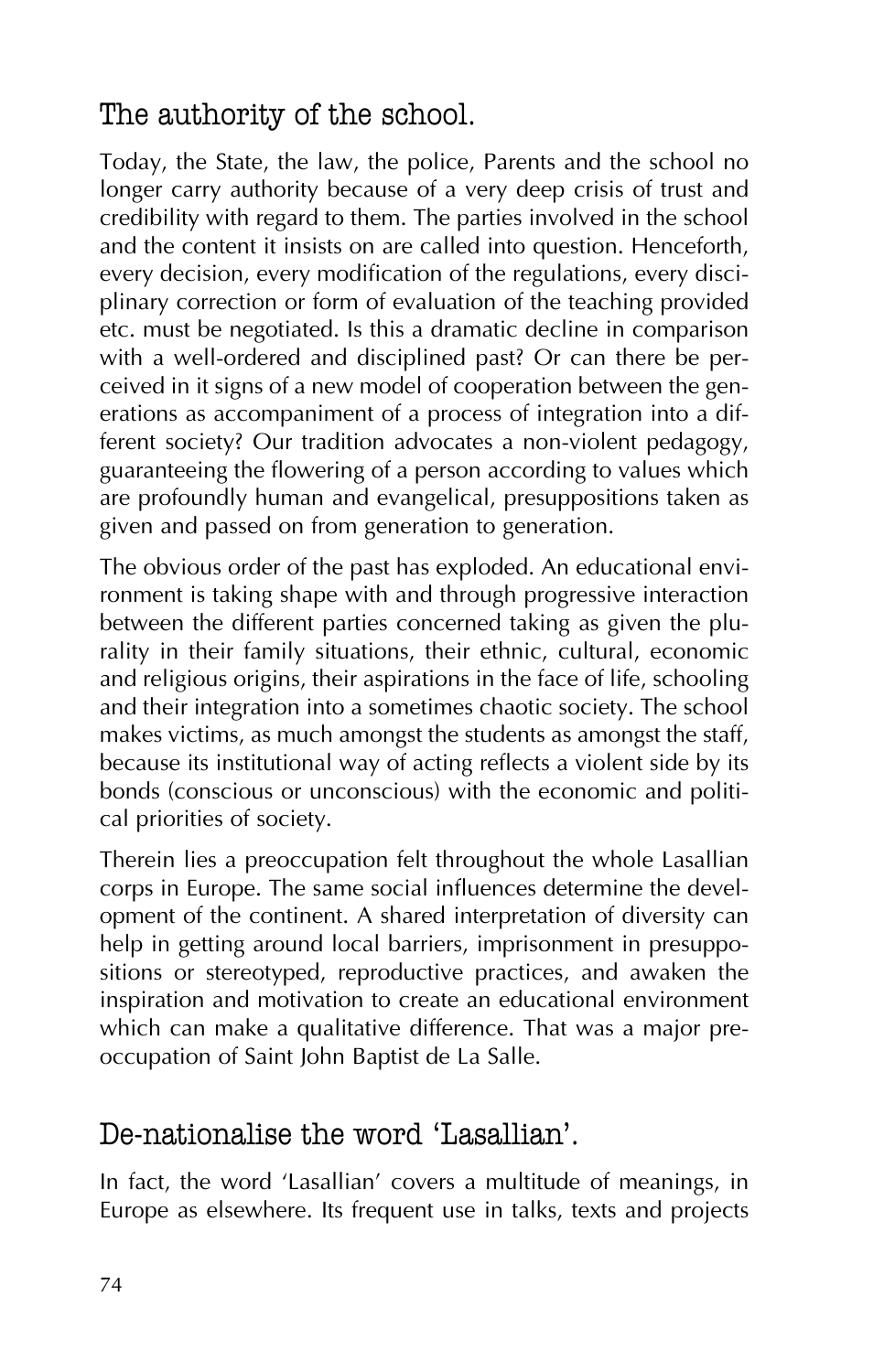## The authority of the school.

Today, the State, the law, the police, Parents and the school no longer carry authority because of a very deep crisis of trust and credibility with regard to them. The parties involved in the school and the content it insists on are called into question. Henceforth, every decision, every modification of the regulations, every disciplinary correction or form of evaluation of the teaching provided etc. must be negotiated. Is this a dramatic decline in comparison with a well-ordered and disciplined past? Or can there be perceived in it signs of a new model of cooperation between the generations as accompaniment of a process of integration into a different society? Our tradition advocates a non-violent pedagogy, guaranteeing the flowering of a person according to values which are profoundly human and evangelical, presuppositions taken as given and passed on from generation to generation.

The obvious order of the past has exploded. An educational environment is taking shape with and through progressive interaction between the different parties concerned taking as given the plurality in their family situations, their ethnic, cultural, economic and religious origins, their aspirations in the face of life, schooling and their integration into a sometimes chaotic society. The school makes victims, as much amongst the students as amongst the staff, because its institutional way of acting reflects a violent side by its bonds (conscious or unconscious) with the economic and political priorities of society.

Therein lies a preoccupation felt throughout the whole Lasallian corps in Europe. The same social influences determine the development of the continent. A shared interpretation of diversity can help in getting around local barriers, imprisonment in presuppositions or stereotyped, reproductive practices, and awaken the inspiration and motivation to create an educational environment which can make a qualitative difference. That was a major preoccupation of Saint John Baptist de La Salle.

## De-nationalise the word 'Lasallian'.

In fact, the word 'Lasallian' covers a multitude of meanings, in Europe as elsewhere. Its frequent use in talks, texts and projects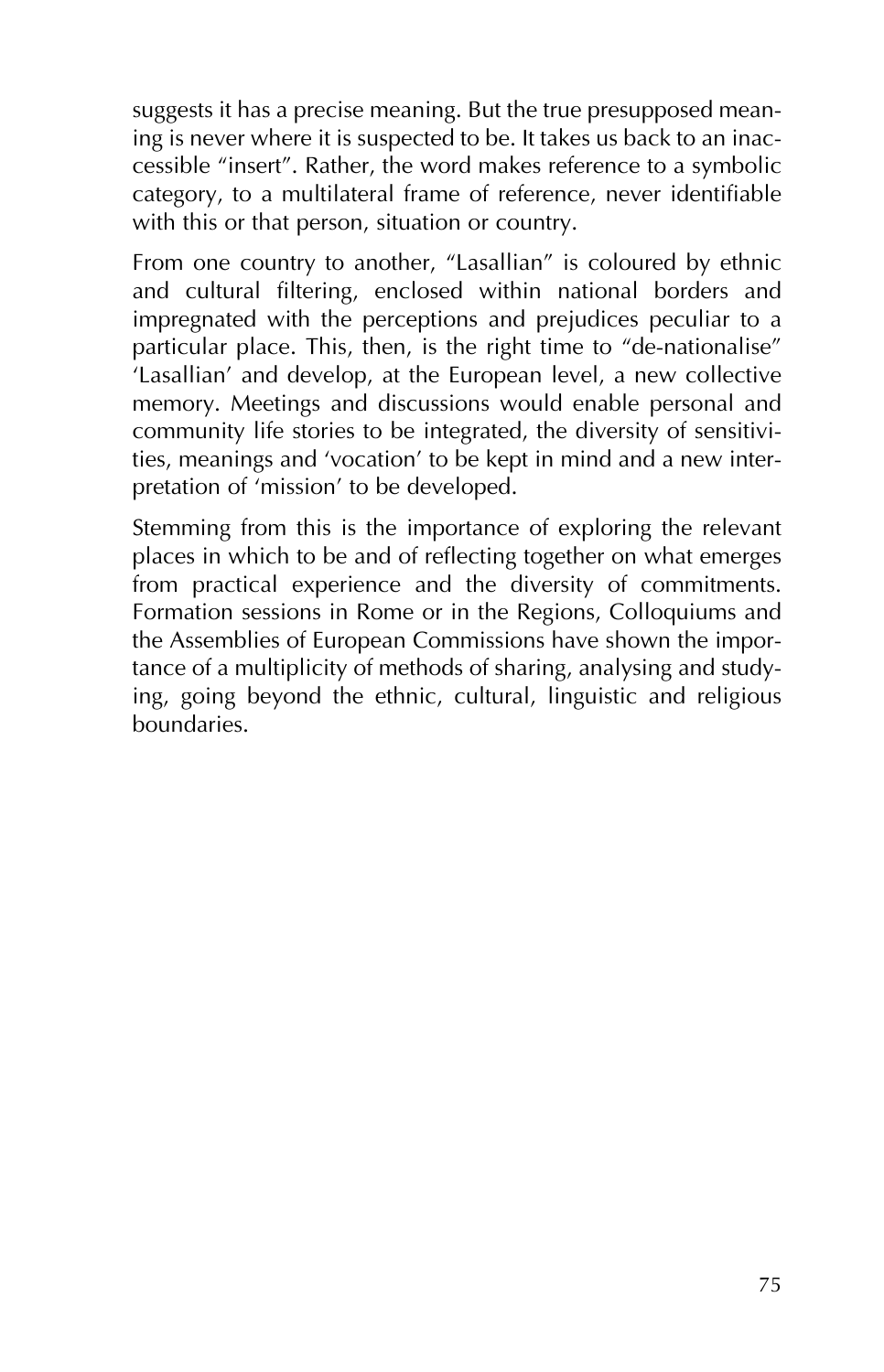suggests it has a precise meaning. But the true presupposed meaning is never where it is suspected to be. It takes us back to an inaccessible "insert". Rather, the word makes reference to a symbolic category, to a multilateral frame of reference, never identifiable with this or that person, situation or country.

From one country to another, "Lasallian" is coloured by ethnic and cultural filtering, enclosed within national borders and impregnated with the perceptions and prejudices peculiar to a particular place. This, then, is the right time to "de-nationalise" 'Lasallian' and develop, at the European level, a new collective memory. Meetings and discussions would enable personal and community life stories to be integrated, the diversity of sensitivities, meanings and 'vocation' to be kept in mind and a new interpretation of 'mission' to be developed.

Stemming from this is the importance of exploring the relevant places in which to be and of reflecting together on what emerges from practical experience and the diversity of commitments. Formation sessions in Rome or in the Regions, Colloquiums and the Assemblies of European Commissions have shown the importance of a multiplicity of methods of sharing, analysing and studying, going beyond the ethnic, cultural, linguistic and religious boundaries.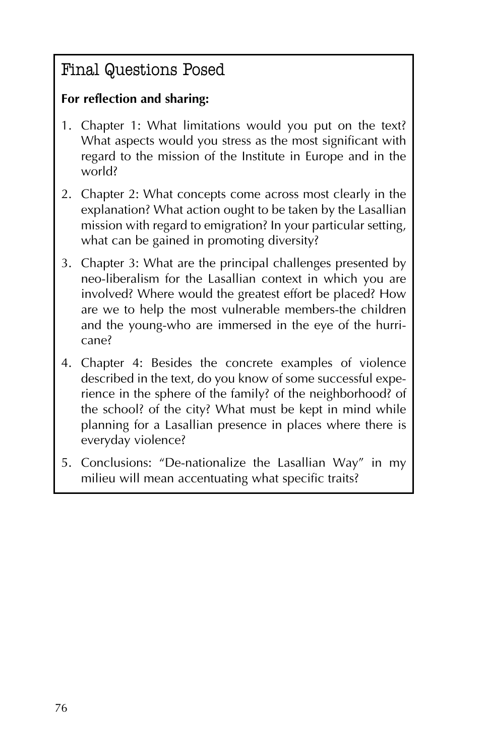## Final Questions Posed

**For reflection and sharing:**

1. Chapter 1: What limitations would you put on the text? What aspects would you stress as the most significant with regard to the mission of the Institute in Europe and in the world?
2. Chapter 2: What concepts come across most clearly in the explanation? What action ought to be taken by the Lasallian mission with regard to emigration? In your particular setting, what can be gained in promoting diversity?
3. Chapter 3: What are the principal challenges presented by neo-liberalism for the Lasallian context in which you are involved? Where would the greatest effort be placed? How are we to help the most vulnerable members-the children and the young-who are immersed in the eye of the hurricane?
4. Chapter 4: Besides the concrete examples of violence described in the text, do you know of some successful experience in the sphere of the family? of the neighborhood? of the school? of the city? What must be kept in mind while planning for a Lasallian presence in places where there is everyday violence?
5. Conclusions: "De-nationalize the Lasallian Way" in my milieu will mean accentuating what specific traits?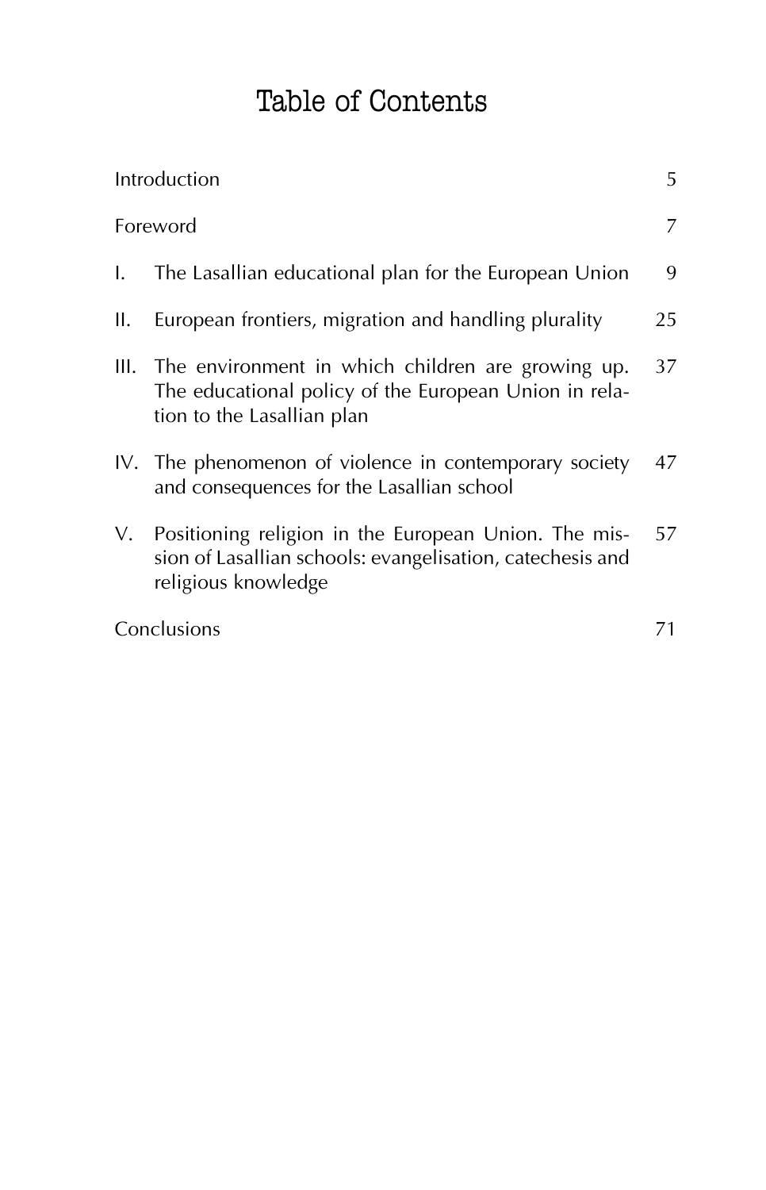# Table of Contents

| | | |
|---|---|---|
| Introduction | | 5 |
| Foreword | | 7 |
| I. | The Lasallian educational plan for the European Union | 9 |
| II. | European frontiers, migration and handling plurality | 25 |
| III. | The environment in which children are growing up. The educational policy of the European Union in relation to the Lasallian plan | 37 |
| IV. | The phenomenon of violence in contemporary society and consequences for the Lasallian school | 47 |
| V. | Positioning religion in the European Union. The mission of Lasallian schools: evangelisation, catechesis and religious knowledge | 57 |
| Conclusions | | 71 |